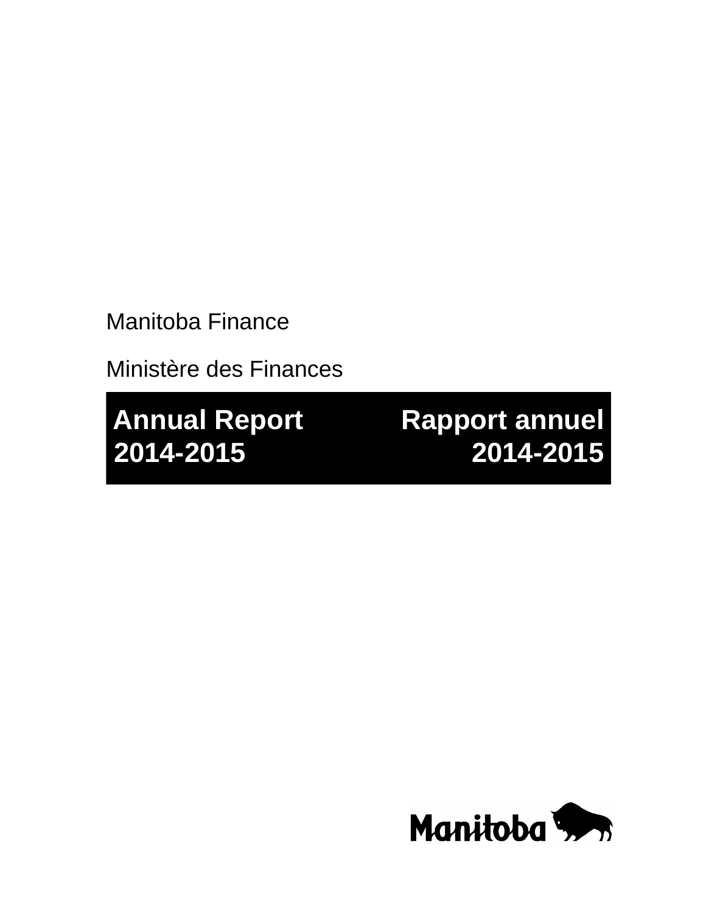Manitoba Finance

Ministère des Finances

# Annual Report 2014-2015

# Rapport annuel 2014-2015

Manitoba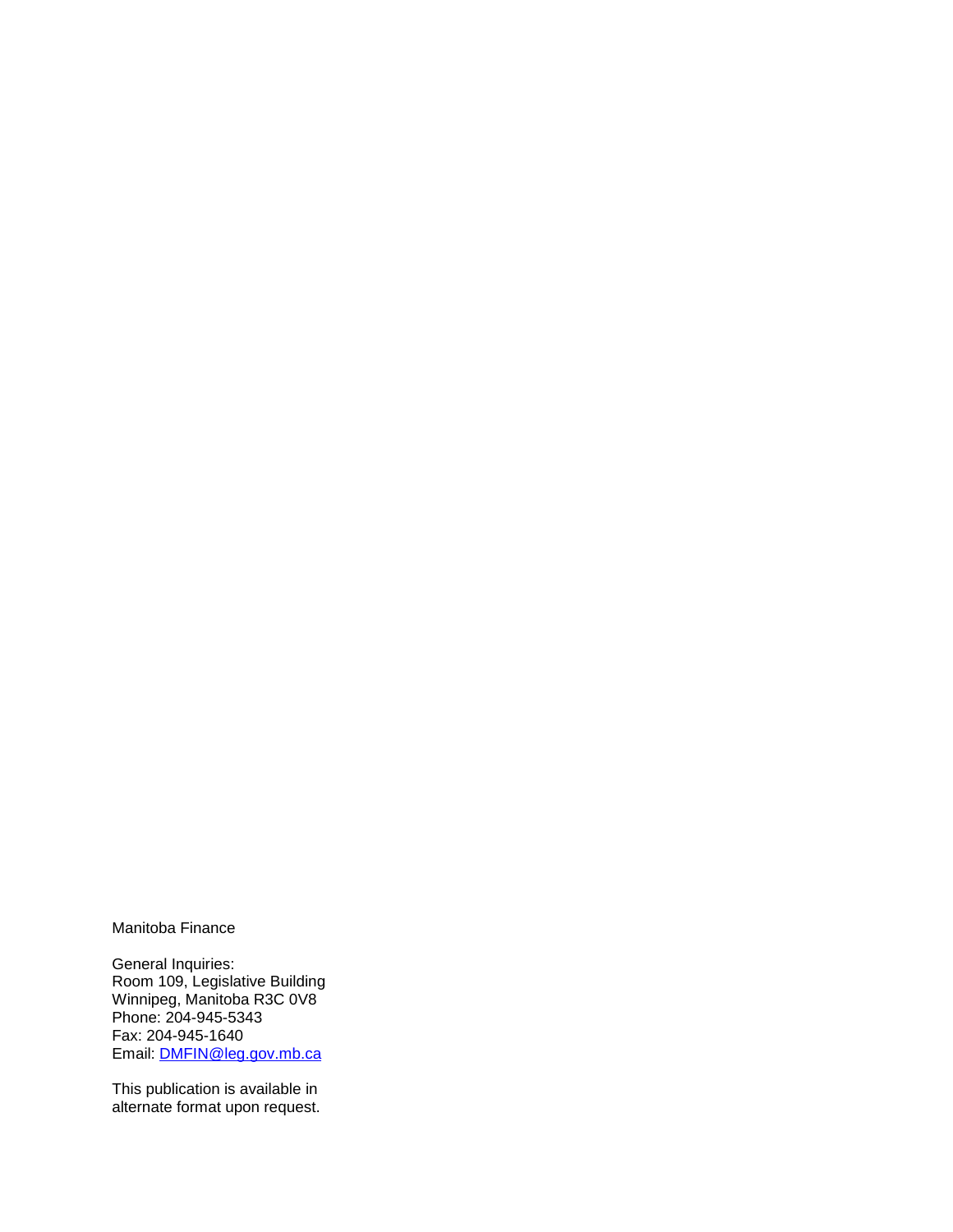Manitoba Finance

General Inquiries:
Room 109, Legislative Building
Winnipeg, Manitoba R3C 0V8
Phone: 204-945-5343
Fax: 204-945-1640
Email: [DMFIN@leg.gov.mb.ca](mailto:DMFIN@leg.gov.mb.ca)

This publication is available in alternate format upon request.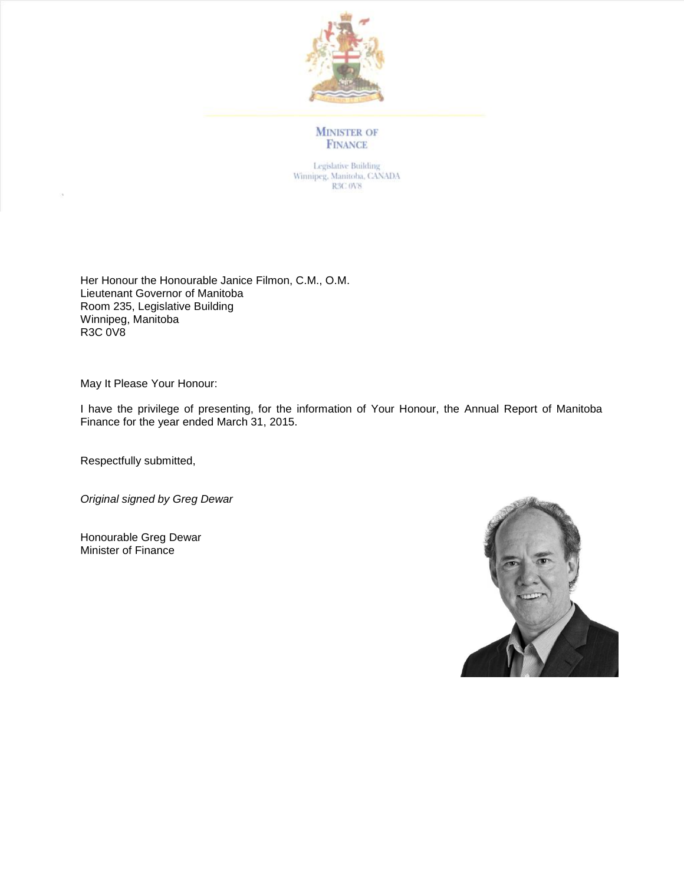MINISTER OF FINANCE

Legislative Building
Winnipeg, Manitoba, CANADA
R3C 0V8

Her Honour the Honourable Janice Filmon, C.M., O.M.
Lieutenant Governor of Manitoba
Room 235, Legislative Building
Winnipeg, Manitoba
R3C 0V8

May It Please Your Honour:

I have the privilege of presenting, for the information of Your Honour, the Annual Report of Manitoba Finance for the year ended March 31, 2015.

Respectfully submitted,

*Original signed by Greg Dewar*

Honourable Greg Dewar
Minister of Finance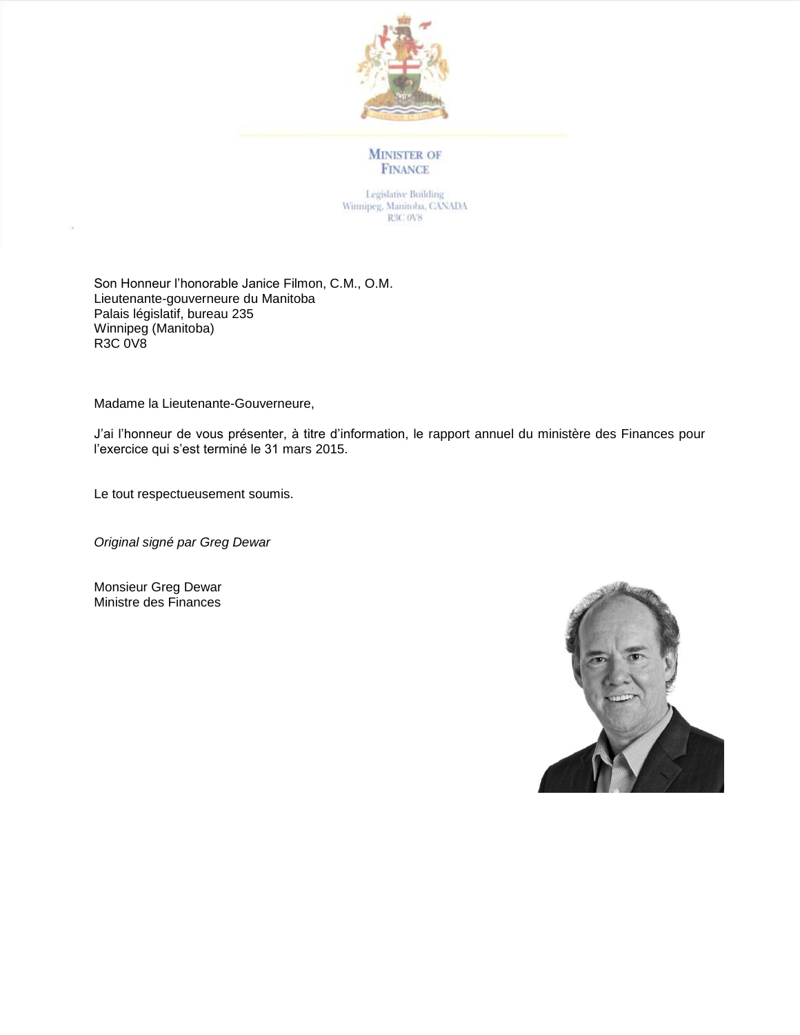MINISTER OF FINANCE

Legislative Building
Winnipeg, Manitoba, CANADA
R3C 0V8

Son Honneur l'honorable Janice Filmon, C.M., O.M.
Lieutenante-gouverneure du Manitoba
Palais législatif, bureau 235
Winnipeg (Manitoba)
R3C 0V8

Madame la Lieutenante-Gouverneure,

J'ai l'honneur de vous présenter, à titre d'information, le rapport annuel du ministère des Finances pour l'exercice qui s'est terminé le 31 mars 2015.

Le tout respectueusement soumis.

*Original signé par Greg Dewar*

Monsieur Greg Dewar
Ministre des Finances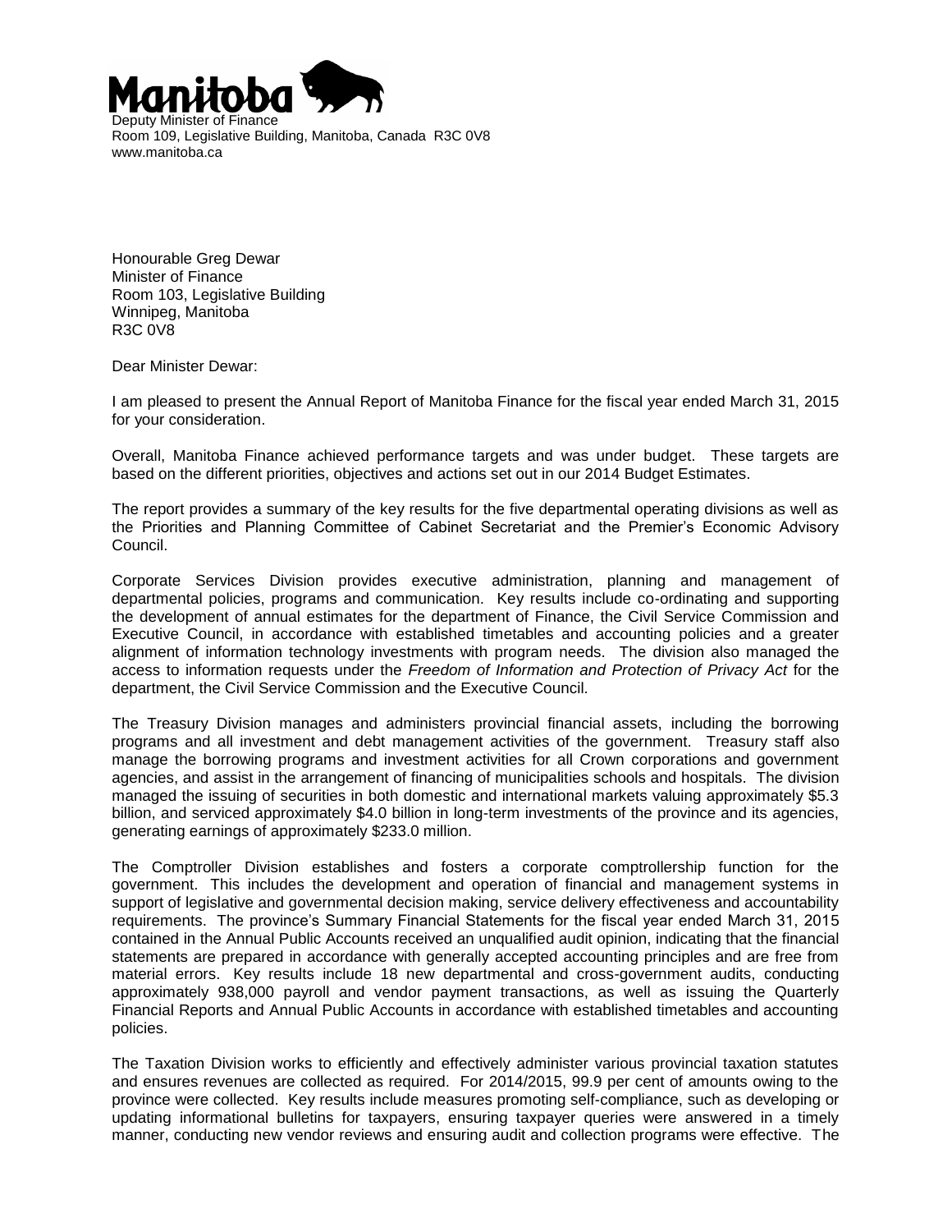Manitoba

Deputy Minister of Finance
Room 109, Legislative Building, Manitoba, Canada R3C 0V8
www.manitoba.ca

Honourable Greg Dewar
Minister of Finance
Room 103, Legislative Building
Winnipeg, Manitoba
R3C 0V8

Dear Minister Dewar:

I am pleased to present the Annual Report of Manitoba Finance for the fiscal year ended March 31, 2015 for your consideration.

Overall, Manitoba Finance achieved performance targets and was under budget. These targets are based on the different priorities, objectives and actions set out in our 2014 Budget Estimates.

The report provides a summary of the key results for the five departmental operating divisions as well as the Priorities and Planning Committee of Cabinet Secretariat and the Premier's Economic Advisory Council.

Corporate Services Division provides executive administration, planning and management of departmental policies, programs and communication. Key results include co-ordinating and supporting the development of annual estimates for the department of Finance, the Civil Service Commission and Executive Council, in accordance with established timetables and accounting policies and a greater alignment of information technology investments with program needs. The division also managed the access to information requests under the *Freedom of Information and Protection of Privacy Act* for the department, the Civil Service Commission and the Executive Council.

The Treasury Division manages and administers provincial financial assets, including the borrowing programs and all investment and debt management activities of the government. Treasury staff also manage the borrowing programs and investment activities for all Crown corporations and government agencies, and assist in the arrangement of financing of municipalities schools and hospitals. The division managed the issuing of securities in both domestic and international markets valuing approximately $5.3 billion, and serviced approximately $4.0 billion in long-term investments of the province and its agencies, generating earnings of approximately $233.0 million.

The Comptroller Division establishes and fosters a corporate comptrollership function for the government. This includes the development and operation of financial and management systems in support of legislative and governmental decision making, service delivery effectiveness and accountability requirements. The province's Summary Financial Statements for the fiscal year ended March 31, 2015 contained in the Annual Public Accounts received an unqualified audit opinion, indicating that the financial statements are prepared in accordance with generally accepted accounting principles and are free from material errors. Key results include 18 new departmental and cross-government audits, conducting approximately 938,000 payroll and vendor payment transactions, as well as issuing the Quarterly Financial Reports and Annual Public Accounts in accordance with established timetables and accounting policies.

The Taxation Division works to efficiently and effectively administer various provincial taxation statutes and ensures revenues are collected as required. For 2014/2015, 99.9 per cent of amounts owing to the province were collected. Key results include measures promoting self-compliance, such as developing or updating informational bulletins for taxpayers, ensuring taxpayer queries were answered in a timely manner, conducting new vendor reviews and ensuring audit and collection programs were effective. The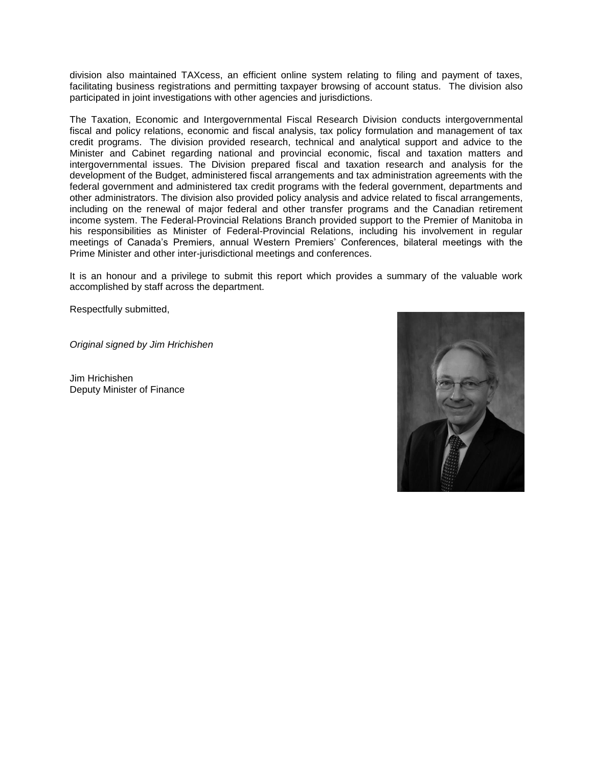division also maintained TAXcess, an efficient online system relating to filing and payment of taxes, facilitating business registrations and permitting taxpayer browsing of account status. The division also participated in joint investigations with other agencies and jurisdictions.

The Taxation, Economic and Intergovernmental Fiscal Research Division conducts intergovernmental fiscal and policy relations, economic and fiscal analysis, tax policy formulation and management of tax credit programs. The division provided research, technical and analytical support and advice to the Minister and Cabinet regarding national and provincial economic, fiscal and taxation matters and intergovernmental issues. The Division prepared fiscal and taxation research and analysis for the development of the Budget, administered fiscal arrangements and tax administration agreements with the federal government and administered tax credit programs with the federal government, departments and other administrators. The division also provided policy analysis and advice related to fiscal arrangements, including on the renewal of major federal and other transfer programs and the Canadian retirement income system. The Federal-Provincial Relations Branch provided support to the Premier of Manitoba in his responsibilities as Minister of Federal-Provincial Relations, including his involvement in regular meetings of Canada's Premiers, annual Western Premiers' Conferences, bilateral meetings with the Prime Minister and other inter-jurisdictional meetings and conferences.

It is an honour and a privilege to submit this report which provides a summary of the valuable work accomplished by staff across the department.

Respectfully submitted,

*Original signed by Jim Hrichishen*

Jim Hrichishen
Deputy Minister of Finance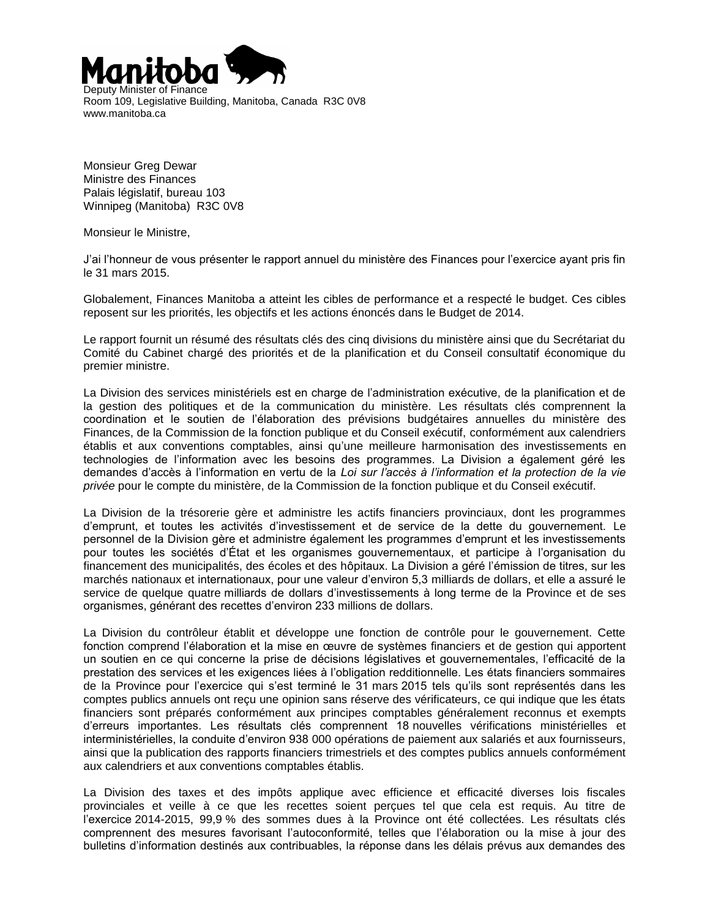Manitoba

Deputy Minister of Finance
Room 109, Legislative Building, Manitoba, Canada R3C 0V8
www.manitoba.ca

Monsieur Greg Dewar
Ministre des Finances
Palais législatif, bureau 103
Winnipeg (Manitoba) R3C 0V8

Monsieur le Ministre,

J'ai l'honneur de vous présenter le rapport annuel du ministère des Finances pour l'exercice ayant pris fin le 31 mars 2015.

Globalement, Finances Manitoba a atteint les cibles de performance et a respecté le budget. Ces cibles reposent sur les priorités, les objectifs et les actions énoncés dans le Budget de 2014.

Le rapport fournit un résumé des résultats clés des cinq divisions du ministère ainsi que du Secrétariat du Comité du Cabinet chargé des priorités et de la planification et du Conseil consultatif économique du premier ministre.

La Division des services ministériels est en charge de l'administration exécutive, de la planification et de la gestion des politiques et de la communication du ministère. Les résultats clés comprennent la coordination et le soutien de l'élaboration des prévisions budgétaires annuelles du ministère des Finances, de la Commission de la fonction publique et du Conseil exécutif, conformément aux calendriers établis et aux conventions comptables, ainsi qu'une meilleure harmonisation des investissements en technologies de l'information avec les besoins des programmes. La Division a également géré les demandes d'accès à l'information en vertu de la *Loi sur l'accès à l'information et la protection de la vie privée* pour le compte du ministère, de la Commission de la fonction publique et du Conseil exécutif.

La Division de la trésorerie gère et administre les actifs financiers provinciaux, dont les programmes d'emprunt, et toutes les activités d'investissement et de service de la dette du gouvernement. Le personnel de la Division gère et administre également les programmes d'emprunt et les investissements pour toutes les sociétés d'État et les organismes gouvernementaux, et participe à l'organisation du financement des municipalités, des écoles et des hôpitaux. La Division a géré l'émission de titres, sur les marchés nationaux et internationaux, pour une valeur d'environ 5,3 milliards de dollars, et elle a assuré le service de quelque quatre milliards de dollars d'investissements à long terme de la Province et de ses organismes, générant des recettes d'environ 233 millions de dollars.

La Division du contrôleur établit et développe une fonction de contrôle pour le gouvernement. Cette fonction comprend l'élaboration et la mise en œuvre de systèmes financiers et de gestion qui apportent un soutien en ce qui concerne la prise de décisions législatives et gouvernementales, l'efficacité de la prestation des services et les exigences liées à l'obligation redditionnelle. Les états financiers sommaires de la Province pour l'exercice qui s'est terminé le 31 mars 2015 tels qu'ils sont représentés dans les comptes publics annuels ont reçu une opinion sans réserve des vérificateurs, ce qui indique que les états financiers sont préparés conformément aux principes comptables généralement reconnus et exempts d'erreurs importantes. Les résultats clés comprennent 18 nouvelles vérifications ministérielles et interministérielles, la conduite d'environ 938 000 opérations de paiement aux salariés et aux fournisseurs, ainsi que la publication des rapports financiers trimestriels et des comptes publics annuels conformément aux calendriers et aux conventions comptables établis.

La Division des taxes et des impôts applique avec efficience et efficacité diverses lois fiscales provinciales et veille à ce que les recettes soient perçues tel que cela est requis. Au titre de l'exercice 2014-2015, 99,9 % des sommes dues à la Province ont été collectées. Les résultats clés comprennent des mesures favorisant l'autoconformité, telles que l'élaboration ou la mise à jour des bulletins d'information destinés aux contribuables, la réponse dans les délais prévus aux demandes des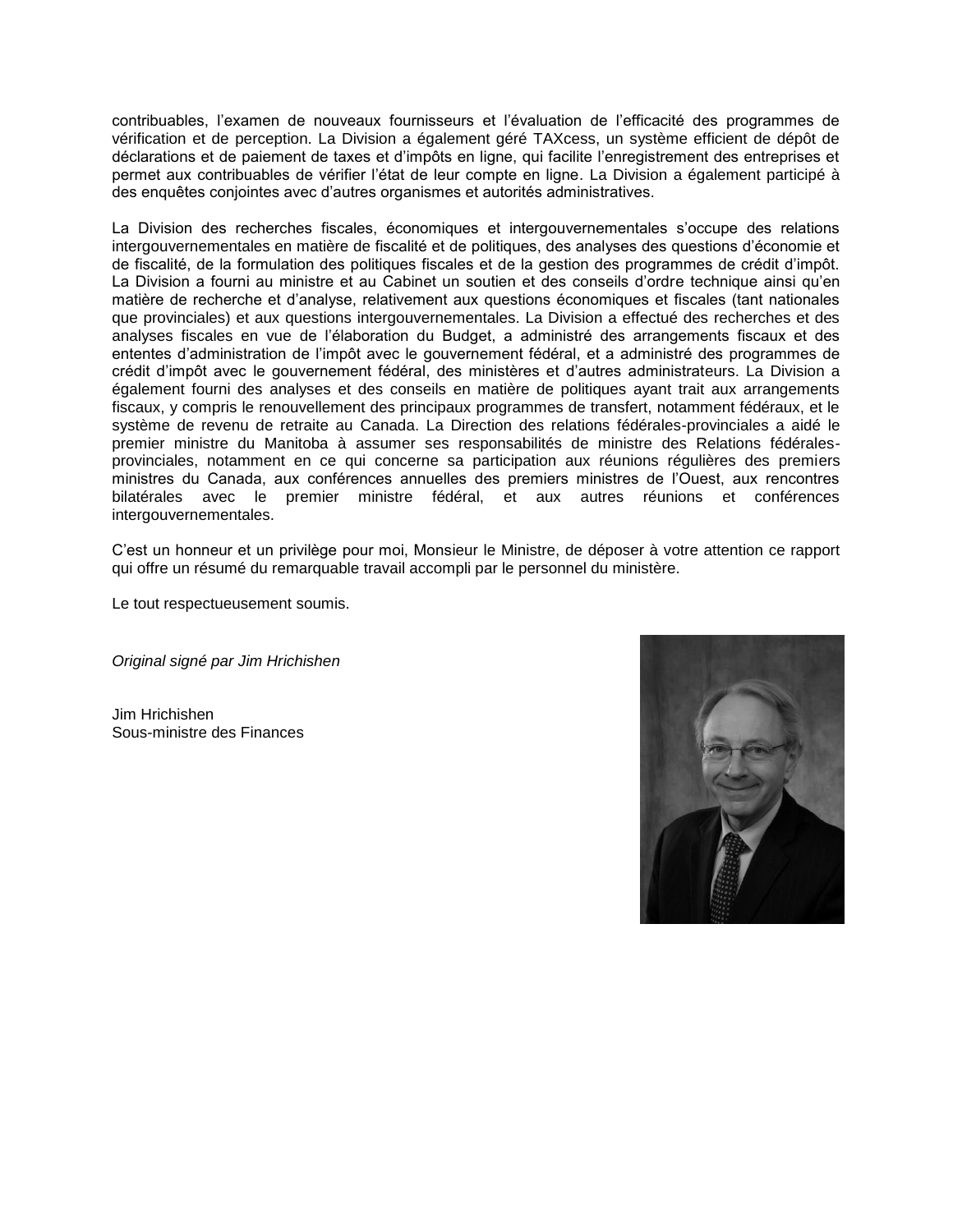contribuables, l’examen de nouveaux fournisseurs et l’évaluation de l’efficacité des programmes de vérification et de perception. La Division a également géré TAXcess, un système efficient de dépôt de déclarations et de paiement de taxes et d’impôts en ligne, qui facilite l’enregistrement des entreprises et permet aux contribuables de vérifier l’état de leur compte en ligne. La Division a également participé à des enquêtes conjointes avec d’autres organismes et autorités administratives.

La Division des recherches fiscales, économiques et intergouvernementales s’occupe des relations intergouvernementales en matière de fiscalité et de politiques, des analyses des questions d’économie et de fiscalité, de la formulation des politiques fiscales et de la gestion des programmes de crédit d’impôt. La Division a fourni au ministre et au Cabinet un soutien et des conseils d’ordre technique ainsi qu’en matière de recherche et d’analyse, relativement aux questions économiques et fiscales (tant nationales que provinciales) et aux questions intergouvernementales. La Division a effectué des recherches et des analyses fiscales en vue de l’élaboration du Budget, a administré des arrangements fiscaux et des ententes d’administration de l’impôt avec le gouvernement fédéral, et a administré des programmes de crédit d’impôt avec le gouvernement fédéral, des ministères et d’autres administrateurs. La Division a également fourni des analyses et des conseils en matière de politiques ayant trait aux arrangements fiscaux, y compris le renouvellement des principaux programmes de transfert, notamment fédéraux, et le système de revenu de retraite au Canada. La Direction des relations fédérales-provinciales a aidé le premier ministre du Manitoba à assumer ses responsabilités de ministre des Relations fédérales-provinciales, notamment en ce qui concerne sa participation aux réunions régulières des premiers ministres du Canada, aux conférences annuelles des premiers ministres de l’Ouest, aux rencontres bilatérales avec le premier ministre fédéral, et aux autres réunions et conférences intergouvernementales.

C’est un honneur et un privilège pour moi, Monsieur le Ministre, de déposer à votre attention ce rapport qui offre un résumé du remarquable travail accompli par le personnel du ministère.

Le tout respectueusement soumis.

*Original signé par Jim Hrichishen*

Jim Hrichishen
Sous-ministre des Finances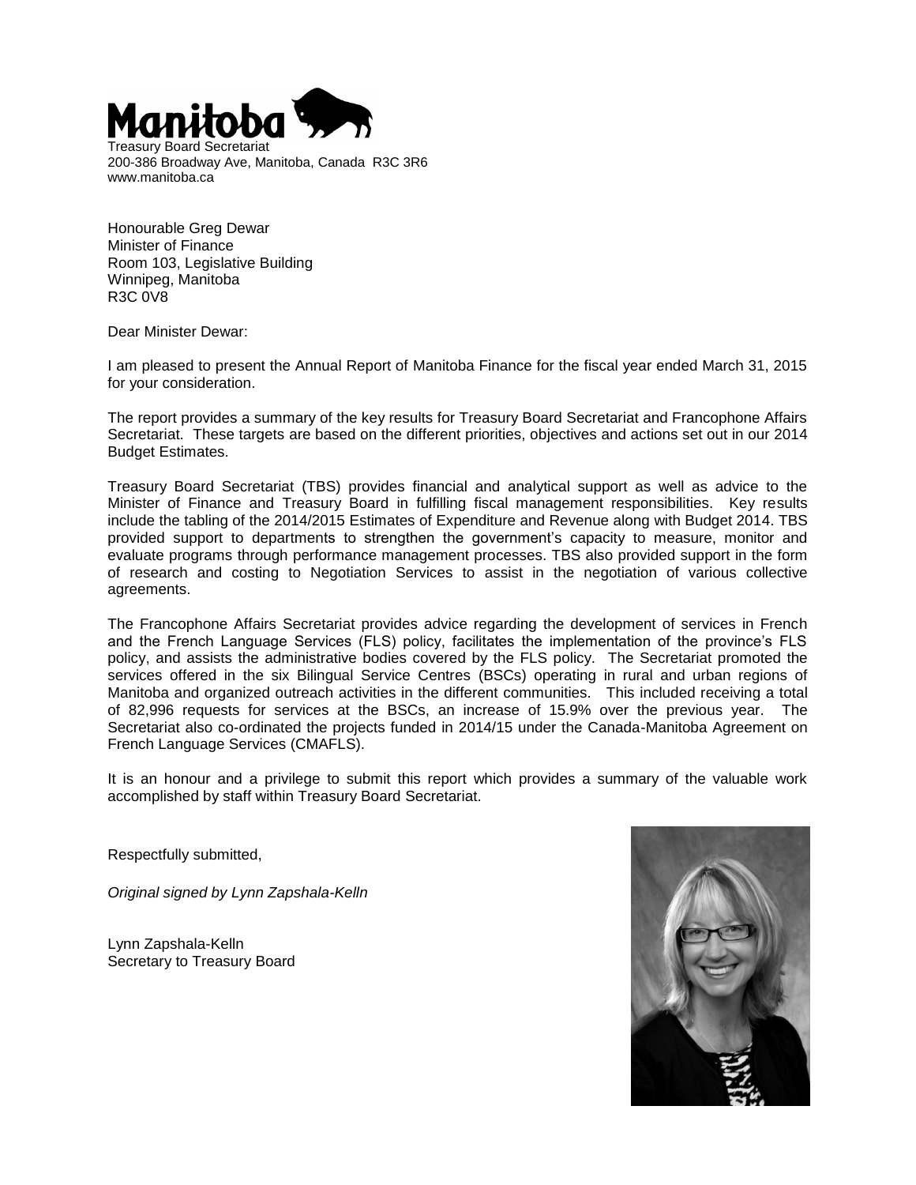Manitoba

Treasury Board Secretariat
200-386 Broadway Ave, Manitoba, Canada R3C 3R6
www.manitoba.ca

Honourable Greg Dewar
Minister of Finance
Room 103, Legislative Building
Winnipeg, Manitoba
R3C 0V8

Dear Minister Dewar:

I am pleased to present the Annual Report of Manitoba Finance for the fiscal year ended March 31, 2015 for your consideration.

The report provides a summary of the key results for Treasury Board Secretariat and Francophone Affairs Secretariat. These targets are based on the different priorities, objectives and actions set out in our 2014 Budget Estimates.

Treasury Board Secretariat (TBS) provides financial and analytical support as well as advice to the Minister of Finance and Treasury Board in fulfilling fiscal management responsibilities. Key results include the tabling of the 2014/2015 Estimates of Expenditure and Revenue along with Budget 2014. TBS provided support to departments to strengthen the government's capacity to measure, monitor and evaluate programs through performance management processes. TBS also provided support in the form of research and costing to Negotiation Services to assist in the negotiation of various collective agreements.

The Francophone Affairs Secretariat provides advice regarding the development of services in French and the French Language Services (FLS) policy, facilitates the implementation of the province's FLS policy, and assists the administrative bodies covered by the FLS policy. The Secretariat promoted the services offered in the six Bilingual Service Centres (BSCs) operating in rural and urban regions of Manitoba and organized outreach activities in the different communities. This included receiving a total of 82,996 requests for services at the BSCs, an increase of 15.9% over the previous year. The Secretariat also co-ordinated the projects funded in 2014/15 under the Canada-Manitoba Agreement on French Language Services (CMAFLS).

It is an honour and a privilege to submit this report which provides a summary of the valuable work accomplished by staff within Treasury Board Secretariat.

Respectfully submitted,

*Original signed by Lynn Zapshala-Kelln*

Lynn Zapshala-Kelln
Secretary to Treasury Board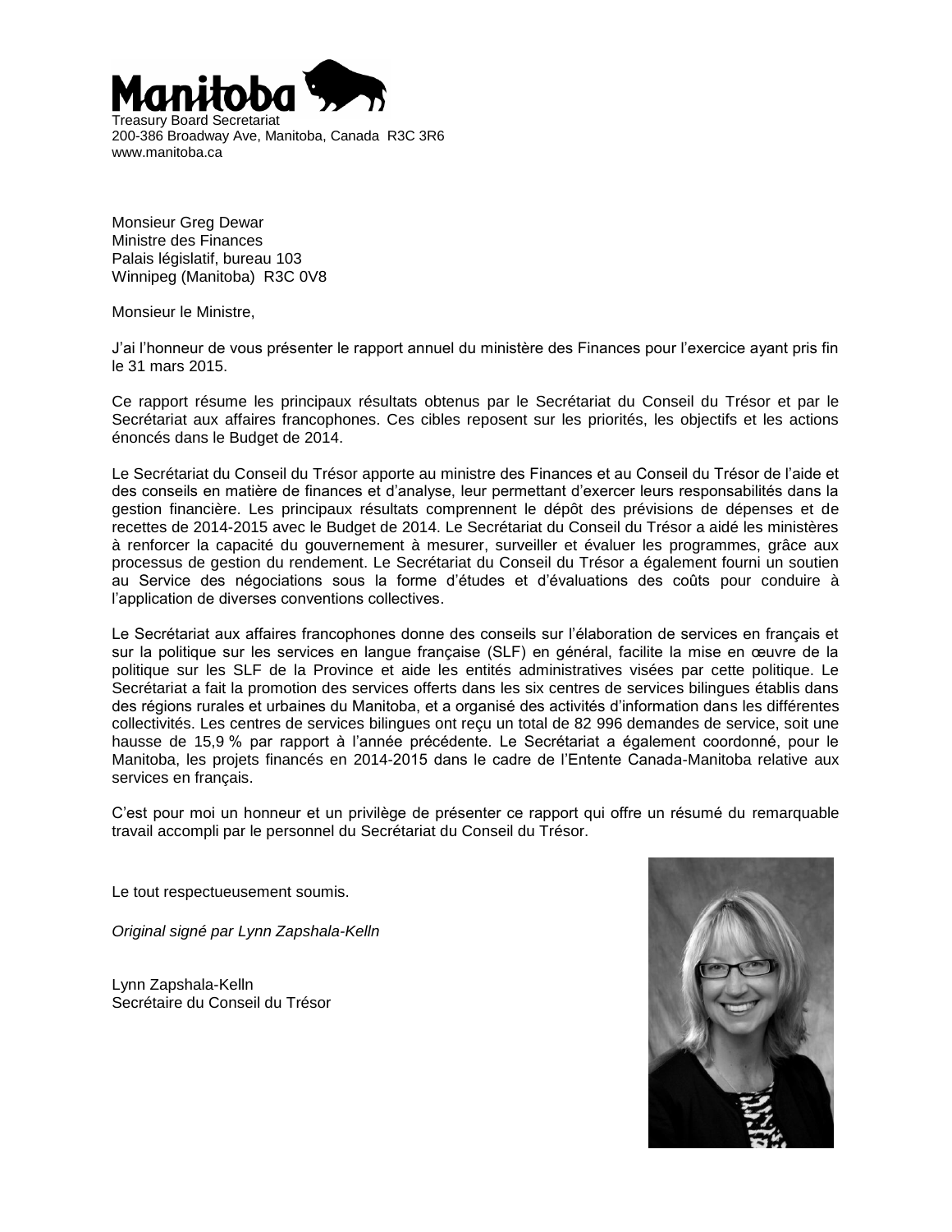Manitoba

Treasury Board Secretariat
200-386 Broadway Ave, Manitoba, Canada R3C 3R6
www.manitoba.ca

Monsieur Greg Dewar
Ministre des Finances
Palais législatif, bureau 103
Winnipeg (Manitoba) R3C 0V8

Monsieur le Ministre,

J'ai l'honneur de vous présenter le rapport annuel du ministère des Finances pour l'exercice ayant pris fin le 31 mars 2015.

Ce rapport résume les principaux résultats obtenus par le Secrétariat du Conseil du Trésor et par le Secrétariat aux affaires francophones. Ces cibles reposent sur les priorités, les objectifs et les actions énoncés dans le Budget de 2014.

Le Secrétariat du Conseil du Trésor apporte au ministre des Finances et au Conseil du Trésor de l'aide et des conseils en matière de finances et d'analyse, leur permettant d'exercer leurs responsabilités dans la gestion financière. Les principaux résultats comprennent le dépôt des prévisions de dépenses et de recettes de 2014-2015 avec le Budget de 2014. Le Secrétariat du Conseil du Trésor a aidé les ministères à renforcer la capacité du gouvernement à mesurer, surveiller et évaluer les programmes, grâce aux processus de gestion du rendement. Le Secrétariat du Conseil du Trésor a également fourni un soutien au Service des négociations sous la forme d'études et d'évaluations des coûts pour conduire à l'application de diverses conventions collectives.

Le Secrétariat aux affaires francophones donne des conseils sur l'élaboration de services en français et sur la politique sur les services en langue française (SLF) en général, facilite la mise en œuvre de la politique sur les SLF de la Province et aide les entités administratives visées par cette politique. Le Secrétariat a fait la promotion des services offerts dans les six centres de services bilingues établis dans des régions rurales et urbaines du Manitoba, et a organisé des activités d'information dans les différentes collectivités. Les centres de services bilingues ont reçu un total de 82 996 demandes de service, soit une hausse de 15,9 % par rapport à l'année précédente. Le Secrétariat a également coordonné, pour le Manitoba, les projets financés en 2014-2015 dans le cadre de l'Entente Canada-Manitoba relative aux services en français.

C'est pour moi un honneur et un privilège de présenter ce rapport qui offre un résumé du remarquable travail accompli par le personnel du Secrétariat du Conseil du Trésor.

Le tout respectueusement soumis.

*Original signé par Lynn Zapshala-Kelln*

Lynn Zapshala-Kelln
Secrétaire du Conseil du Trésor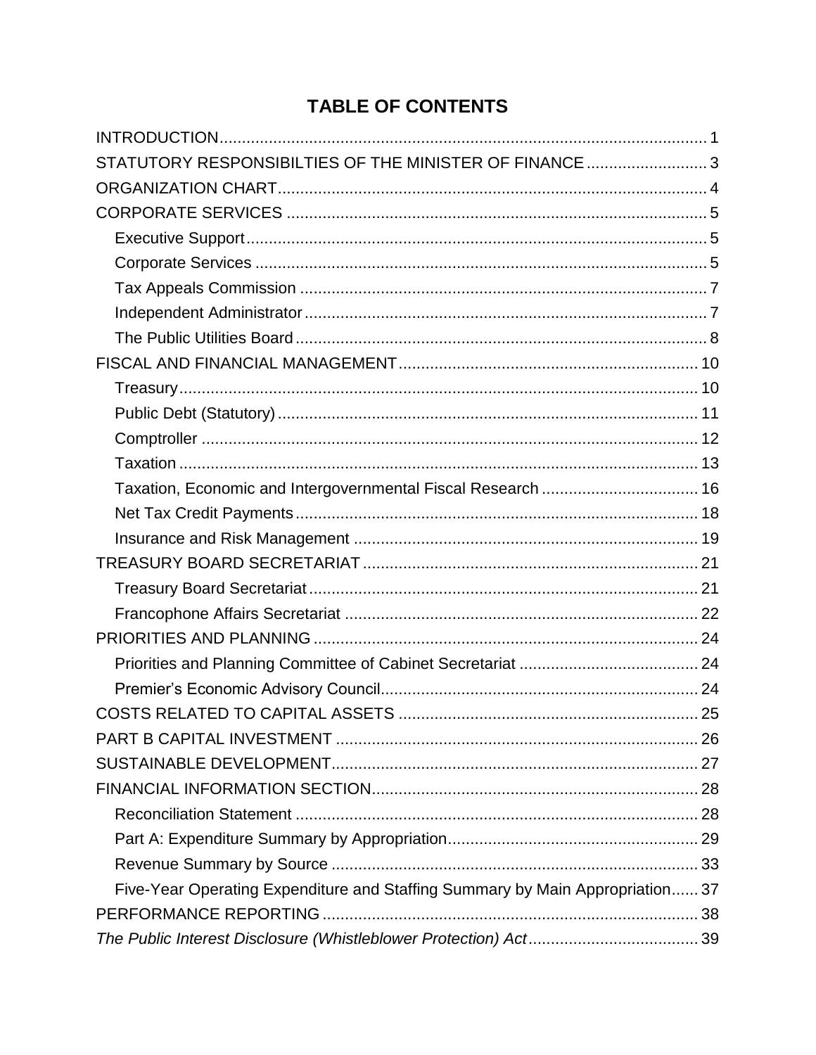# TABLE OF CONTENTS

- INTRODUCTION ........ 1
- STATUTORY RESPONSIBILTIES OF THE MINISTER OF FINANCE ........ 3
- ORGANIZATION CHART ........ 4
- CORPORATE SERVICES ........ 5
  - Executive Support ........ 5
  - Corporate Services ........ 5
  - Tax Appeals Commission ........ 7
  - Independent Administrator ........ 7
  - The Public Utilities Board ........ 8
- FISCAL AND FINANCIAL MANAGEMENT ........ 10
  - Treasury ........ 10
  - Public Debt (Statutory) ........ 11
  - Comptroller ........ 12
  - Taxation ........ 13
  - Taxation, Economic and Intergovernmental Fiscal Research ........ 16
  - Net Tax Credit Payments ........ 18
  - Insurance and Risk Management ........ 19
- TREASURY BOARD SECRETARIAT ........ 21
  - Treasury Board Secretariat ........ 21
  - Francophone Affairs Secretariat ........ 22
- PRIORITIES AND PLANNING ........ 24
  - Priorities and Planning Committee of Cabinet Secretariat ........ 24
  - Premier's Economic Advisory Council ........ 24
- COSTS RELATED TO CAPITAL ASSETS ........ 25
- PART B CAPITAL INVESTMENT ........ 26
- SUSTAINABLE DEVELOPMENT ........ 27
- FINANCIAL INFORMATION SECTION ........ 28
  - Reconciliation Statement ........ 28
  - Part A: Expenditure Summary by Appropriation ........ 29
  - Revenue Summary by Source ........ 33
  - Five-Year Operating Expenditure and Staffing Summary by Main Appropriation ........ 37
- PERFORMANCE REPORTING ........ 38
- *The Public Interest Disclosure (Whistleblower Protection) Act* ........ 39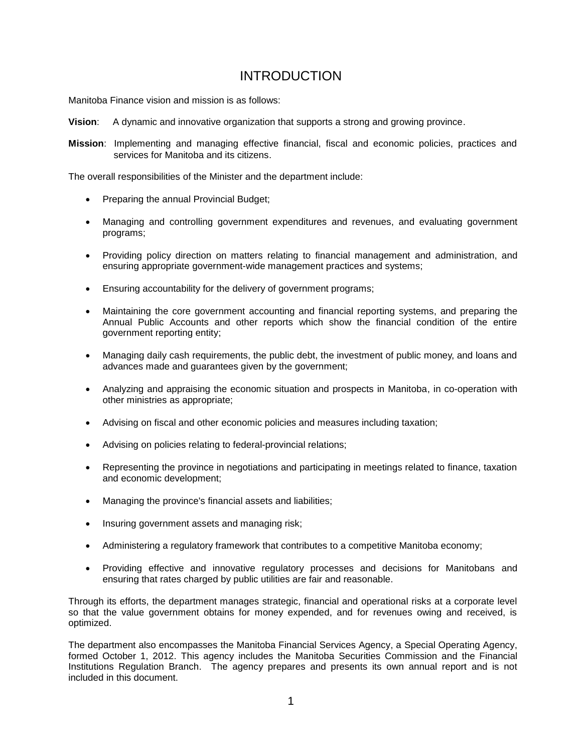# INTRODUCTION

Manitoba Finance vision and mission is as follows:

**Vision**: A dynamic and innovative organization that supports a strong and growing province.

**Mission**: Implementing and managing effective financial, fiscal and economic policies, practices and services for Manitoba and its citizens.

The overall responsibilities of the Minister and the department include:

- Preparing the annual Provincial Budget;
- Managing and controlling government expenditures and revenues, and evaluating government programs;
- Providing policy direction on matters relating to financial management and administration, and ensuring appropriate government-wide management practices and systems;
- Ensuring accountability for the delivery of government programs;
- Maintaining the core government accounting and financial reporting systems, and preparing the Annual Public Accounts and other reports which show the financial condition of the entire government reporting entity;
- Managing daily cash requirements, the public debt, the investment of public money, and loans and advances made and guarantees given by the government;
- Analyzing and appraising the economic situation and prospects in Manitoba, in co-operation with other ministries as appropriate;
- Advising on fiscal and other economic policies and measures including taxation;
- Advising on policies relating to federal-provincial relations;
- Representing the province in negotiations and participating in meetings related to finance, taxation and economic development;
- Managing the province's financial assets and liabilities;
- Insuring government assets and managing risk;
- Administering a regulatory framework that contributes to a competitive Manitoba economy;
- Providing effective and innovative regulatory processes and decisions for Manitobans and ensuring that rates charged by public utilities are fair and reasonable.

Through its efforts, the department manages strategic, financial and operational risks at a corporate level so that the value government obtains for money expended, and for revenues owing and received, is optimized.

The department also encompasses the Manitoba Financial Services Agency, a Special Operating Agency, formed October 1, 2012. This agency includes the Manitoba Securities Commission and the Financial Institutions Regulation Branch. The agency prepares and presents its own annual report and is not included in this document.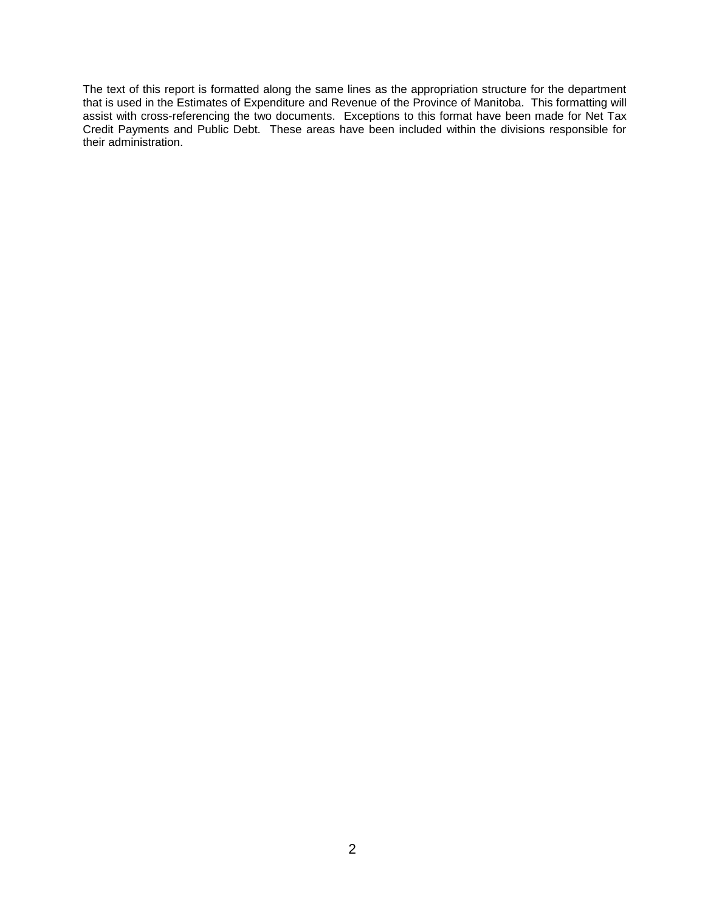The text of this report is formatted along the same lines as the appropriation structure for the department that is used in the Estimates of Expenditure and Revenue of the Province of Manitoba. This formatting will assist with cross-referencing the two documents. Exceptions to this format have been made for Net Tax Credit Payments and Public Debt. These areas have been included within the divisions responsible for their administration.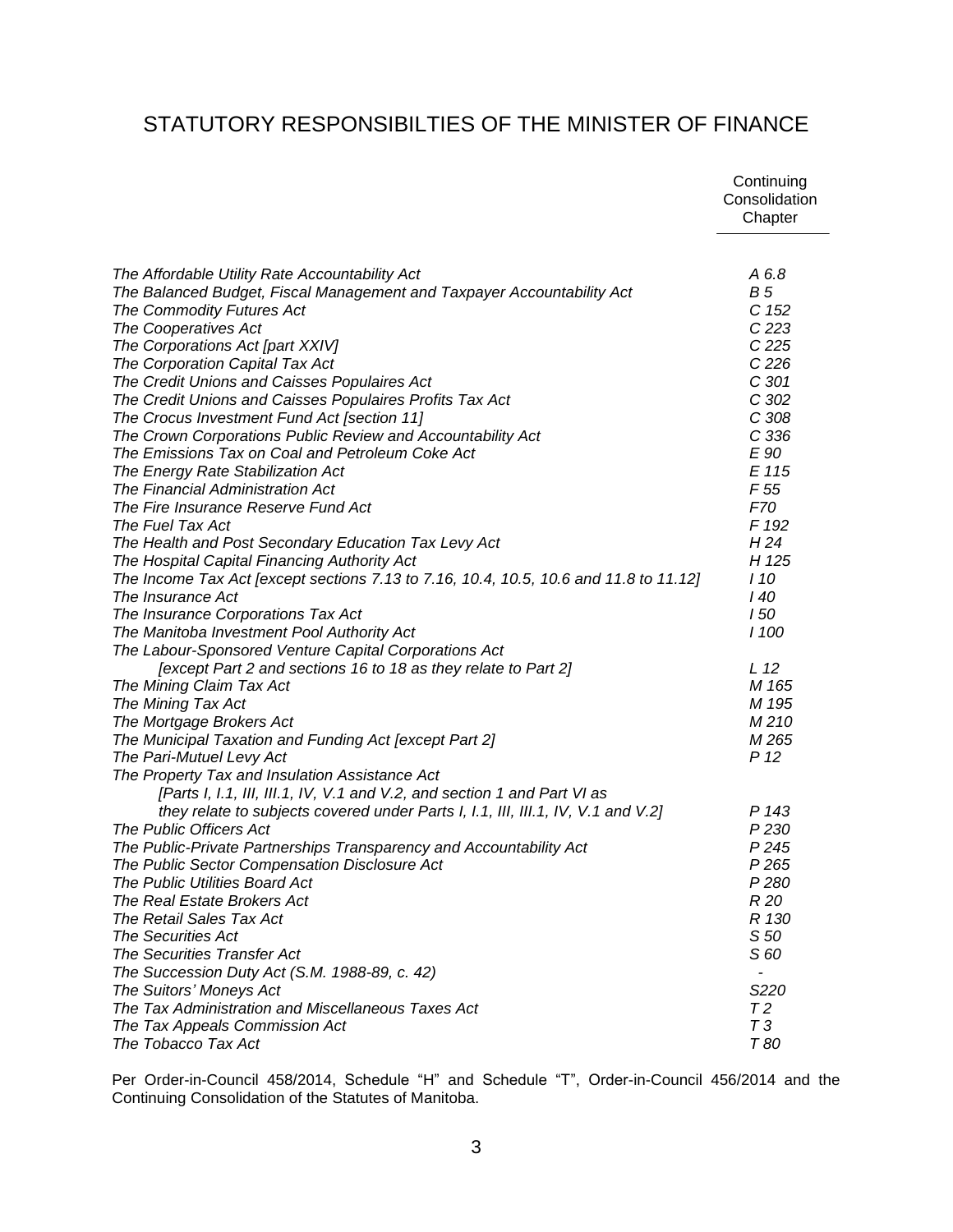# STATUTORY RESPONSIBILTIES OF THE MINISTER OF FINANCE

| | Continuing Consolidation Chapter |
|---|---|
| *The Affordable Utility Rate Accountability Act* | *A 6.8* |
| *The Balanced Budget, Fiscal Management and Taxpayer Accountability Act* | *B 5* |
| *The Commodity Futures Act* | *C 152* |
| *The Cooperatives Act* | *C 223* |
| *The Corporations Act [part XXIV]* | *C 225* |
| *The Corporation Capital Tax Act* | *C 226* |
| *The Credit Unions and Caisses Populaires Act* | *C 301* |
| *The Credit Unions and Caisses Populaires Profits Tax Act* | *C 302* |
| *The Crocus Investment Fund Act [section 11]* | *C 308* |
| *The Crown Corporations Public Review and Accountability Act* | *C 336* |
| *The Emissions Tax on Coal and Petroleum Coke Act* | *E 90* |
| *The Energy Rate Stabilization Act* | *E 115* |
| *The Financial Administration Act* | *F 55* |
| *The Fire Insurance Reserve Fund Act* | *F70* |
| *The Fuel Tax Act* | *F 192* |
| *The Health and Post Secondary Education Tax Levy Act* | *H 24* |
| *The Hospital Capital Financing Authority Act* | *H 125* |
| *The Income Tax Act [except sections 7.13 to 7.16, 10.4, 10.5, 10.6 and 11.8 to 11.12]* | *I 10* |
| *The Insurance Act* | *I 40* |
| *The Insurance Corporations Tax Act* | *I 50* |
| *The Manitoba Investment Pool Authority Act* | *I 100* |
| *The Labour-Sponsored Venture Capital Corporations Act [except Part 2 and sections 16 to 18 as they relate to Part 2]* | *L 12* |
| *The Mining Claim Tax Act* | *M 165* |
| *The Mining Tax Act* | *M 195* |
| *The Mortgage Brokers Act* | *M 210* |
| *The Municipal Taxation and Funding Act [except Part 2]* | *M 265* |
| *The Pari-Mutuel Levy Act* | *P 12* |
| *The Property Tax and Insulation Assistance Act [Parts I, I.1, III, III.1, IV, V.1 and V.2, and section 1 and Part VI as they relate to subjects covered under Parts I, I.1, III, III.1, IV, V.1 and V.2]* | *P 143* |
| *The Public Officers Act* | *P 230* |
| *The Public-Private Partnerships Transparency and Accountability Act* | *P 245* |
| *The Public Sector Compensation Disclosure Act* | *P 265* |
| *The Public Utilities Board Act* | *P 280* |
| *The Real Estate Brokers Act* | *R 20* |
| *The Retail Sales Tax Act* | *R 130* |
| *The Securities Act* | *S 50* |
| *The Securities Transfer Act* | *S 60* |
| *The Succession Duty Act (S.M. 1988-89, c. 42)* | - |
| *The Suitors' Moneys Act* | *S220* |
| *The Tax Administration and Miscellaneous Taxes Act* | *T 2* |
| *The Tax Appeals Commission Act* | *T 3* |
| *The Tobacco Tax Act* | *T 80* |

Per Order-in-Council 458/2014, Schedule "H" and Schedule "T", Order-in-Council 456/2014 and the Continuing Consolidation of the Statutes of Manitoba.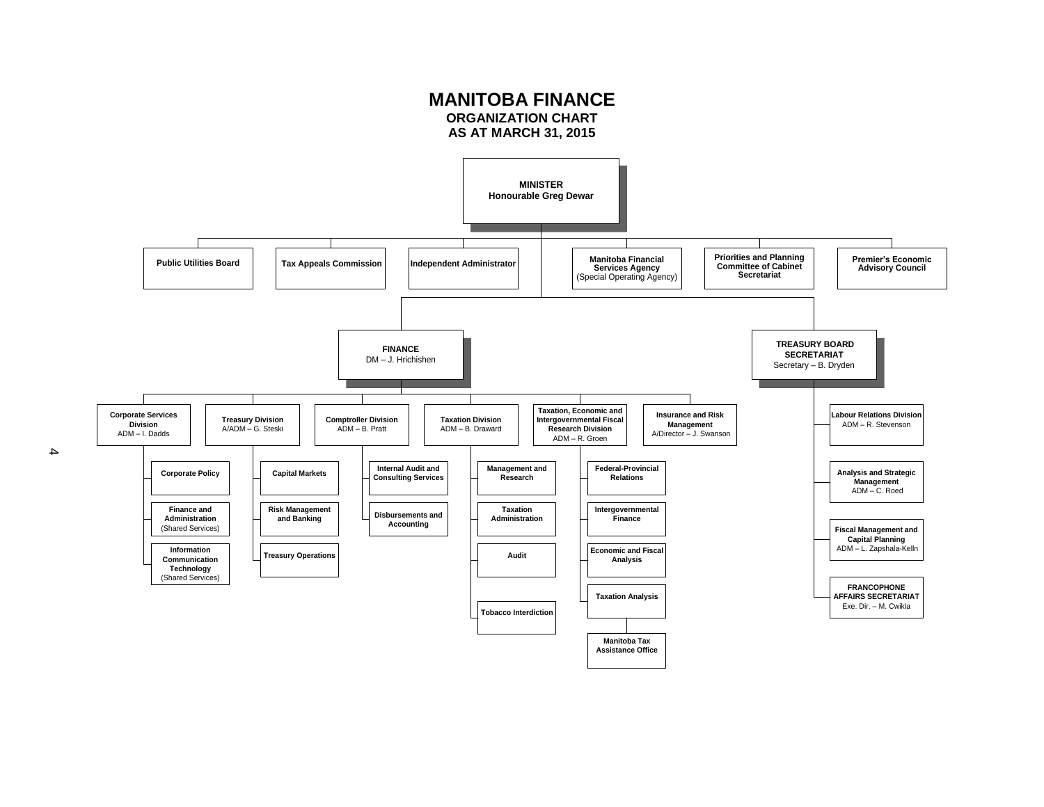# MANITOBA FINANCE
## ORGANIZATION CHART
## AS AT MARCH 31, 2015

**MINISTER**
**Honourable Greg Dewar**

- **Public Utilities Board**
- **Tax Appeals Commission**
- **Independent Administrator**
- **Manitoba Financial Services Agency** (Special Operating Agency)
- **Priorities and Planning Committee of Cabinet Secretariat**
- **Premier's Economic Advisory Council**

**FINANCE**
DM – J. Hrichishen

- **Corporate Services Division**
  ADM – I. Dadds
  - **Corporate Policy**
  - **Finance and Administration** (Shared Services)
  - **Information Communication Technology** (Shared Services)
- **Treasury Division**
  A/ADM – G. Steski
  - **Capital Markets**
  - **Risk Management and Banking**
  - **Treasury Operations**
- **Comptroller Division**
  ADM – B. Pratt
  - **Internal Audit and Consulting Services**
  - **Disbursements and Accounting**
- **Taxation Division**
  ADM – B. Draward
  - **Management and Research**
  - **Taxation Administration**
  - **Audit**
  - **Tobacco Interdiction**
- **Taxation, Economic and Intergovernmental Fiscal Research Division**
  ADM – R. Groen
  - **Federal-Provincial Relations**
  - **Intergovernmental Finance**
  - **Economic and Fiscal Analysis**
  - **Taxation Analysis**
    - **Manitoba Tax Assistance Office**
- **Insurance and Risk Management**
  A/Director – J. Swanson

**TREASURY BOARD SECRETARIAT**
Secretary – B. Dryden

- **Labour Relations Division**
  ADM – R. Stevenson
- **Analysis and Strategic Management**
  ADM – C. Roed
- **Fiscal Management and Capital Planning**
  ADM – L. Zapshala-Kelln
- **FRANCOPHONE AFFAIRS SECRETARIAT**
  Exe. Dir. – M. Cwikla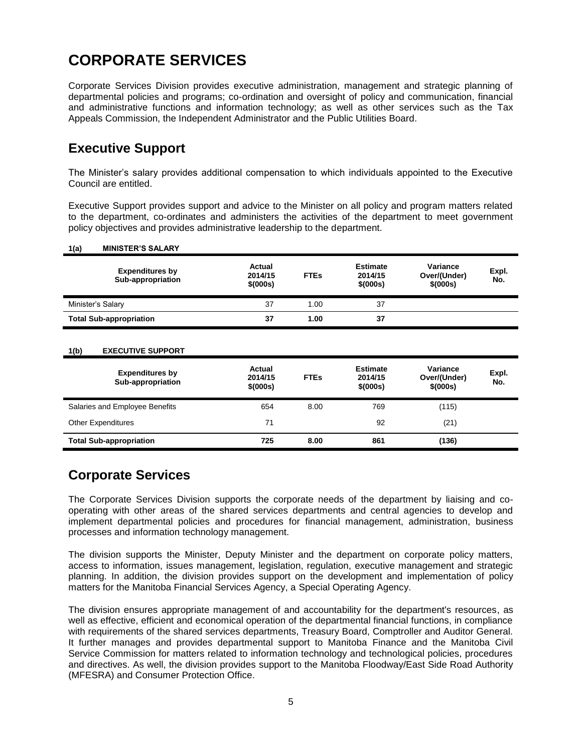# CORPORATE SERVICES

Corporate Services Division provides executive administration, management and strategic planning of departmental policies and programs; co-ordination and oversight of policy and communication, financial and administrative functions and information technology; as well as other services such as the Tax Appeals Commission, the Independent Administrator and the Public Utilities Board.

## Executive Support

The Minister's salary provides additional compensation to which individuals appointed to the Executive Council are entitled.

Executive Support provides support and advice to the Minister on all policy and program matters related to the department, co-ordinates and administers the activities of the department to meet government policy objectives and provides administrative leadership to the department.

**1(a) MINISTER'S SALARY**

| Expenditures by Sub-appropriation | Actual 2014/15 $(000s) | FTEs | Estimate 2014/15 $(000s) | Variance Over/(Under) $(000s) | Expl. No. |
|---|---|---|---|---|---|
| Minister's Salary | 37 | 1.00 | 37 | | |
| **Total Sub-appropriation** | **37** | **1.00** | **37** | | |

**1(b) EXECUTIVE SUPPORT**

| Expenditures by Sub-appropriation | Actual 2014/15 $(000s) | FTEs | Estimate 2014/15 $(000s) | Variance Over/(Under) $(000s) | Expl. No. |
|---|---|---|---|---|---|
| Salaries and Employee Benefits | 654 | 8.00 | 769 | (115) | |
| Other Expenditures | 71 | | 92 | (21) | |
| **Total Sub-appropriation** | **725** | **8.00** | **861** | **(136)** | |

## Corporate Services

The Corporate Services Division supports the corporate needs of the department by liaising and co-operating with other areas of the shared services departments and central agencies to develop and implement departmental policies and procedures for financial management, administration, business processes and information technology management.

The division supports the Minister, Deputy Minister and the department on corporate policy matters, access to information, issues management, legislation, regulation, executive management and strategic planning. In addition, the division provides support on the development and implementation of policy matters for the Manitoba Financial Services Agency, a Special Operating Agency.

The division ensures appropriate management of and accountability for the department's resources, as well as effective, efficient and economical operation of the departmental financial functions, in compliance with requirements of the shared services departments, Treasury Board, Comptroller and Auditor General. It further manages and provides departmental support to Manitoba Finance and the Manitoba Civil Service Commission for matters related to information technology and technological policies, procedures and directives. As well, the division provides support to the Manitoba Floodway/East Side Road Authority (MFESRA) and Consumer Protection Office.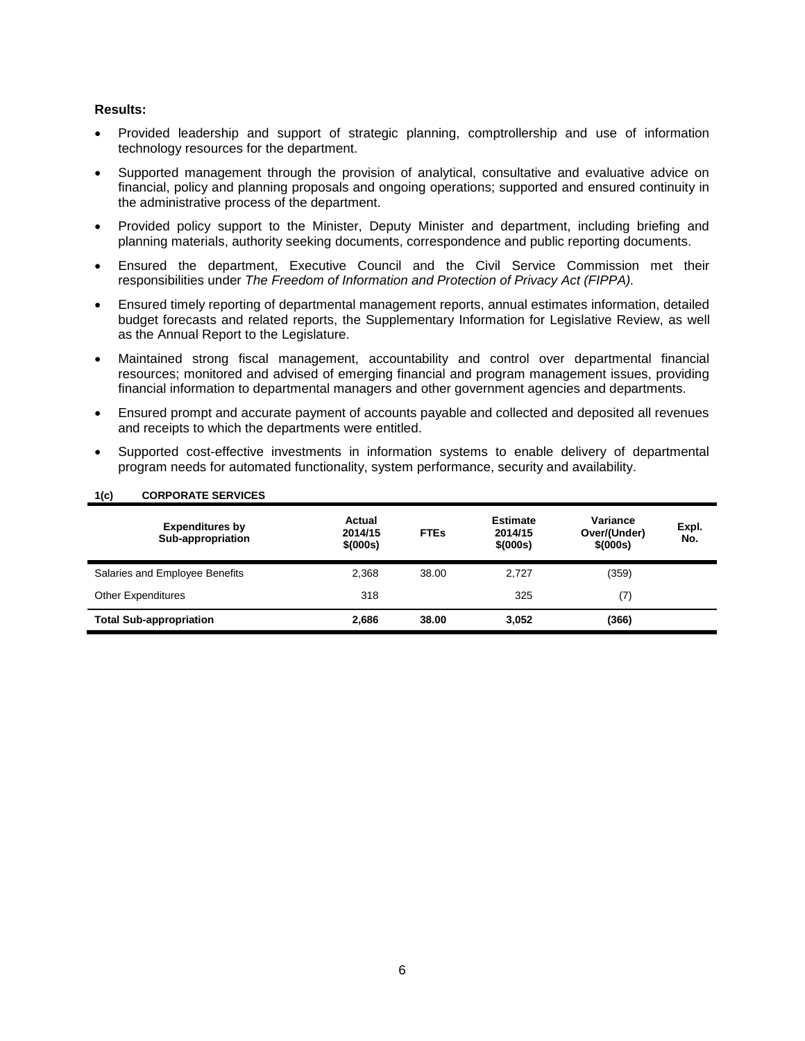**Results:**

- Provided leadership and support of strategic planning, comptrollership and use of information technology resources for the department.
- Supported management through the provision of analytical, consultative and evaluative advice on financial, policy and planning proposals and ongoing operations; supported and ensured continuity in the administrative process of the department.
- Provided policy support to the Minister, Deputy Minister and department, including briefing and planning materials, authority seeking documents, correspondence and public reporting documents.
- Ensured the department, Executive Council and the Civil Service Commission met their responsibilities under *The Freedom of Information and Protection of Privacy Act (FIPPA).*
- Ensured timely reporting of departmental management reports, annual estimates information, detailed budget forecasts and related reports, the Supplementary Information for Legislative Review, as well as the Annual Report to the Legislature.
- Maintained strong fiscal management, accountability and control over departmental financial resources; monitored and advised of emerging financial and program management issues, providing financial information to departmental managers and other government agencies and departments.
- Ensured prompt and accurate payment of accounts payable and collected and deposited all revenues and receipts to which the departments were entitled.
- Supported cost-effective investments in information systems to enable delivery of departmental program needs for automated functionality, system performance, security and availability.

**1(c) CORPORATE SERVICES**

| Expenditures by Sub-appropriation | Actual 2014/15 $(000s) | FTEs | Estimate 2014/15 $(000s) | Variance Over/(Under) $(000s) | Expl. No. |
|---|---|---|---|---|---|
| Salaries and Employee Benefits | 2,368 | 38.00 | 2,727 | (359) | |
| Other Expenditures | 318 | | 325 | (7) | |
| **Total Sub-appropriation** | **2,686** | **38.00** | **3,052** | **(366)** | |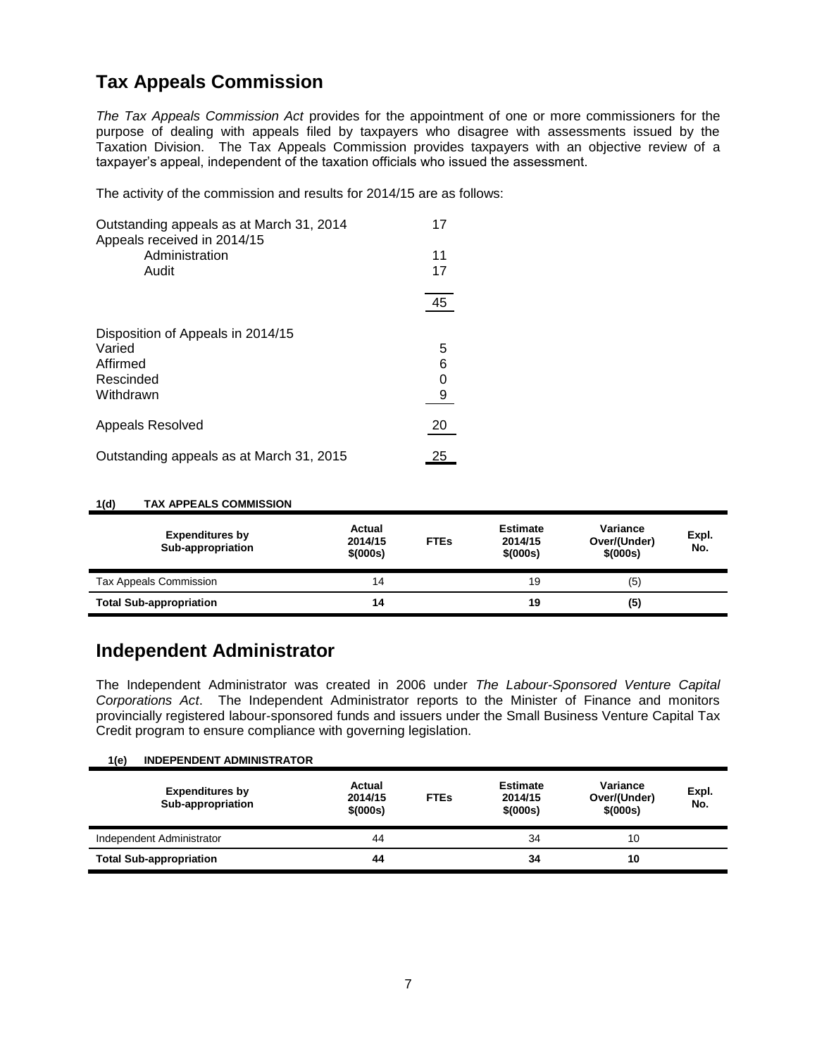## Tax Appeals Commission

*The Tax Appeals Commission Act* provides for the appointment of one or more commissioners for the purpose of dealing with appeals filed by taxpayers who disagree with assessments issued by the Taxation Division. The Tax Appeals Commission provides taxpayers with an objective review of a taxpayer's appeal, independent of the taxation officials who issued the assessment.

The activity of the commission and results for 2014/15 are as follows:

| | |
|---|---|
| Outstanding appeals as at March 31, 2014 | 17 |
| Appeals received in 2014/15 | |
| Administration | 11 |
| Audit | 17 |
| | 45 |
| Disposition of Appeals in 2014/15 | |
| Varied | 5 |
| Affirmed | 6 |
| Rescinded | 0 |
| Withdrawn | 9 |
| Appeals Resolved | 20 |
| Outstanding appeals as at March 31, 2015 | 25 |

**1(d) TAX APPEALS COMMISSION**

| Expenditures by Sub-appropriation | Actual 2014/15 $(000s) | FTEs | Estimate 2014/15 $(000s) | Variance Over/(Under) $(000s) | Expl. No. |
|---|---|---|---|---|---|
| Tax Appeals Commission | 14 | | 19 | (5) | |
| **Total Sub-appropriation** | **14** | | **19** | **(5)** | |

## Independent Administrator

The Independent Administrator was created in 2006 under *The Labour-Sponsored Venture Capital Corporations Act*. The Independent Administrator reports to the Minister of Finance and monitors provincially registered labour-sponsored funds and issuers under the Small Business Venture Capital Tax Credit program to ensure compliance with governing legislation.

**1(e) INDEPENDENT ADMINISTRATOR**

| Expenditures by Sub-appropriation | Actual 2014/15 $(000s) | FTEs | Estimate 2014/15 $(000s) | Variance Over/(Under) $(000s) | Expl. No. |
|---|---|---|---|---|---|
| Independent Administrator | 44 | | 34 | 10 | |
| **Total Sub-appropriation** | **44** | | **34** | **10** | |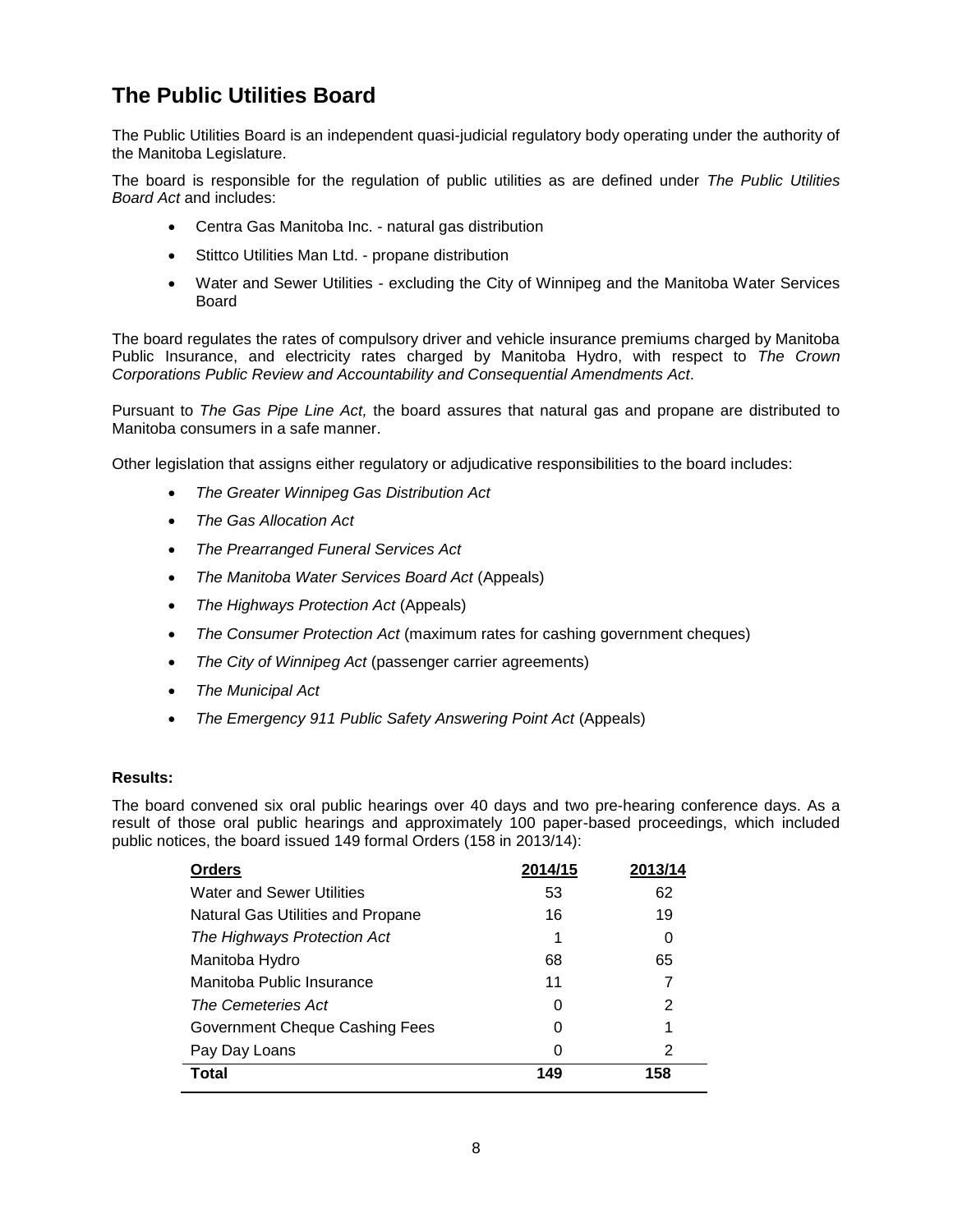## The Public Utilities Board

The Public Utilities Board is an independent quasi-judicial regulatory body operating under the authority of the Manitoba Legislature.

The board is responsible for the regulation of public utilities as are defined under *The Public Utilities Board Act* and includes:

- Centra Gas Manitoba Inc. - natural gas distribution
- Stittco Utilities Man Ltd. - propane distribution
- Water and Sewer Utilities - excluding the City of Winnipeg and the Manitoba Water Services Board

The board regulates the rates of compulsory driver and vehicle insurance premiums charged by Manitoba Public Insurance, and electricity rates charged by Manitoba Hydro, with respect to *The Crown Corporations Public Review and Accountability and Consequential Amendments Act*.

Pursuant to *The Gas Pipe Line Act,* the board assures that natural gas and propane are distributed to Manitoba consumers in a safe manner.

Other legislation that assigns either regulatory or adjudicative responsibilities to the board includes:

- *The Greater Winnipeg Gas Distribution Act*
- *The Gas Allocation Act*
- *The Prearranged Funeral Services Act*
- *The Manitoba Water Services Board Act* (Appeals)
- *The Highways Protection Act* (Appeals)
- *The Consumer Protection Act* (maximum rates for cashing government cheques)
- *The City of Winnipeg Act* (passenger carrier agreements)
- *The Municipal Act*
- *The Emergency 911 Public Safety Answering Point Act* (Appeals)

**Results:**

The board convened six oral public hearings over 40 days and two pre-hearing conference days. As a result of those oral public hearings and approximately 100 paper-based proceedings, which included public notices, the board issued 149 formal Orders (158 in 2013/14):

| Orders | 2014/15 | 2013/14 |
|---|---|---|
| Water and Sewer Utilities | 53 | 62 |
| Natural Gas Utilities and Propane | 16 | 19 |
| *The Highways Protection Act* | 1 | 0 |
| Manitoba Hydro | 68 | 65 |
| Manitoba Public Insurance | 11 | 7 |
| *The Cemeteries Act* | 0 | 2 |
| Government Cheque Cashing Fees | 0 | 1 |
| Pay Day Loans | 0 | 2 |
| **Total** | **149** | **158** |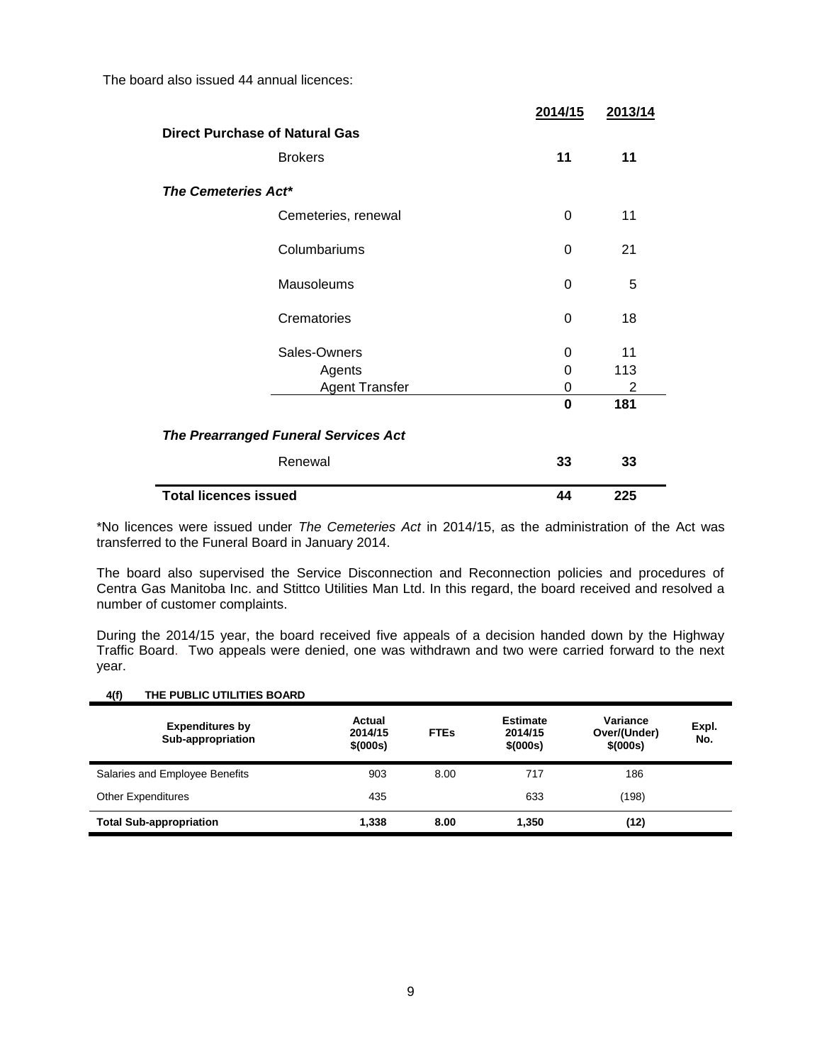The board also issued 44 annual licences:

| | | 2014/15 | 2013/14 |
|---|---|---|---|
| **Direct Purchase of Natural Gas** | | | |
| | Brokers | **11** | **11** |
| ***The Cemeteries Act**** | | | |
| | Cemeteries, renewal | 0 | 11 |
| | Columbariums | 0 | 21 |
| | Mausoleums | 0 | 5 |
| | Crematories | 0 | 18 |
| | Sales-Owners | 0 | 11 |
| | Agents | 0 | 113 |
| | Agent Transfer | 0 | 2 |
| | | **0** | **181** |
| ***The Prearranged Funeral Services Act*** | | | |
| | Renewal | **33** | **33** |
| **Total licences issued** | | **44** | **225** |

*No licences were issued under *The Cemeteries Act* in 2014/15, as the administration of the Act was transferred to the Funeral Board in January 2014.

The board also supervised the Service Disconnection and Reconnection policies and procedures of Centra Gas Manitoba Inc. and Stittco Utilities Man Ltd. In this regard, the board received and resolved a number of customer complaints.

During the 2014/15 year, the board received five appeals of a decision handed down by the Highway Traffic Board. Two appeals were denied, one was withdrawn and two were carried forward to the next year.

**4(f) THE PUBLIC UTILITIES BOARD**

| Expenditures by Sub-appropriation | Actual 2014/15 $(000s) | FTEs | Estimate 2014/15 $(000s) | Variance Over/(Under) $(000s) | Expl. No. |
|---|---|---|---|---|---|
| Salaries and Employee Benefits | 903 | 8.00 | 717 | 186 | |
| Other Expenditures | 435 | | 633 | (198) | |
| **Total Sub-appropriation** | **1,338** | **8.00** | **1,350** | **(12)** | |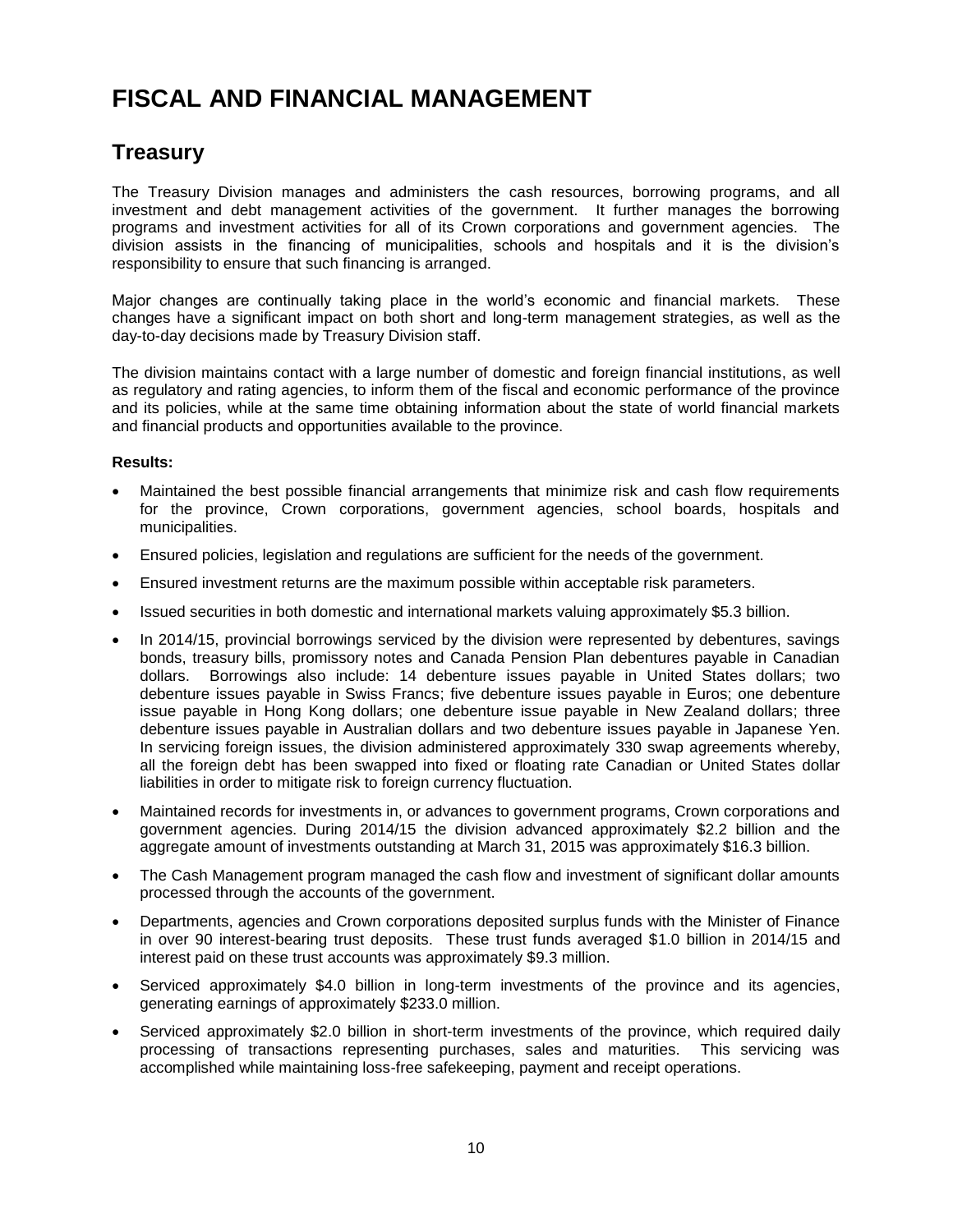# FISCAL AND FINANCIAL MANAGEMENT

## Treasury

The Treasury Division manages and administers the cash resources, borrowing programs, and all investment and debt management activities of the government. It further manages the borrowing programs and investment activities for all of its Crown corporations and government agencies. The division assists in the financing of municipalities, schools and hospitals and it is the division's responsibility to ensure that such financing is arranged.

Major changes are continually taking place in the world's economic and financial markets. These changes have a significant impact on both short and long-term management strategies, as well as the day-to-day decisions made by Treasury Division staff.

The division maintains contact with a large number of domestic and foreign financial institutions, as well as regulatory and rating agencies, to inform them of the fiscal and economic performance of the province and its policies, while at the same time obtaining information about the state of world financial markets and financial products and opportunities available to the province.

**Results:**

- Maintained the best possible financial arrangements that minimize risk and cash flow requirements for the province, Crown corporations, government agencies, school boards, hospitals and municipalities.
- Ensured policies, legislation and regulations are sufficient for the needs of the government.
- Ensured investment returns are the maximum possible within acceptable risk parameters.
- Issued securities in both domestic and international markets valuing approximately $5.3 billion.
- In 2014/15, provincial borrowings serviced by the division were represented by debentures, savings bonds, treasury bills, promissory notes and Canada Pension Plan debentures payable in Canadian dollars. Borrowings also include: 14 debenture issues payable in United States dollars; two debenture issues payable in Swiss Francs; five debenture issues payable in Euros; one debenture issue payable in Hong Kong dollars; one debenture issue payable in New Zealand dollars; three debenture issues payable in Australian dollars and two debenture issues payable in Japanese Yen. In servicing foreign issues, the division administered approximately 330 swap agreements whereby, all the foreign debt has been swapped into fixed or floating rate Canadian or United States dollar liabilities in order to mitigate risk to foreign currency fluctuation.
- Maintained records for investments in, or advances to government programs, Crown corporations and government agencies. During 2014/15 the division advanced approximately $2.2 billion and the aggregate amount of investments outstanding at March 31, 2015 was approximately $16.3 billion.
- The Cash Management program managed the cash flow and investment of significant dollar amounts processed through the accounts of the government.
- Departments, agencies and Crown corporations deposited surplus funds with the Minister of Finance in over 90 interest-bearing trust deposits. These trust funds averaged $1.0 billion in 2014/15 and interest paid on these trust accounts was approximately $9.3 million.
- Serviced approximately $4.0 billion in long-term investments of the province and its agencies, generating earnings of approximately $233.0 million.
- Serviced approximately $2.0 billion in short-term investments of the province, which required daily processing of transactions representing purchases, sales and maturities. This servicing was accomplished while maintaining loss-free safekeeping, payment and receipt operations.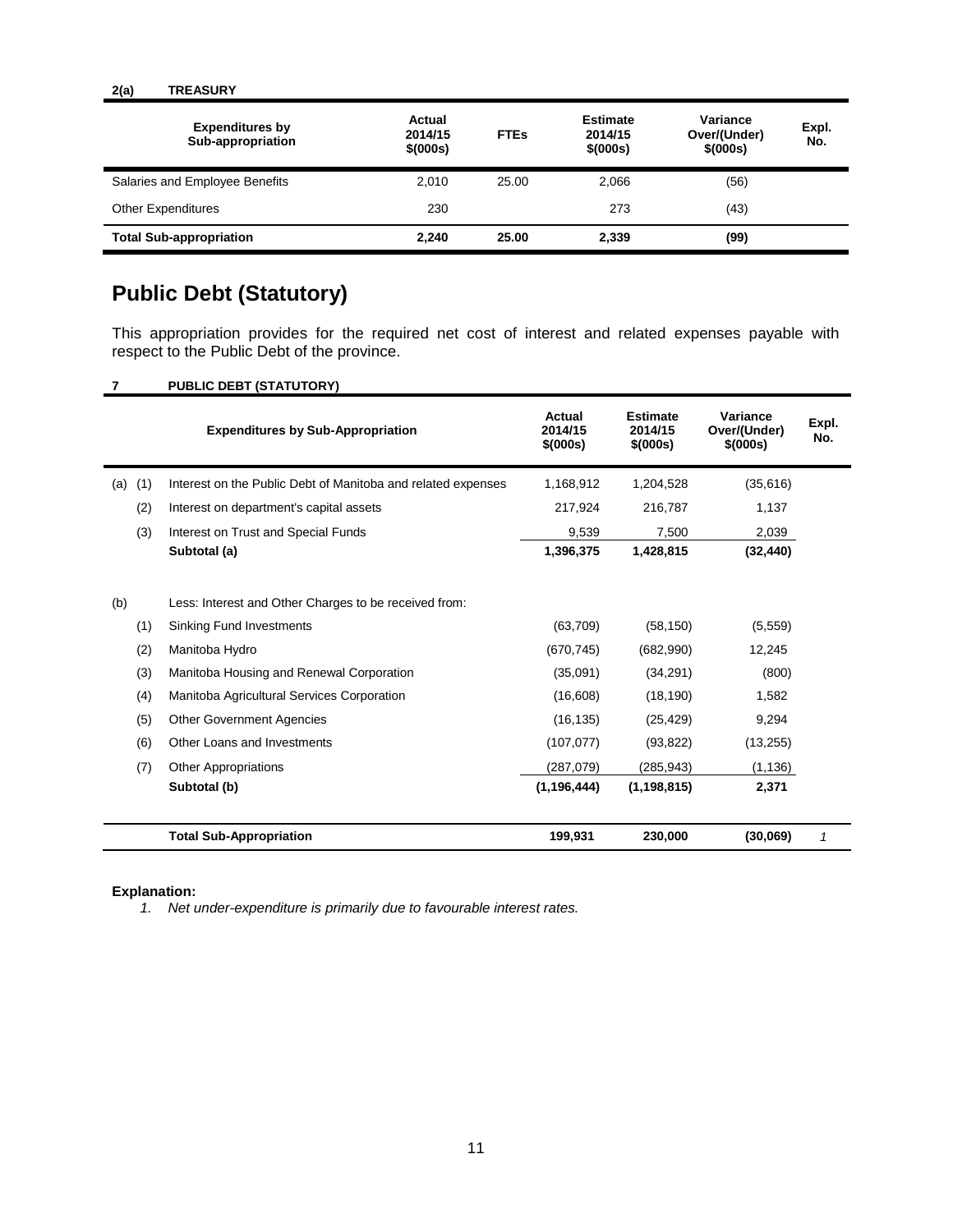**2(a) TREASURY**

| Expenditures by Sub-appropriation | Actual 2014/15 $(000s) | FTEs | Estimate 2014/15 $(000s) | Variance Over/(Under) $(000s) | Expl. No. |
|---|---|---|---|---|---|
| Salaries and Employee Benefits | 2,010 | 25.00 | 2,066 | (56) | |
| Other Expenditures | 230 | | 273 | (43) | |
| **Total Sub-appropriation** | **2,240** | **25.00** | **2,339** | **(99)** | |

# Public Debt (Statutory)

This appropriation provides for the required net cost of interest and related expenses payable with respect to the Public Debt of the province.

**7 PUBLIC DEBT (STATUTORY)**

| | | Expenditures by Sub-Appropriation | Actual 2014/15 $(000s) | Estimate 2014/15 $(000s) | Variance Over/(Under) $(000s) | Expl. No. |
|---|---|---|---|---|---|---|
| (a) | (1) | Interest on the Public Debt of Manitoba and related expenses | 1,168,912 | 1,204,528 | (35,616) | |
| | (2) | Interest on department's capital assets | 217,924 | 216,787 | 1,137 | |
| | (3) | Interest on Trust and Special Funds | 9,539 | 7,500 | 2,039 | |
| | | **Subtotal (a)** | **1,396,375** | **1,428,815** | **(32,440)** | |
| (b) | | Less: Interest and Other Charges to be received from: | | | | |
| | (1) | Sinking Fund Investments | (63,709) | (58,150) | (5,559) | |
| | (2) | Manitoba Hydro | (670,745) | (682,990) | 12,245 | |
| | (3) | Manitoba Housing and Renewal Corporation | (35,091) | (34,291) | (800) | |
| | (4) | Manitoba Agricultural Services Corporation | (16,608) | (18,190) | 1,582 | |
| | (5) | Other Government Agencies | (16,135) | (25,429) | 9,294 | |
| | (6) | Other Loans and Investments | (107,077) | (93,822) | (13,255) | |
| | (7) | Other Appropriations | (287,079) | (285,943) | (1,136) | |
| | | **Subtotal (b)** | **(1,196,444)** | **(1,198,815)** | **2,371** | |
| | | **Total Sub-Appropriation** | **199,931** | **230,000** | **(30,069)** | *1* |

**Explanation:**

1. *Net under-expenditure is primarily due to favourable interest rates.*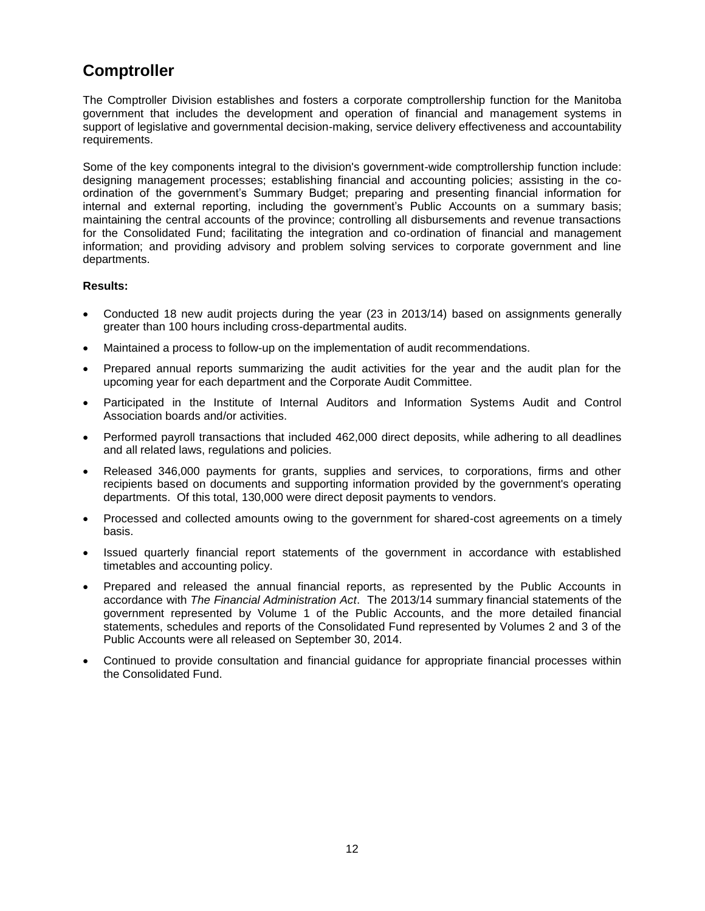# Comptroller

The Comptroller Division establishes and fosters a corporate comptrollership function for the Manitoba government that includes the development and operation of financial and management systems in support of legislative and governmental decision-making, service delivery effectiveness and accountability requirements.

Some of the key components integral to the division's government-wide comptrollership function include: designing management processes; establishing financial and accounting policies; assisting in the co-ordination of the government's Summary Budget; preparing and presenting financial information for internal and external reporting, including the government's Public Accounts on a summary basis; maintaining the central accounts of the province; controlling all disbursements and revenue transactions for the Consolidated Fund; facilitating the integration and co-ordination of financial and management information; and providing advisory and problem solving services to corporate government and line departments.

**Results:**

- Conducted 18 new audit projects during the year (23 in 2013/14) based on assignments generally greater than 100 hours including cross-departmental audits.
- Maintained a process to follow-up on the implementation of audit recommendations.
- Prepared annual reports summarizing the audit activities for the year and the audit plan for the upcoming year for each department and the Corporate Audit Committee.
- Participated in the Institute of Internal Auditors and Information Systems Audit and Control Association boards and/or activities.
- Performed payroll transactions that included 462,000 direct deposits, while adhering to all deadlines and all related laws, regulations and policies.
- Released 346,000 payments for grants, supplies and services, to corporations, firms and other recipients based on documents and supporting information provided by the government's operating departments. Of this total, 130,000 were direct deposit payments to vendors.
- Processed and collected amounts owing to the government for shared-cost agreements on a timely basis.
- Issued quarterly financial report statements of the government in accordance with established timetables and accounting policy.
- Prepared and released the annual financial reports, as represented by the Public Accounts in accordance with *The Financial Administration Act*. The 2013/14 summary financial statements of the government represented by Volume 1 of the Public Accounts, and the more detailed financial statements, schedules and reports of the Consolidated Fund represented by Volumes 2 and 3 of the Public Accounts were all released on September 30, 2014.
- Continued to provide consultation and financial guidance for appropriate financial processes within the Consolidated Fund.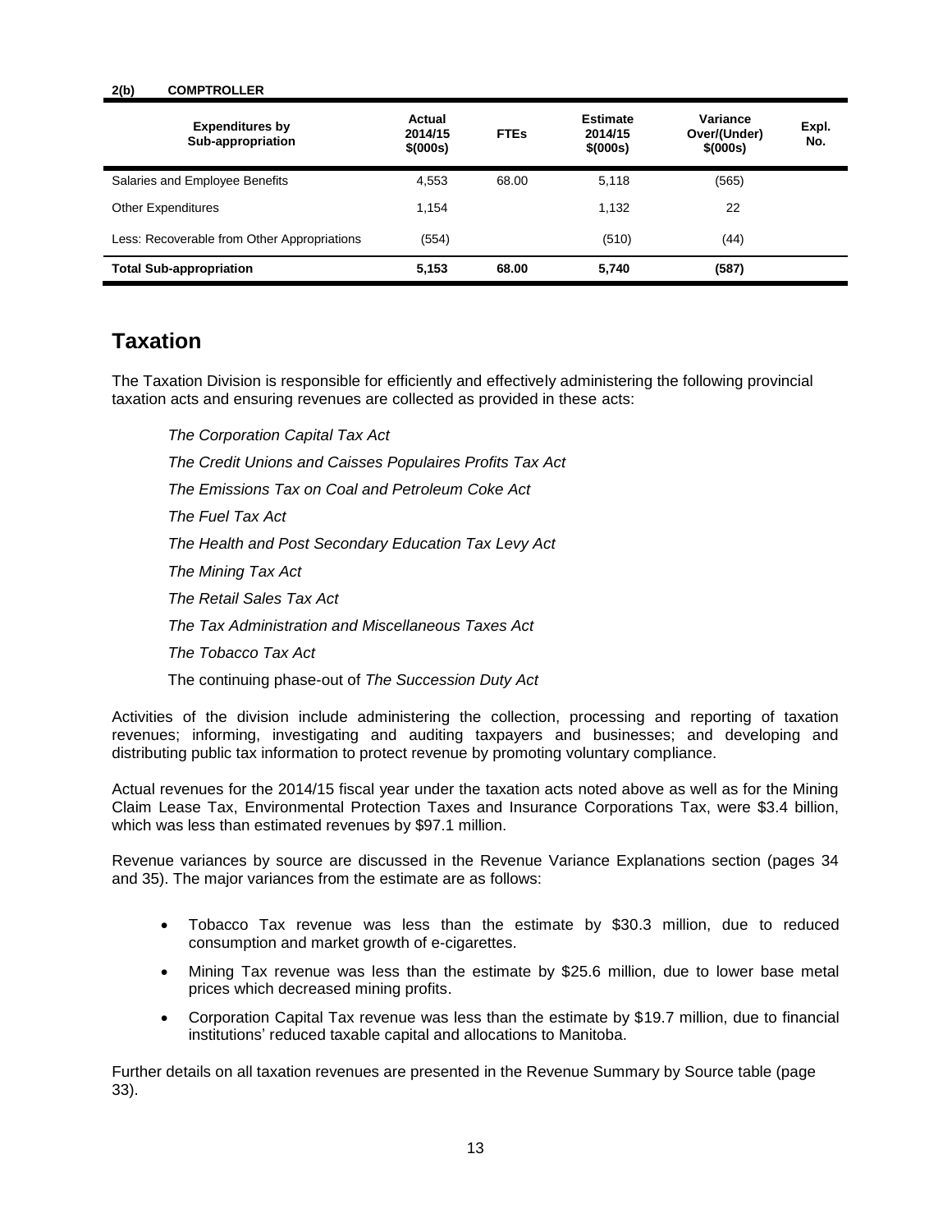**2(b) COMPTROLLER**

| Expenditures by Sub-appropriation | Actual 2014/15 $(000s) | FTEs | Estimate 2014/15 $(000s) | Variance Over/(Under) $(000s) | Expl. No. |
|---|---|---|---|---|---|
| Salaries and Employee Benefits | 4,553 | 68.00 | 5,118 | (565) | |
| Other Expenditures | 1,154 | | 1,132 | 22 | |
| Less: Recoverable from Other Appropriations | (554) | | (510) | (44) | |
| **Total Sub-appropriation** | **5,153** | **68.00** | **5,740** | **(587)** | |

# Taxation

The Taxation Division is responsible for efficiently and effectively administering the following provincial taxation acts and ensuring revenues are collected as provided in these acts:

*The Corporation Capital Tax Act*

*The Credit Unions and Caisses Populaires Profits Tax Act*

*The Emissions Tax on Coal and Petroleum Coke Act*

*The Fuel Tax Act*

*The Health and Post Secondary Education Tax Levy Act*

*The Mining Tax Act*

*The Retail Sales Tax Act*

*The Tax Administration and Miscellaneous Taxes Act*

*The Tobacco Tax Act*

The continuing phase-out of *The Succession Duty Act*

Activities of the division include administering the collection, processing and reporting of taxation revenues; informing, investigating and auditing taxpayers and businesses; and developing and distributing public tax information to protect revenue by promoting voluntary compliance.

Actual revenues for the 2014/15 fiscal year under the taxation acts noted above as well as for the Mining Claim Lease Tax, Environmental Protection Taxes and Insurance Corporations Tax, were $3.4 billion, which was less than estimated revenues by $97.1 million.

Revenue variances by source are discussed in the Revenue Variance Explanations section (pages 34 and 35). The major variances from the estimate are as follows:

- Tobacco Tax revenue was less than the estimate by $30.3 million, due to reduced consumption and market growth of e-cigarettes.
- Mining Tax revenue was less than the estimate by $25.6 million, due to lower base metal prices which decreased mining profits.
- Corporation Capital Tax revenue was less than the estimate by $19.7 million, due to financial institutions' reduced taxable capital and allocations to Manitoba.

Further details on all taxation revenues are presented in the Revenue Summary by Source table (page 33).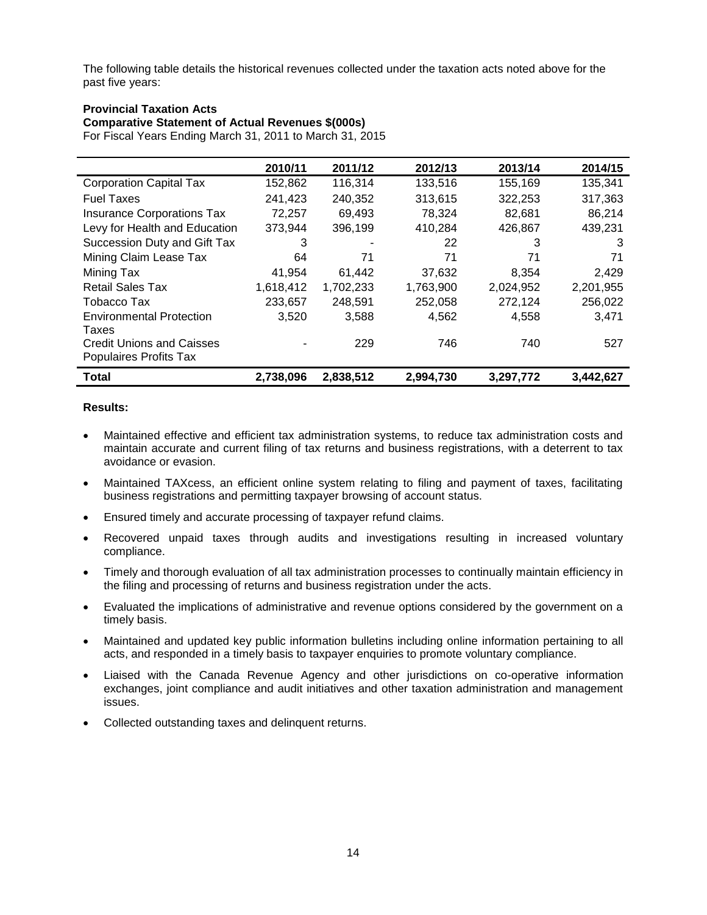The following table details the historical revenues collected under the taxation acts noted above for the past five years:

**Provincial Taxation Acts**
**Comparative Statement of Actual Revenues $(000s)**
For Fiscal Years Ending March 31, 2011 to March 31, 2015

| | 2010/11 | 2011/12 | 2012/13 | 2013/14 | 2014/15 |
|---|---|---|---|---|---|
| Corporation Capital Tax | 152,862 | 116,314 | 133,516 | 155,169 | 135,341 |
| Fuel Taxes | 241,423 | 240,352 | 313,615 | 322,253 | 317,363 |
| Insurance Corporations Tax | 72,257 | 69,493 | 78,324 | 82,681 | 86,214 |
| Levy for Health and Education | 373,944 | 396,199 | 410,284 | 426,867 | 439,231 |
| Succession Duty and Gift Tax | 3 | - | 22 | 3 | 3 |
| Mining Claim Lease Tax | 64 | 71 | 71 | 71 | 71 |
| Mining Tax | 41,954 | 61,442 | 37,632 | 8,354 | 2,429 |
| Retail Sales Tax | 1,618,412 | 1,702,233 | 1,763,900 | 2,024,952 | 2,201,955 |
| Tobacco Tax | 233,657 | 248,591 | 252,058 | 272,124 | 256,022 |
| Environmental Protection Taxes | 3,520 | 3,588 | 4,562 | 4,558 | 3,471 |
| Credit Unions and Caisses Populaires Profits Tax | - | 229 | 746 | 740 | 527 |
| **Total** | **2,738,096** | **2,838,512** | **2,994,730** | **3,297,772** | **3,442,627** |

**Results:**

- Maintained effective and efficient tax administration systems, to reduce tax administration costs and maintain accurate and current filing of tax returns and business registrations, with a deterrent to tax avoidance or evasion.
- Maintained TAXcess, an efficient online system relating to filing and payment of taxes, facilitating business registrations and permitting taxpayer browsing of account status.
- Ensured timely and accurate processing of taxpayer refund claims.
- Recovered unpaid taxes through audits and investigations resulting in increased voluntary compliance.
- Timely and thorough evaluation of all tax administration processes to continually maintain efficiency in the filing and processing of returns and business registration under the acts.
- Evaluated the implications of administrative and revenue options considered by the government on a timely basis.
- Maintained and updated key public information bulletins including online information pertaining to all acts, and responded in a timely basis to taxpayer enquiries to promote voluntary compliance.
- Liaised with the Canada Revenue Agency and other jurisdictions on co-operative information exchanges, joint compliance and audit initiatives and other taxation administration and management issues.
- Collected outstanding taxes and delinquent returns.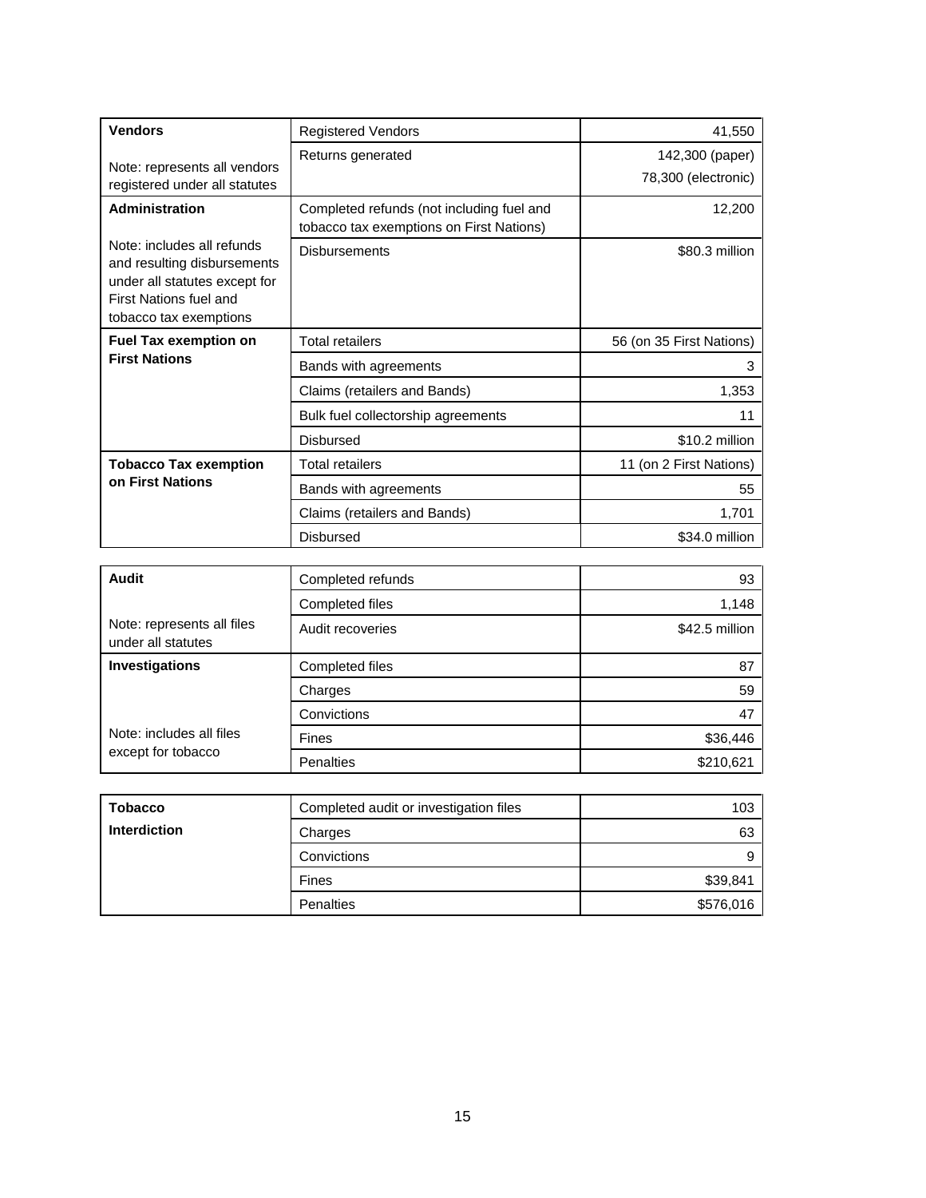| | | |
|---|---|---|
| **Vendors** | Registered Vendors | 41,550 |
| Note: represents all vendors registered under all statutes | Returns generated | 142,300 (paper) 78,300 (electronic) |
| **Administration** | Completed refunds (not including fuel and tobacco tax exemptions on First Nations) | 12,200 |
| Note: includes all refunds and resulting disbursements under all statutes except for First Nations fuel and tobacco tax exemptions | Disbursements | $80.3 million |
| **Fuel Tax exemption on First Nations** | Total retailers | 56 (on 35 First Nations) |
| | Bands with agreements | 3 |
| | Claims (retailers and Bands) | 1,353 |
| | Bulk fuel collectorship agreements | 11 |
| | Disbursed | $10.2 million |
| **Tobacco Tax exemption on First Nations** | Total retailers | 11 (on 2 First Nations) |
| | Bands with agreements | 55 |
| | Claims (retailers and Bands) | 1,701 |
| | Disbursed | $34.0 million |

| | | |
|---|---|---|
| **Audit** | Completed refunds | 93 |
| | Completed files | 1,148 |
| Note: represents all files under all statutes | Audit recoveries | $42.5 million |
| **Investigations** | Completed files | 87 |
| | Charges | 59 |
| | Convictions | 47 |
| Note: includes all files except for tobacco | Fines | $36,446 |
| | Penalties | $210,621 |

| | | |
|---|---|---|
| **Tobacco Interdiction** | Completed audit or investigation files | 103 |
| | Charges | 63 |
| | Convictions | 9 |
| | Fines | $39,841 |
| | Penalties | $576,016 |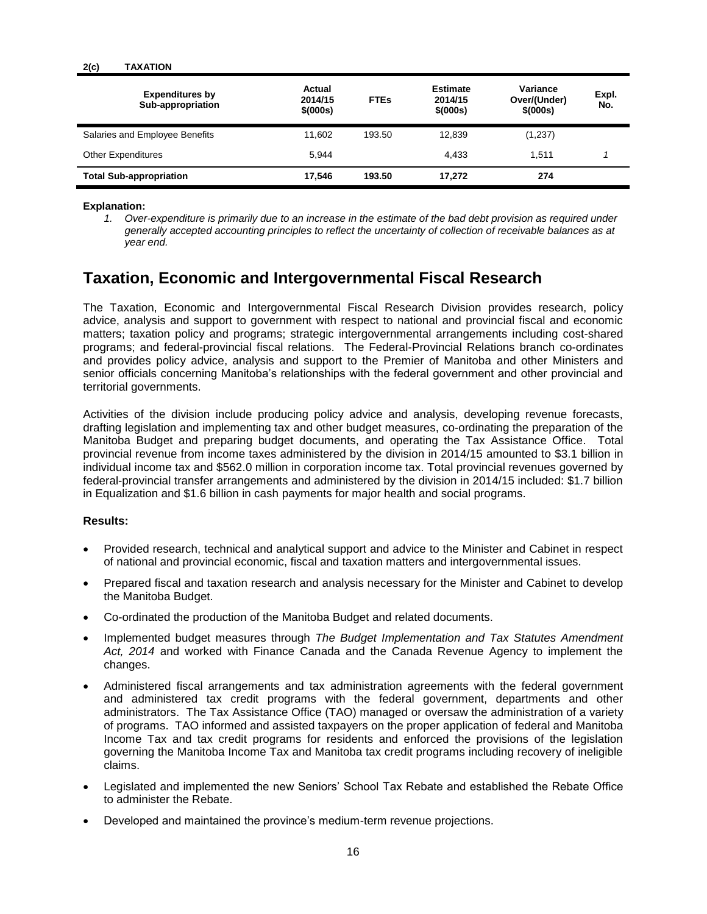**2(c) TAXATION**

| Expenditures by Sub-appropriation | Actual 2014/15 $(000s) | FTEs | Estimate 2014/15 $(000s) | Variance Over/(Under) $(000s) | Expl. No. |
|---|---|---|---|---|---|
| Salaries and Employee Benefits | 11,602 | 193.50 | 12,839 | (1,237) | |
| Other Expenditures | 5,944 | | 4,433 | 1,511 | 1 |
| **Total Sub-appropriation** | **17,546** | **193.50** | **17,272** | **274** | |

**Explanation:**

1. *Over-expenditure is primarily due to an increase in the estimate of the bad debt provision as required under generally accepted accounting principles to reflect the uncertainty of collection of receivable balances as at year end.*

## Taxation, Economic and Intergovernmental Fiscal Research

The Taxation, Economic and Intergovernmental Fiscal Research Division provides research, policy advice, analysis and support to government with respect to national and provincial fiscal and economic matters; taxation policy and programs; strategic intergovernmental arrangements including cost-shared programs; and federal-provincial fiscal relations. The Federal-Provincial Relations branch co-ordinates and provides policy advice, analysis and support to the Premier of Manitoba and other Ministers and senior officials concerning Manitoba's relationships with the federal government and other provincial and territorial governments.

Activities of the division include producing policy advice and analysis, developing revenue forecasts, drafting legislation and implementing tax and other budget measures, co-ordinating the preparation of the Manitoba Budget and preparing budget documents, and operating the Tax Assistance Office. Total provincial revenue from income taxes administered by the division in 2014/15 amounted to $3.1 billion in individual income tax and $562.0 million in corporation income tax. Total provincial revenues governed by federal-provincial transfer arrangements and administered by the division in 2014/15 included: $1.7 billion in Equalization and $1.6 billion in cash payments for major health and social programs.

**Results:**

- Provided research, technical and analytical support and advice to the Minister and Cabinet in respect of national and provincial economic, fiscal and taxation matters and intergovernmental issues.
- Prepared fiscal and taxation research and analysis necessary for the Minister and Cabinet to develop the Manitoba Budget.
- Co-ordinated the production of the Manitoba Budget and related documents.
- Implemented budget measures through *The Budget Implementation and Tax Statutes Amendment Act, 2014* and worked with Finance Canada and the Canada Revenue Agency to implement the changes.
- Administered fiscal arrangements and tax administration agreements with the federal government and administered tax credit programs with the federal government, departments and other administrators. The Tax Assistance Office (TAO) managed or oversaw the administration of a variety of programs. TAO informed and assisted taxpayers on the proper application of federal and Manitoba Income Tax and tax credit programs for residents and enforced the provisions of the legislation governing the Manitoba Income Tax and Manitoba tax credit programs including recovery of ineligible claims.
- Legislated and implemented the new Seniors' School Tax Rebate and established the Rebate Office to administer the Rebate.
- Developed and maintained the province's medium-term revenue projections.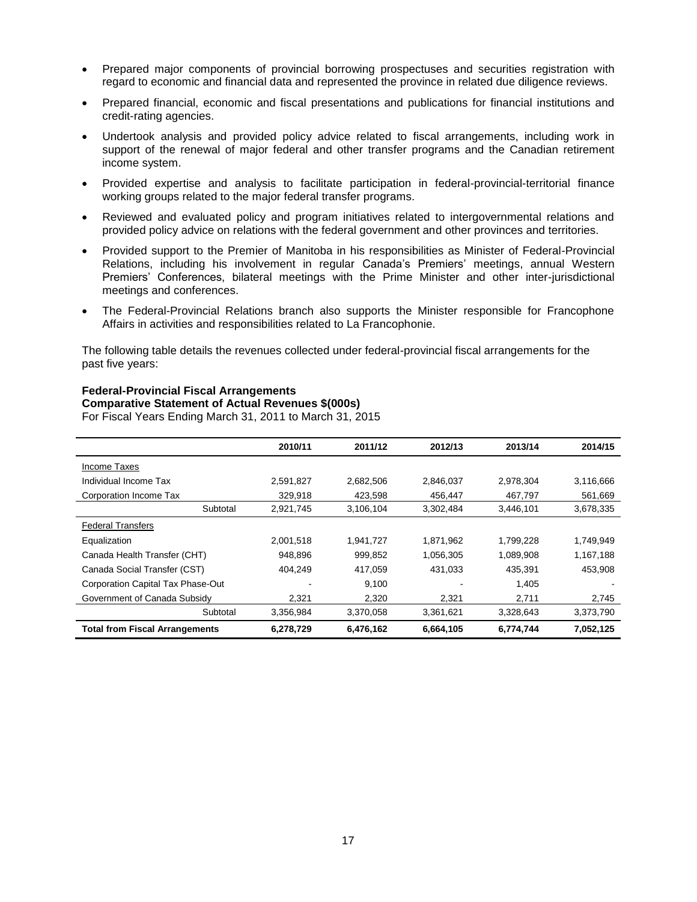- Prepared major components of provincial borrowing prospectuses and securities registration with regard to economic and financial data and represented the province in related due diligence reviews.
- Prepared financial, economic and fiscal presentations and publications for financial institutions and credit-rating agencies.
- Undertook analysis and provided policy advice related to fiscal arrangements, including work in support of the renewal of major federal and other transfer programs and the Canadian retirement income system.
- Provided expertise and analysis to facilitate participation in federal-provincial-territorial finance working groups related to the major federal transfer programs.
- Reviewed and evaluated policy and program initiatives related to intergovernmental relations and provided policy advice on relations with the federal government and other provinces and territories.
- Provided support to the Premier of Manitoba in his responsibilities as Minister of Federal-Provincial Relations, including his involvement in regular Canada's Premiers' meetings, annual Western Premiers' Conferences, bilateral meetings with the Prime Minister and other inter-jurisdictional meetings and conferences.
- The Federal-Provincial Relations branch also supports the Minister responsible for Francophone Affairs in activities and responsibilities related to La Francophonie.

The following table details the revenues collected under federal-provincial fiscal arrangements for the past five years:

**Federal-Provincial Fiscal Arrangements**
**Comparative Statement of Actual Revenues $(000s)**
For Fiscal Years Ending March 31, 2011 to March 31, 2015

| | 2010/11 | 2011/12 | 2012/13 | 2013/14 | 2014/15 |
|---|---|---|---|---|---|
| Income Taxes | | | | | |
| Individual Income Tax | 2,591,827 | 2,682,506 | 2,846,037 | 2,978,304 | 3,116,666 |
| Corporation Income Tax | 329,918 | 423,598 | 456,447 | 467,797 | 561,669 |
| Subtotal | 2,921,745 | 3,106,104 | 3,302,484 | 3,446,101 | 3,678,335 |
| Federal Transfers | | | | | |
| Equalization | 2,001,518 | 1,941,727 | 1,871,962 | 1,799,228 | 1,749,949 |
| Canada Health Transfer (CHT) | 948,896 | 999,852 | 1,056,305 | 1,089,908 | 1,167,188 |
| Canada Social Transfer (CST) | 404,249 | 417,059 | 431,033 | 435,391 | 453,908 |
| Corporation Capital Tax Phase-Out | - | 9,100 | - | 1,405 | - |
| Government of Canada Subsidy | 2,321 | 2,320 | 2,321 | 2,711 | 2,745 |
| Subtotal | 3,356,984 | 3,370,058 | 3,361,621 | 3,328,643 | 3,373,790 |
| **Total from Fiscal Arrangements** | **6,278,729** | **6,476,162** | **6,664,105** | **6,774,744** | **7,052,125** |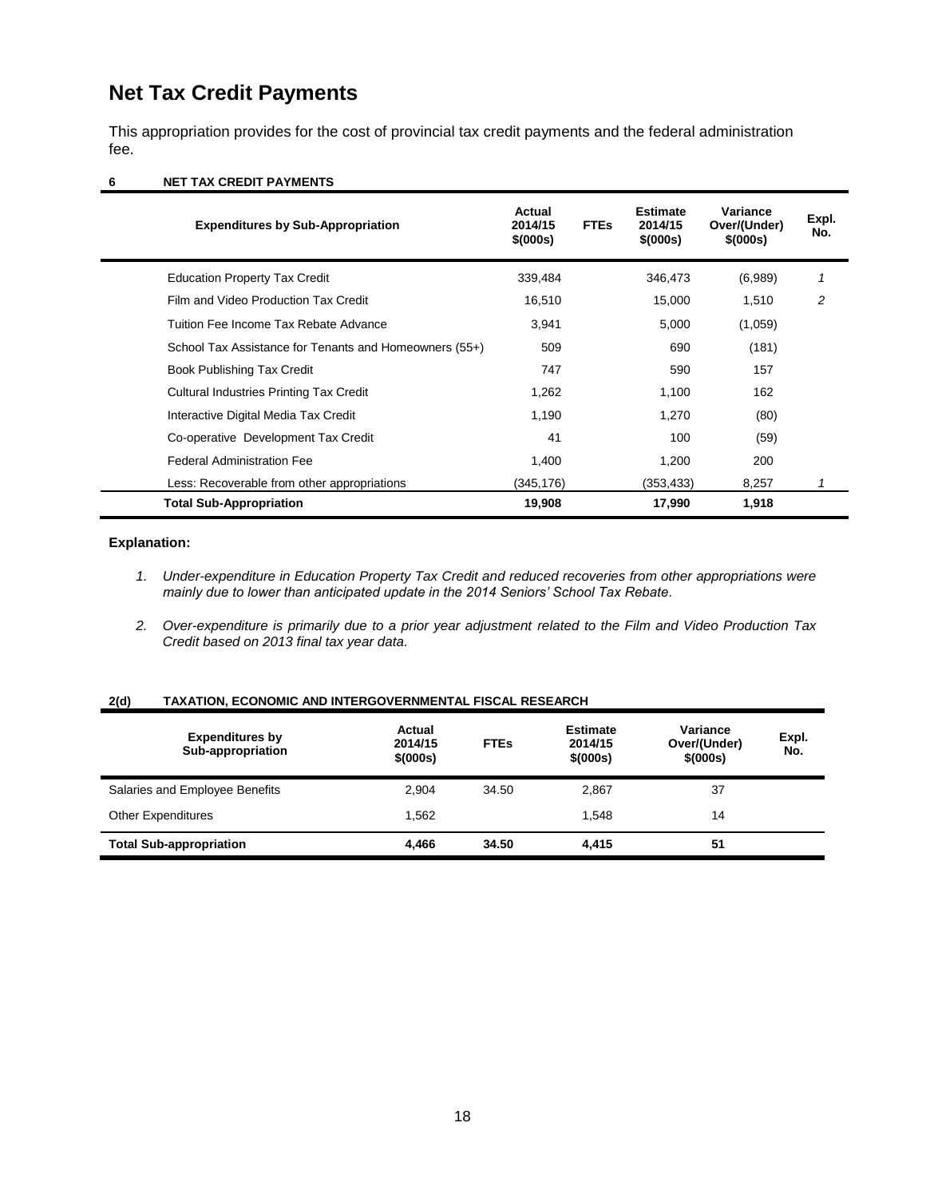# Net Tax Credit Payments

This appropriation provides for the cost of provincial tax credit payments and the federal administration fee.

**6 NET TAX CREDIT PAYMENTS**

| Expenditures by Sub-Appropriation | Actual 2014/15 $(000s) | FTEs | Estimate 2014/15 $(000s) | Variance Over/(Under) $(000s) | Expl. No. |
|---|---|---|---|---|---|
| Education Property Tax Credit | 339,484 | | 346,473 | (6,989) | 1 |
| Film and Video Production Tax Credit | 16,510 | | 15,000 | 1,510 | 2 |
| Tuition Fee Income Tax Rebate Advance | 3,941 | | 5,000 | (1,059) | |
| School Tax Assistance for Tenants and Homeowners (55+) | 509 | | 690 | (181) | |
| Book Publishing Tax Credit | 747 | | 590 | 157 | |
| Cultural Industries Printing Tax Credit | 1,262 | | 1,100 | 162 | |
| Interactive Digital Media Tax Credit | 1,190 | | 1,270 | (80) | |
| Co-operative Development Tax Credit | 41 | | 100 | (59) | |
| Federal Administration Fee | 1,400 | | 1,200 | 200 | |
| Less: Recoverable from other appropriations | (345,176) | | (353,433) | 8,257 | 1 |
| **Total Sub-Appropriation** | **19,908** | | **17,990** | **1,918** | |

**Explanation:**

1. *Under-expenditure in Education Property Tax Credit and reduced recoveries from other appropriations were mainly due to lower than anticipated update in the 2014 Seniors' School Tax Rebate.*

2. *Over-expenditure is primarily due to a prior year adjustment related to the Film and Video Production Tax Credit based on 2013 final tax year data.*

**2(d) TAXATION, ECONOMIC AND INTERGOVERNMENTAL FISCAL RESEARCH**

| Expenditures by Sub-appropriation | Actual 2014/15 $(000s) | FTEs | Estimate 2014/15 $(000s) | Variance Over/(Under) $(000s) | Expl. No. |
|---|---|---|---|---|---|
| Salaries and Employee Benefits | 2,904 | 34.50 | 2,867 | 37 | |
| Other Expenditures | 1,562 | | 1,548 | 14 | |
| **Total Sub-appropriation** | **4,466** | **34.50** | **4,415** | **51** | |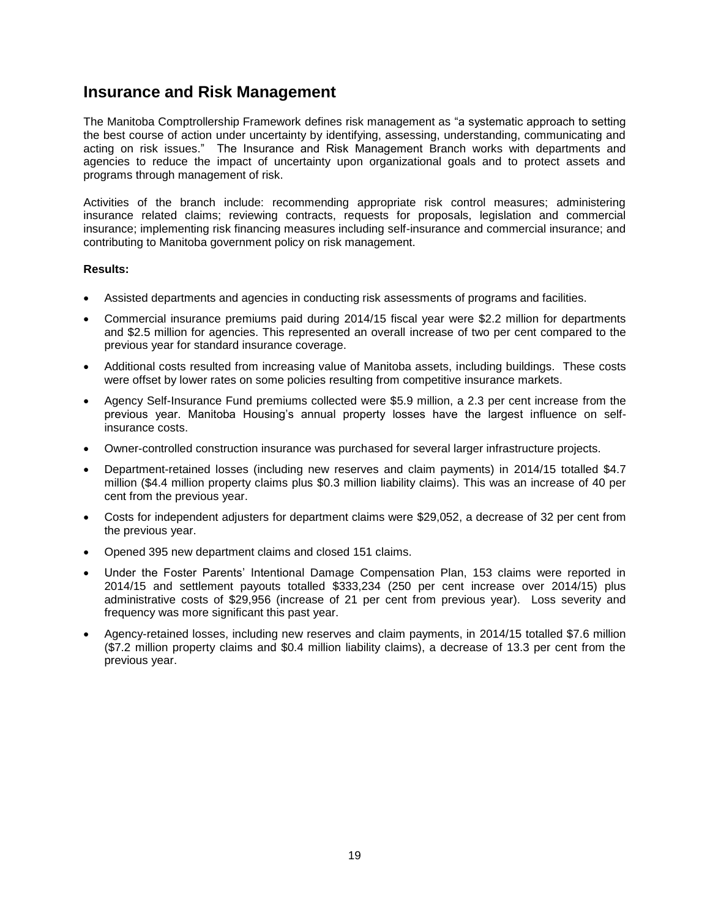## Insurance and Risk Management

The Manitoba Comptrollership Framework defines risk management as "a systematic approach to setting the best course of action under uncertainty by identifying, assessing, understanding, communicating and acting on risk issues." The Insurance and Risk Management Branch works with departments and agencies to reduce the impact of uncertainty upon organizational goals and to protect assets and programs through management of risk.

Activities of the branch include: recommending appropriate risk control measures; administering insurance related claims; reviewing contracts, requests for proposals, legislation and commercial insurance; implementing risk financing measures including self-insurance and commercial insurance; and contributing to Manitoba government policy on risk management.

**Results:**

- Assisted departments and agencies in conducting risk assessments of programs and facilities.
- Commercial insurance premiums paid during 2014/15 fiscal year were $2.2 million for departments and $2.5 million for agencies. This represented an overall increase of two per cent compared to the previous year for standard insurance coverage.
- Additional costs resulted from increasing value of Manitoba assets, including buildings. These costs were offset by lower rates on some policies resulting from competitive insurance markets.
- Agency Self-Insurance Fund premiums collected were $5.9 million, a 2.3 per cent increase from the previous year. Manitoba Housing's annual property losses have the largest influence on self-insurance costs.
- Owner-controlled construction insurance was purchased for several larger infrastructure projects.
- Department-retained losses (including new reserves and claim payments) in 2014/15 totalled $4.7 million ($4.4 million property claims plus $0.3 million liability claims). This was an increase of 40 per cent from the previous year.
- Costs for independent adjusters for department claims were $29,052, a decrease of 32 per cent from the previous year.
- Opened 395 new department claims and closed 151 claims.
- Under the Foster Parents' Intentional Damage Compensation Plan, 153 claims were reported in 2014/15 and settlement payouts totalled $333,234 (250 per cent increase over 2014/15) plus administrative costs of $29,956 (increase of 21 per cent from previous year). Loss severity and frequency was more significant this past year.
- Agency-retained losses, including new reserves and claim payments, in 2014/15 totalled $7.6 million ($7.2 million property claims and $0.4 million liability claims), a decrease of 13.3 per cent from the previous year.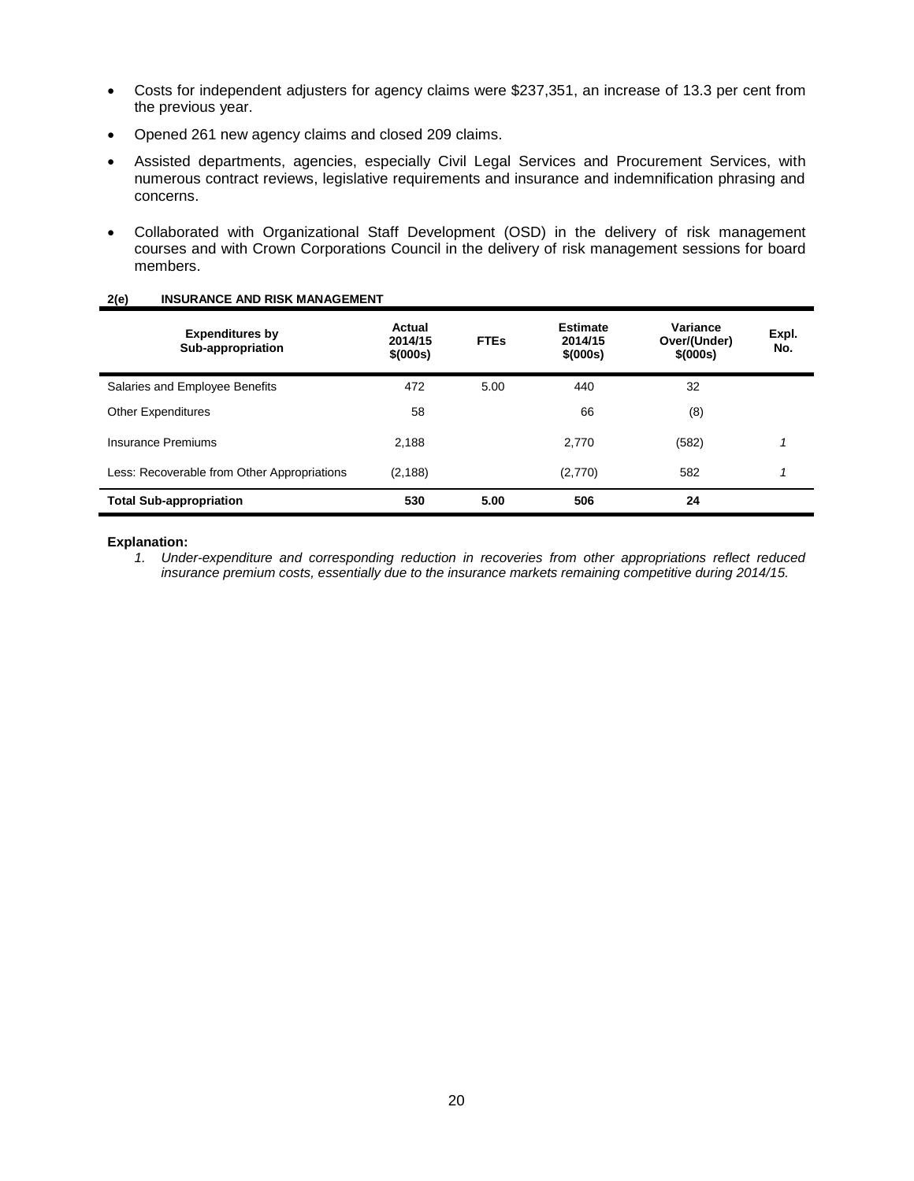- Costs for independent adjusters for agency claims were $237,351, an increase of 13.3 per cent from the previous year.
- Opened 261 new agency claims and closed 209 claims.
- Assisted departments, agencies, especially Civil Legal Services and Procurement Services, with numerous contract reviews, legislative requirements and insurance and indemnification phrasing and concerns.
- Collaborated with Organizational Staff Development (OSD) in the delivery of risk management courses and with Crown Corporations Council in the delivery of risk management sessions for board members.

**2(e) INSURANCE AND RISK MANAGEMENT**

| Expenditures by Sub-appropriation | Actual 2014/15 $(000s) | FTEs | Estimate 2014/15 $(000s) | Variance Over/(Under) $(000s) | Expl. No. |
|---|---|---|---|---|---|
| Salaries and Employee Benefits | 472 | 5.00 | 440 | 32 | |
| Other Expenditures | 58 | | 66 | (8) | |
| Insurance Premiums | 2,188 | | 2,770 | (582) | *1* |
| Less: Recoverable from Other Appropriations | (2,188) | | (2,770) | 582 | *1* |
| **Total Sub-appropriation** | **530** | **5.00** | **506** | **24** | |

**Explanation:**

1. *Under-expenditure and corresponding reduction in recoveries from other appropriations reflect reduced insurance premium costs, essentially due to the insurance markets remaining competitive during 2014/15.*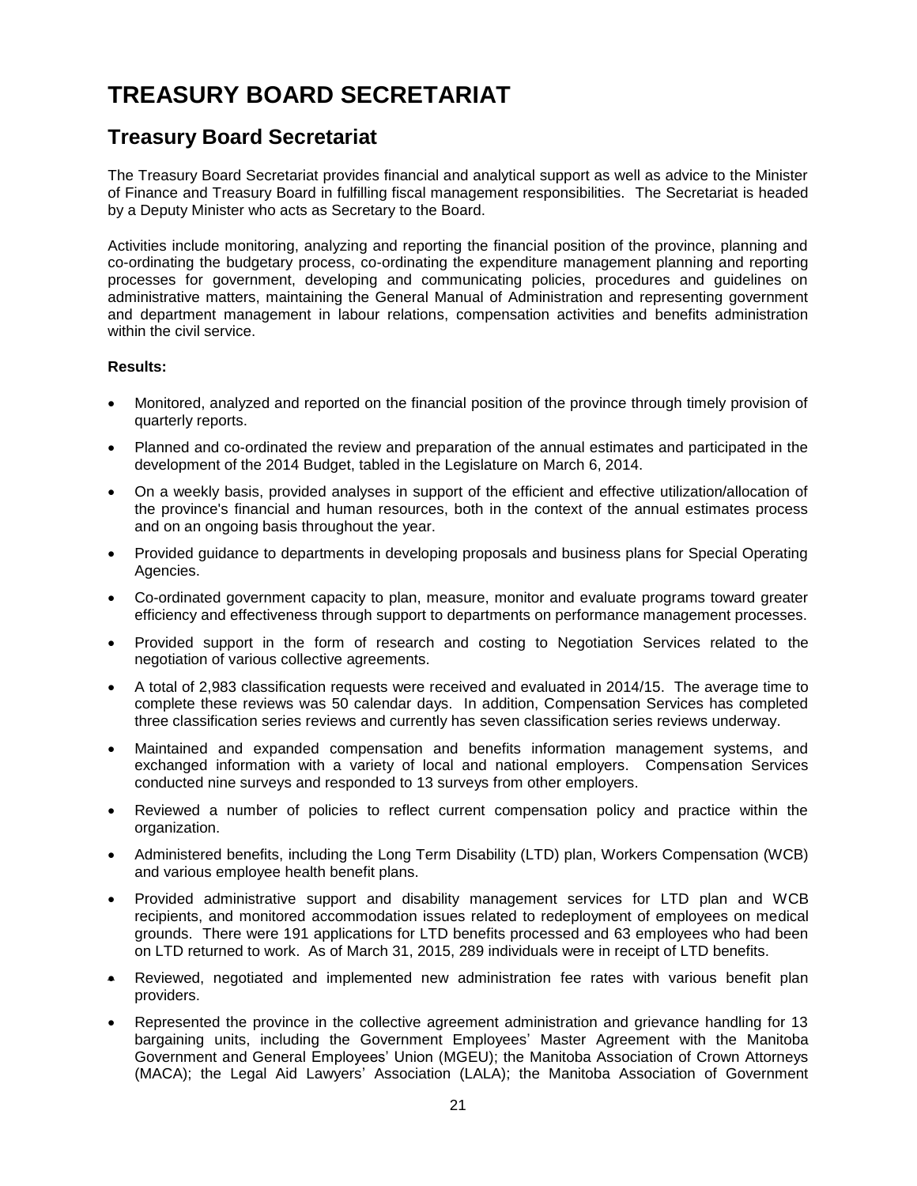# TREASURY BOARD SECRETARIAT

## Treasury Board Secretariat

The Treasury Board Secretariat provides financial and analytical support as well as advice to the Minister of Finance and Treasury Board in fulfilling fiscal management responsibilities. The Secretariat is headed by a Deputy Minister who acts as Secretary to the Board.

Activities include monitoring, analyzing and reporting the financial position of the province, planning and co-ordinating the budgetary process, co-ordinating the expenditure management planning and reporting processes for government, developing and communicating policies, procedures and guidelines on administrative matters, maintaining the General Manual of Administration and representing government and department management in labour relations, compensation activities and benefits administration within the civil service.

**Results:**

- Monitored, analyzed and reported on the financial position of the province through timely provision of quarterly reports.
- Planned and co-ordinated the review and preparation of the annual estimates and participated in the development of the 2014 Budget, tabled in the Legislature on March 6, 2014.
- On a weekly basis, provided analyses in support of the efficient and effective utilization/allocation of the province's financial and human resources, both in the context of the annual estimates process and on an ongoing basis throughout the year.
- Provided guidance to departments in developing proposals and business plans for Special Operating Agencies.
- Co-ordinated government capacity to plan, measure, monitor and evaluate programs toward greater efficiency and effectiveness through support to departments on performance management processes.
- Provided support in the form of research and costing to Negotiation Services related to the negotiation of various collective agreements.
- A total of 2,983 classification requests were received and evaluated in 2014/15. The average time to complete these reviews was 50 calendar days. In addition, Compensation Services has completed three classification series reviews and currently has seven classification series reviews underway.
- Maintained and expanded compensation and benefits information management systems, and exchanged information with a variety of local and national employers. Compensation Services conducted nine surveys and responded to 13 surveys from other employers.
- Reviewed a number of policies to reflect current compensation policy and practice within the organization.
- Administered benefits, including the Long Term Disability (LTD) plan, Workers Compensation (WCB) and various employee health benefit plans.
- Provided administrative support and disability management services for LTD plan and WCB recipients, and monitored accommodation issues related to redeployment of employees on medical grounds. There were 191 applications for LTD benefits processed and 63 employees who had been on LTD returned to work. As of March 31, 2015, 289 individuals were in receipt of LTD benefits.
- Reviewed, negotiated and implemented new administration fee rates with various benefit plan providers.
- Represented the province in the collective agreement administration and grievance handling for 13 bargaining units, including the Government Employees' Master Agreement with the Manitoba Government and General Employees' Union (MGEU); the Manitoba Association of Crown Attorneys (MACA); the Legal Aid Lawyers' Association (LALA); the Manitoba Association of Government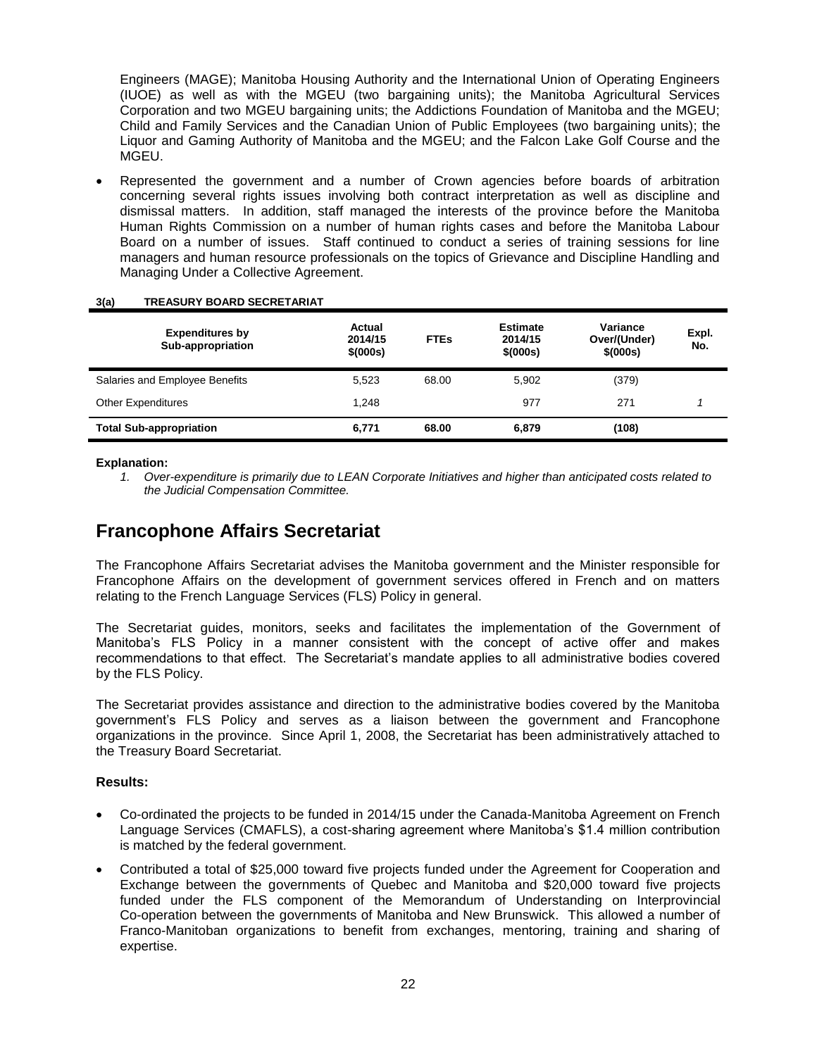Engineers (MAGE); Manitoba Housing Authority and the International Union of Operating Engineers (IUOE) as well as with the MGEU (two bargaining units); the Manitoba Agricultural Services Corporation and two MGEU bargaining units; the Addictions Foundation of Manitoba and the MGEU; Child and Family Services and the Canadian Union of Public Employees (two bargaining units); the Liquor and Gaming Authority of Manitoba and the MGEU; and the Falcon Lake Golf Course and the MGEU.

- Represented the government and a number of Crown agencies before boards of arbitration concerning several rights issues involving both contract interpretation as well as discipline and dismissal matters. In addition, staff managed the interests of the province before the Manitoba Human Rights Commission on a number of human rights cases and before the Manitoba Labour Board on a number of issues. Staff continued to conduct a series of training sessions for line managers and human resource professionals on the topics of Grievance and Discipline Handling and Managing Under a Collective Agreement.

**3(a) TREASURY BOARD SECRETARIAT**

| Expenditures by Sub-appropriation | Actual 2014/15 $(000s) | FTEs | Estimate 2014/15 $(000s) | Variance Over/(Under) $(000s) | Expl. No. |
|---|---|---|---|---|---|
| Salaries and Employee Benefits | 5,523 | 68.00 | 5,902 | (379) | |
| Other Expenditures | 1,248 | | 977 | 271 | 1 |
| **Total Sub-appropriation** | **6,771** | **68.00** | **6,879** | **(108)** | |

**Explanation:**

1. *Over-expenditure is primarily due to LEAN Corporate Initiatives and higher than anticipated costs related to the Judicial Compensation Committee.*

# Francophone Affairs Secretariat

The Francophone Affairs Secretariat advises the Manitoba government and the Minister responsible for Francophone Affairs on the development of government services offered in French and on matters relating to the French Language Services (FLS) Policy in general.

The Secretariat guides, monitors, seeks and facilitates the implementation of the Government of Manitoba's FLS Policy in a manner consistent with the concept of active offer and makes recommendations to that effect. The Secretariat's mandate applies to all administrative bodies covered by the FLS Policy.

The Secretariat provides assistance and direction to the administrative bodies covered by the Manitoba government's FLS Policy and serves as a liaison between the government and Francophone organizations in the province. Since April 1, 2008, the Secretariat has been administratively attached to the Treasury Board Secretariat.

**Results:**

- Co-ordinated the projects to be funded in 2014/15 under the Canada-Manitoba Agreement on French Language Services (CMAFLS), a cost-sharing agreement where Manitoba's $1.4 million contribution is matched by the federal government.
- Contributed a total of $25,000 toward five projects funded under the Agreement for Cooperation and Exchange between the governments of Quebec and Manitoba and $20,000 toward five projects funded under the FLS component of the Memorandum of Understanding on Interprovincial Co-operation between the governments of Manitoba and New Brunswick. This allowed a number of Franco-Manitoban organizations to benefit from exchanges, mentoring, training and sharing of expertise.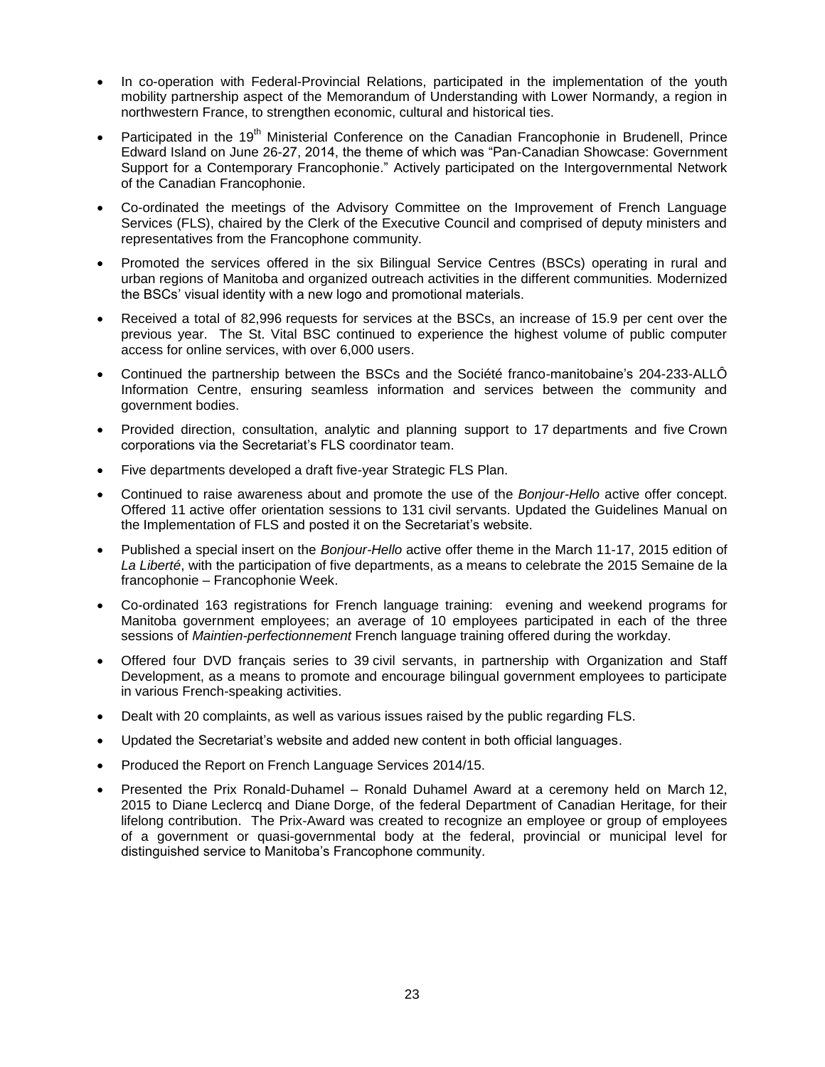- In co-operation with Federal-Provincial Relations, participated in the implementation of the youth mobility partnership aspect of the Memorandum of Understanding with Lower Normandy, a region in northwestern France, to strengthen economic, cultural and historical ties.
- Participated in the 19th Ministerial Conference on the Canadian Francophonie in Brudenell, Prince Edward Island on June 26-27, 2014, the theme of which was "Pan-Canadian Showcase: Government Support for a Contemporary Francophonie." Actively participated on the Intergovernmental Network of the Canadian Francophonie.
- Co-ordinated the meetings of the Advisory Committee on the Improvement of French Language Services (FLS), chaired by the Clerk of the Executive Council and comprised of deputy ministers and representatives from the Francophone community.
- Promoted the services offered in the six Bilingual Service Centres (BSCs) operating in rural and urban regions of Manitoba and organized outreach activities in the different communities. Modernized the BSCs' visual identity with a new logo and promotional materials.
- Received a total of 82,996 requests for services at the BSCs, an increase of 15.9 per cent over the previous year. The St. Vital BSC continued to experience the highest volume of public computer access for online services, with over 6,000 users.
- Continued the partnership between the BSCs and the Société franco-manitobaine's 204-233-ALLÔ Information Centre, ensuring seamless information and services between the community and government bodies.
- Provided direction, consultation, analytic and planning support to 17 departments and five Crown corporations via the Secretariat's FLS coordinator team.
- Five departments developed a draft five-year Strategic FLS Plan.
- Continued to raise awareness about and promote the use of the *Bonjour-Hello* active offer concept. Offered 11 active offer orientation sessions to 131 civil servants. Updated the Guidelines Manual on the Implementation of FLS and posted it on the Secretariat's website.
- Published a special insert on the *Bonjour-Hello* active offer theme in the March 11-17, 2015 edition of *La Liberté*, with the participation of five departments, as a means to celebrate the 2015 Semaine de la francophonie – Francophonie Week.
- Co-ordinated 163 registrations for French language training: evening and weekend programs for Manitoba government employees; an average of 10 employees participated in each of the three sessions of *Maintien-perfectionnement* French language training offered during the workday.
- Offered four DVD français series to 39 civil servants, in partnership with Organization and Staff Development, as a means to promote and encourage bilingual government employees to participate in various French-speaking activities.
- Dealt with 20 complaints, as well as various issues raised by the public regarding FLS.
- Updated the Secretariat's website and added new content in both official languages.
- Produced the Report on French Language Services 2014/15.
- Presented the Prix Ronald-Duhamel – Ronald Duhamel Award at a ceremony held on March 12, 2015 to Diane Leclercq and Diane Dorge, of the federal Department of Canadian Heritage, for their lifelong contribution. The Prix-Award was created to recognize an employee or group of employees of a government or quasi-governmental body at the federal, provincial or municipal level for distinguished service to Manitoba's Francophone community.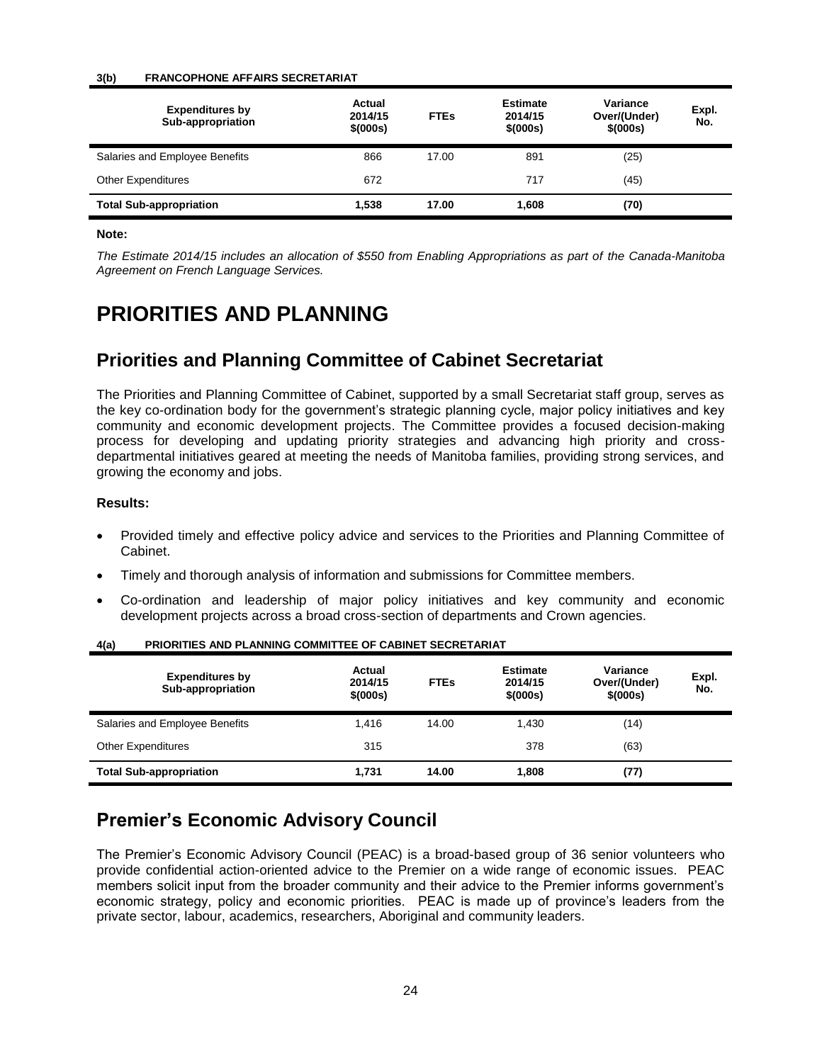**3(b) FRANCOPHONE AFFAIRS SECRETARIAT**

| Expenditures by Sub-appropriation | Actual 2014/15 $(000s) | FTEs | Estimate 2014/15 $(000s) | Variance Over/(Under) $(000s) | Expl. No. |
|---|---|---|---|---|---|
| Salaries and Employee Benefits | 866 | 17.00 | 891 | (25) | |
| Other Expenditures | 672 | | 717 | (45) | |
| **Total Sub-appropriation** | **1,538** | **17.00** | **1,608** | **(70)** | |

**Note:**

*The Estimate 2014/15 includes an allocation of $550 from Enabling Appropriations as part of the Canada-Manitoba Agreement on French Language Services.*

# PRIORITIES AND PLANNING

## Priorities and Planning Committee of Cabinet Secretariat

The Priorities and Planning Committee of Cabinet, supported by a small Secretariat staff group, serves as the key co-ordination body for the government's strategic planning cycle, major policy initiatives and key community and economic development projects. The Committee provides a focused decision-making process for developing and updating priority strategies and advancing high priority and cross-departmental initiatives geared at meeting the needs of Manitoba families, providing strong services, and growing the economy and jobs.

**Results:**

- Provided timely and effective policy advice and services to the Priorities and Planning Committee of Cabinet.
- Timely and thorough analysis of information and submissions for Committee members.
- Co-ordination and leadership of major policy initiatives and key community and economic development projects across a broad cross-section of departments and Crown agencies.

**4(a) PRIORITIES AND PLANNING COMMITTEE OF CABINET SECRETARIAT**

| Expenditures by Sub-appropriation | Actual 2014/15 $(000s) | FTEs | Estimate 2014/15 $(000s) | Variance Over/(Under) $(000s) | Expl. No. |
|---|---|---|---|---|---|
| Salaries and Employee Benefits | 1,416 | 14.00 | 1,430 | (14) | |
| Other Expenditures | 315 | | 378 | (63) | |
| **Total Sub-appropriation** | **1,731** | **14.00** | **1,808** | **(77)** | |

## Premier's Economic Advisory Council

The Premier's Economic Advisory Council (PEAC) is a broad-based group of 36 senior volunteers who provide confidential action-oriented advice to the Premier on a wide range of economic issues. PEAC members solicit input from the broader community and their advice to the Premier informs government's economic strategy, policy and economic priorities. PEAC is made up of province's leaders from the private sector, labour, academics, researchers, Aboriginal and community leaders.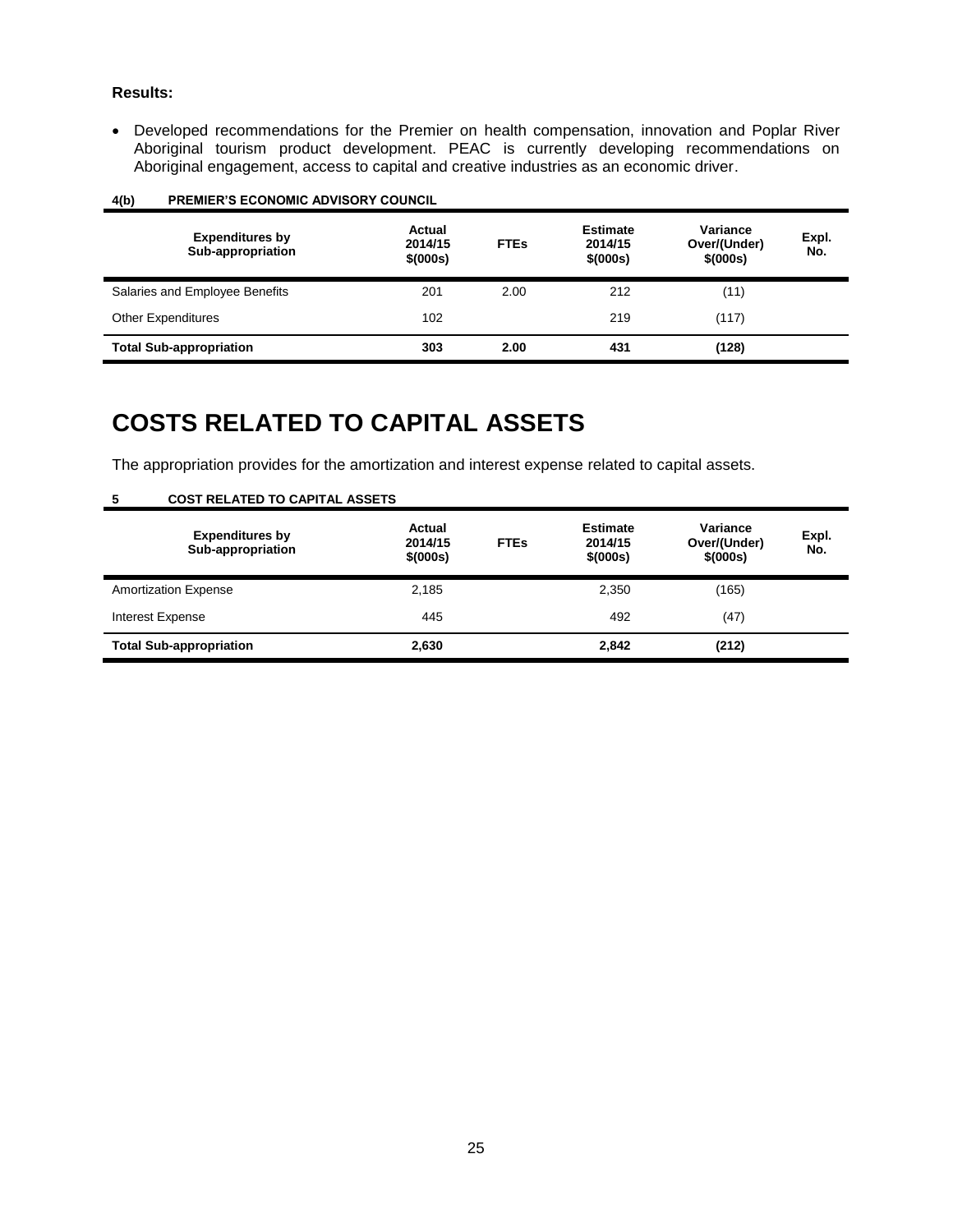**Results:**

- Developed recommendations for the Premier on health compensation, innovation and Poplar River Aboriginal tourism product development. PEAC is currently developing recommendations on Aboriginal engagement, access to capital and creative industries as an economic driver.

**4(b) PREMIER'S ECONOMIC ADVISORY COUNCIL**

| Expenditures by Sub-appropriation | Actual 2014/15 $(000s) | FTEs | Estimate 2014/15 $(000s) | Variance Over/(Under) $(000s) | Expl. No. |
|---|---|---|---|---|---|
| Salaries and Employee Benefits | 201 | 2.00 | 212 | (11) | |
| Other Expenditures | 102 | | 219 | (117) | |
| **Total Sub-appropriation** | **303** | **2.00** | **431** | **(128)** | |

# COSTS RELATED TO CAPITAL ASSETS

The appropriation provides for the amortization and interest expense related to capital assets.

**5 COST RELATED TO CAPITAL ASSETS**

| Expenditures by Sub-appropriation | Actual 2014/15 $(000s) | FTEs | Estimate 2014/15 $(000s) | Variance Over/(Under) $(000s) | Expl. No. |
|---|---|---|---|---|---|
| Amortization Expense | 2,185 | | 2,350 | (165) | |
| Interest Expense | 445 | | 492 | (47) | |
| **Total Sub-appropriation** | **2,630** | | **2,842** | **(212)** | |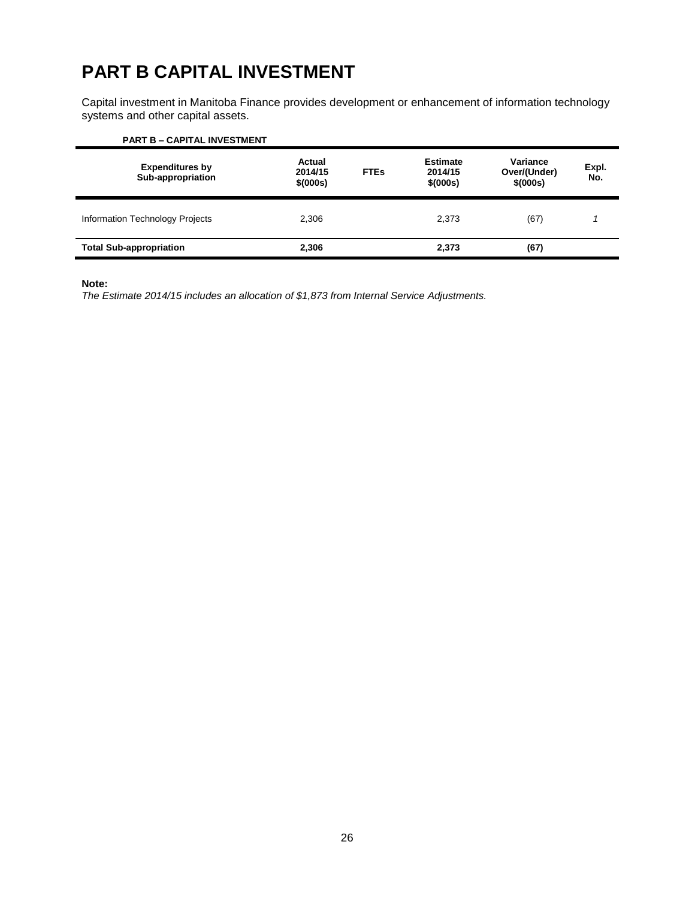# PART B CAPITAL INVESTMENT

Capital investment in Manitoba Finance provides development or enhancement of information technology systems and other capital assets.

**PART B – CAPITAL INVESTMENT**

| Expenditures by Sub-appropriation | Actual 2014/15 $(000s) | FTEs | Estimate 2014/15 $(000s) | Variance Over/(Under) $(000s) | Expl. No. |
|---|---|---|---|---|---|
| Information Technology Projects | 2,306 | | 2,373 | (67) | *1* |
| **Total Sub-appropriation** | **2,306** | | **2,373** | **(67)** | |

**Note:**
*The Estimate 2014/15 includes an allocation of $1,873 from Internal Service Adjustments.*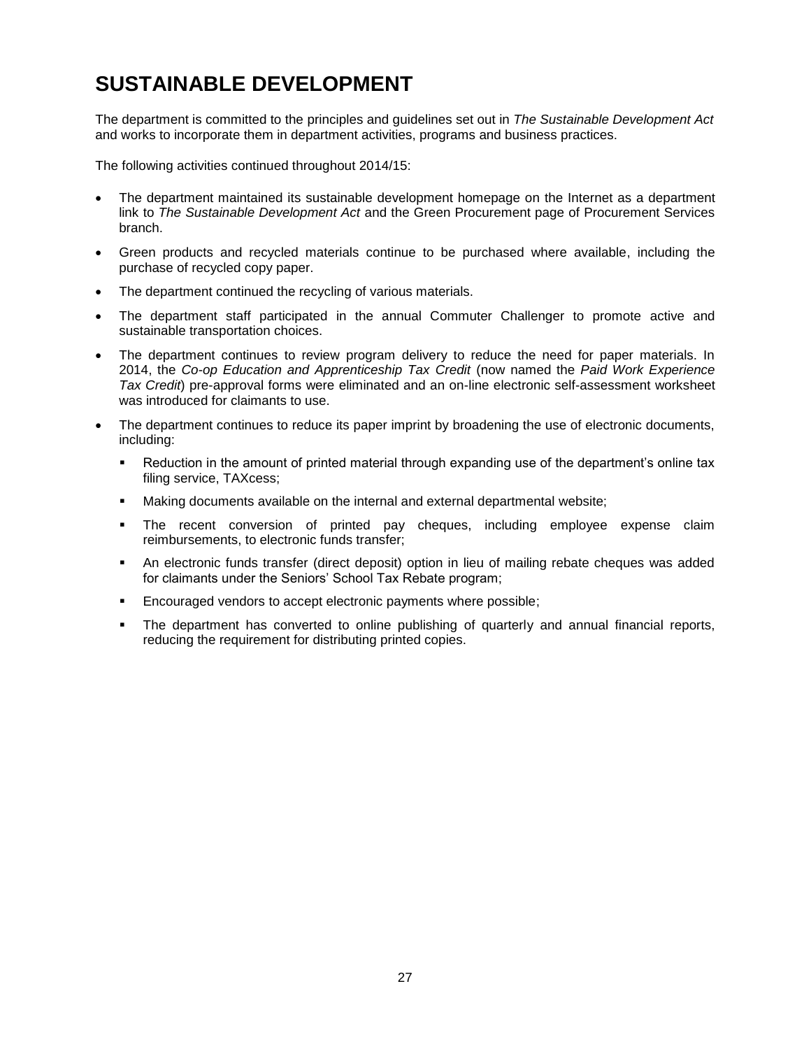# SUSTAINABLE DEVELOPMENT

The department is committed to the principles and guidelines set out in *The Sustainable Development Act* and works to incorporate them in department activities, programs and business practices.

The following activities continued throughout 2014/15:

- The department maintained its sustainable development homepage on the Internet as a department link to *The Sustainable Development Act* and the Green Procurement page of Procurement Services branch.
- Green products and recycled materials continue to be purchased where available, including the purchase of recycled copy paper.
- The department continued the recycling of various materials.
- The department staff participated in the annual Commuter Challenger to promote active and sustainable transportation choices.
- The department continues to review program delivery to reduce the need for paper materials. In 2014, the *Co-op Education and Apprenticeship Tax Credit* (now named the *Paid Work Experience Tax Credit*) pre-approval forms were eliminated and an on-line electronic self-assessment worksheet was introduced for claimants to use.
- The department continues to reduce its paper imprint by broadening the use of electronic documents, including:
  - Reduction in the amount of printed material through expanding use of the department's online tax filing service, TAXcess;
  - Making documents available on the internal and external departmental website;
  - The recent conversion of printed pay cheques, including employee expense claim reimbursements, to electronic funds transfer;
  - An electronic funds transfer (direct deposit) option in lieu of mailing rebate cheques was added for claimants under the Seniors' School Tax Rebate program;
  - Encouraged vendors to accept electronic payments where possible;
  - The department has converted to online publishing of quarterly and annual financial reports, reducing the requirement for distributing printed copies.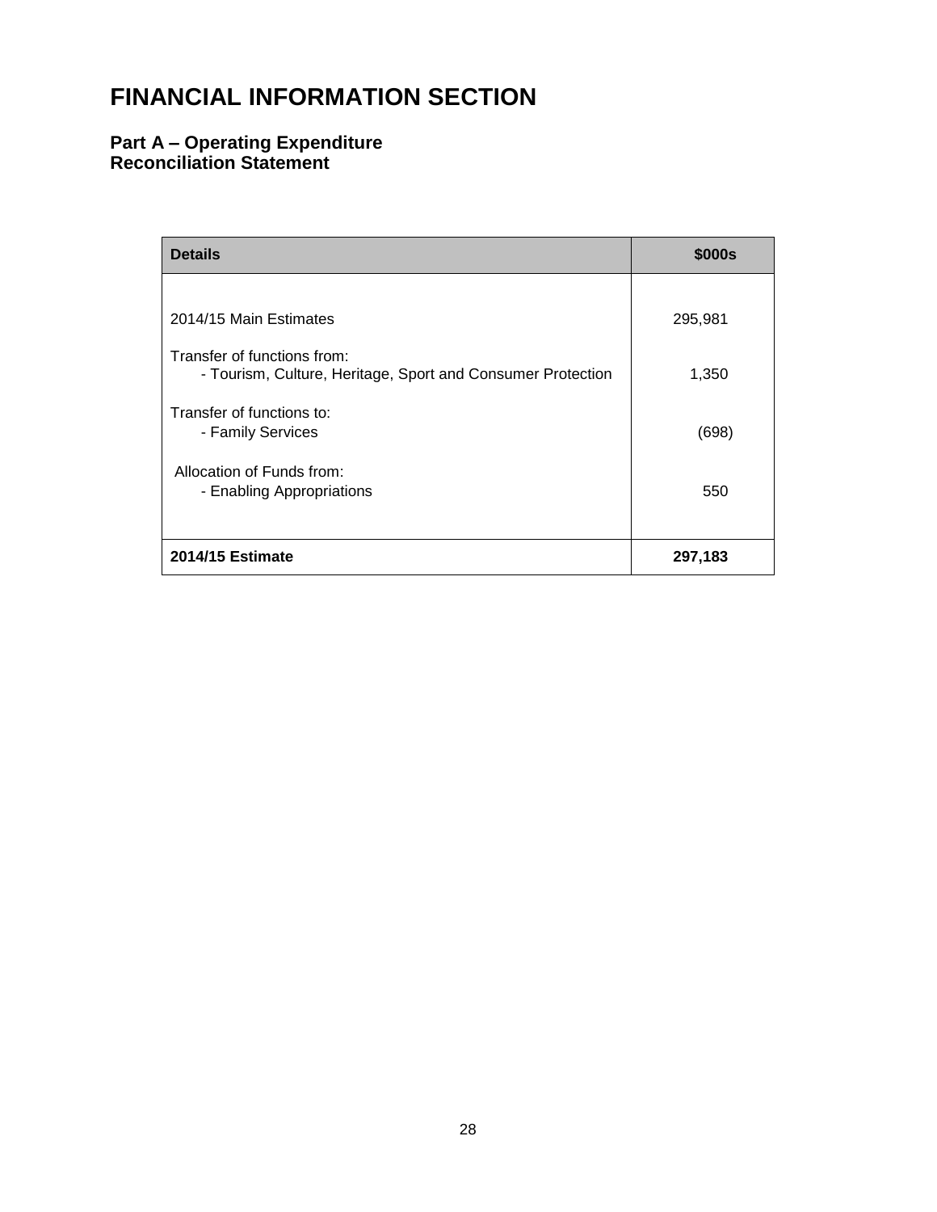# FINANCIAL INFORMATION SECTION

### Part A – Operating Expenditure
### Reconciliation Statement

| Details | $000s |
|---|---|
| 2014/15 Main Estimates | 295,981 |
| Transfer of functions from:<br>- Tourism, Culture, Heritage, Sport and Consumer Protection | 1,350 |
| Transfer of functions to:<br>- Family Services | (698) |
| Allocation of Funds from:<br>- Enabling Appropriations | 550 |
| **2014/15 Estimate** | **297,183** |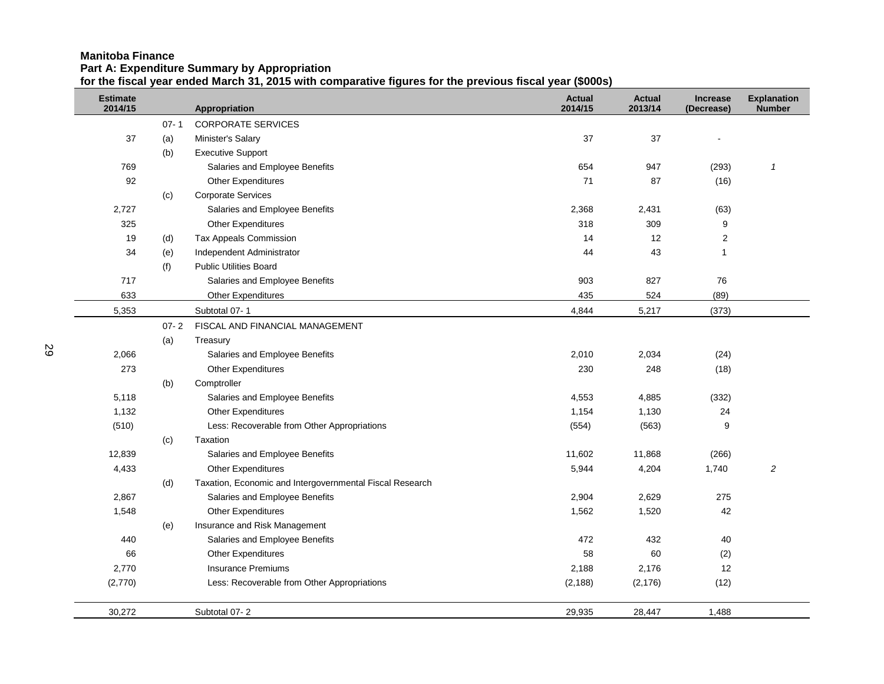**Manitoba Finance**
**Part A: Expenditure Summary by Appropriation**
**for the fiscal year ended March 31, 2015 with comparative figures for the previous fiscal year ($000s)**

| Estimate 2014/15 | | Appropriation | Actual 2014/15 | Actual 2013/14 | Increase (Decrease) | Explanation Number |
|---|---|---|---|---|---|---|
| | 07- 1 | CORPORATE SERVICES | | | | |
| 37 | (a) | Minister's Salary | 37 | 37 | - | |
| | (b) | Executive Support | | | | |
| 769 | | Salaries and Employee Benefits | 654 | 947 | (293) | *1* |
| 92 | | Other Expenditures | 71 | 87 | (16) | |
| | (c) | Corporate Services | | | | |
| 2,727 | | Salaries and Employee Benefits | 2,368 | 2,431 | (63) | |
| 325 | | Other Expenditures | 318 | 309 | 9 | |
| 19 | (d) | Tax Appeals Commission | 14 | 12 | 2 | |
| 34 | (e) | Independent Administrator | 44 | 43 | 1 | |
| | (f) | Public Utilities Board | | | | |
| 717 | | Salaries and Employee Benefits | 903 | 827 | 76 | |
| 633 | | Other Expenditures | 435 | 524 | (89) | |
| 5,353 | | Subtotal 07- 1 | 4,844 | 5,217 | (373) | |
| | 07- 2 | FISCAL AND FINANCIAL MANAGEMENT | | | | |
| | (a) | Treasury | | | | |
| 2,066 | | Salaries and Employee Benefits | 2,010 | 2,034 | (24) | |
| 273 | | Other Expenditures | 230 | 248 | (18) | |
| | (b) | Comptroller | | | | |
| 5,118 | | Salaries and Employee Benefits | 4,553 | 4,885 | (332) | |
| 1,132 | | Other Expenditures | 1,154 | 1,130 | 24 | |
| (510) | | Less: Recoverable from Other Appropriations | (554) | (563) | 9 | |
| | (c) | Taxation | | | | |
| 12,839 | | Salaries and Employee Benefits | 11,602 | 11,868 | (266) | |
| 4,433 | | Other Expenditures | 5,944 | 4,204 | 1,740 | *2* |
| | (d) | Taxation, Economic and Intergovernmental Fiscal Research | | | | |
| 2,867 | | Salaries and Employee Benefits | 2,904 | 2,629 | 275 | |
| 1,548 | | Other Expenditures | 1,562 | 1,520 | 42 | |
| | (e) | Insurance and Risk Management | | | | |
| 440 | | Salaries and Employee Benefits | 472 | 432 | 40 | |
| 66 | | Other Expenditures | 58 | 60 | (2) | |
| 2,770 | | Insurance Premiums | 2,188 | 2,176 | 12 | |
| (2,770) | | Less: Recoverable from Other Appropriations | (2,188) | (2,176) | (12) | |
| 30,272 | | Subtotal 07- 2 | 29,935 | 28,447 | 1,488 | |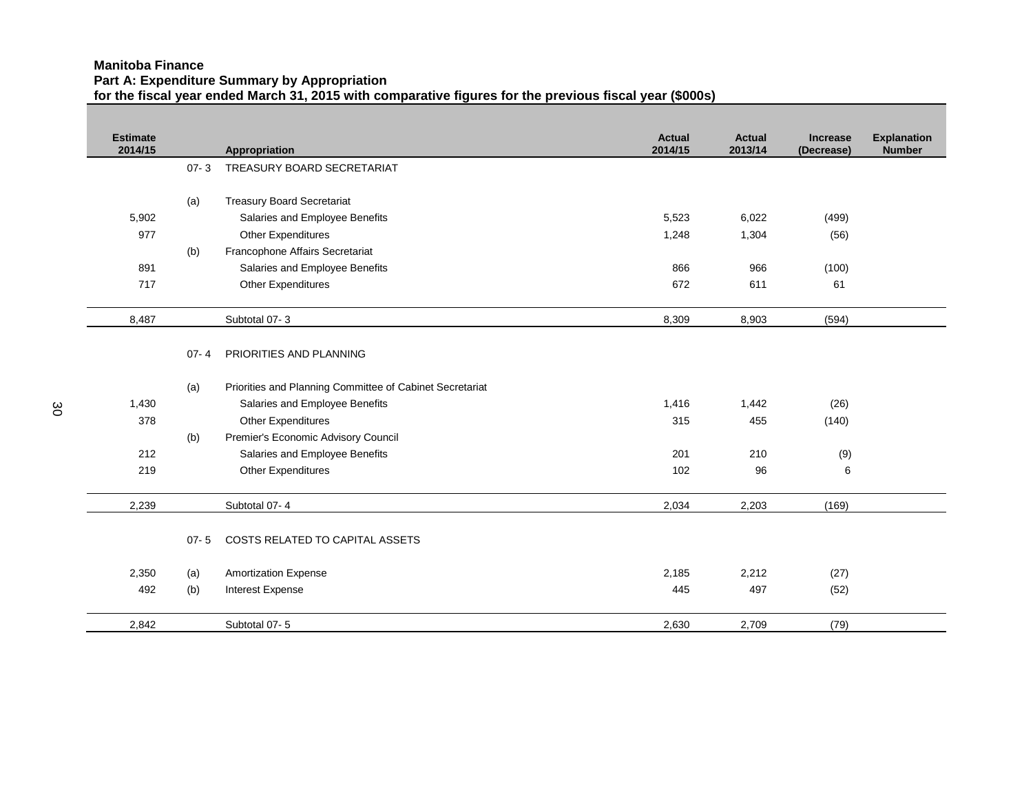**Manitoba Finance**
**Part A: Expenditure Summary by Appropriation**
**for the fiscal year ended March 31, 2015 with comparative figures for the previous fiscal year ($000s)**

| Estimate 2014/15 | | Appropriation | Actual 2014/15 | Actual 2013/14 | Increase (Decrease) | Explanation Number |
|---|---|---|---|---|---|---|
| | 07- 3 | TREASURY BOARD SECRETARIAT | | | | |
| | (a) | Treasury Board Secretariat | | | | |
| 5,902 | | Salaries and Employee Benefits | 5,523 | 6,022 | (499) | |
| 977 | | Other Expenditures | 1,248 | 1,304 | (56) | |
| | (b) | Francophone Affairs Secretariat | | | | |
| 891 | | Salaries and Employee Benefits | 866 | 966 | (100) | |
| 717 | | Other Expenditures | 672 | 611 | 61 | |
| 8,487 | | Subtotal 07- 3 | 8,309 | 8,903 | (594) | |
| | 07- 4 | PRIORITIES AND PLANNING | | | | |
| | (a) | Priorities and Planning Committee of Cabinet Secretariat | | | | |
| 1,430 | | Salaries and Employee Benefits | 1,416 | 1,442 | (26) | |
| 378 | | Other Expenditures | 315 | 455 | (140) | |
| | (b) | Premier's Economic Advisory Council | | | | |
| 212 | | Salaries and Employee Benefits | 201 | 210 | (9) | |
| 219 | | Other Expenditures | 102 | 96 | 6 | |
| 2,239 | | Subtotal 07- 4 | 2,034 | 2,203 | (169) | |
| | 07- 5 | COSTS RELATED TO CAPITAL ASSETS | | | | |
| 2,350 | (a) | Amortization Expense | 2,185 | 2,212 | (27) | |
| 492 | (b) | Interest Expense | 445 | 497 | (52) | |
| 2,842 | | Subtotal 07- 5 | 2,630 | 2,709 | (79) | |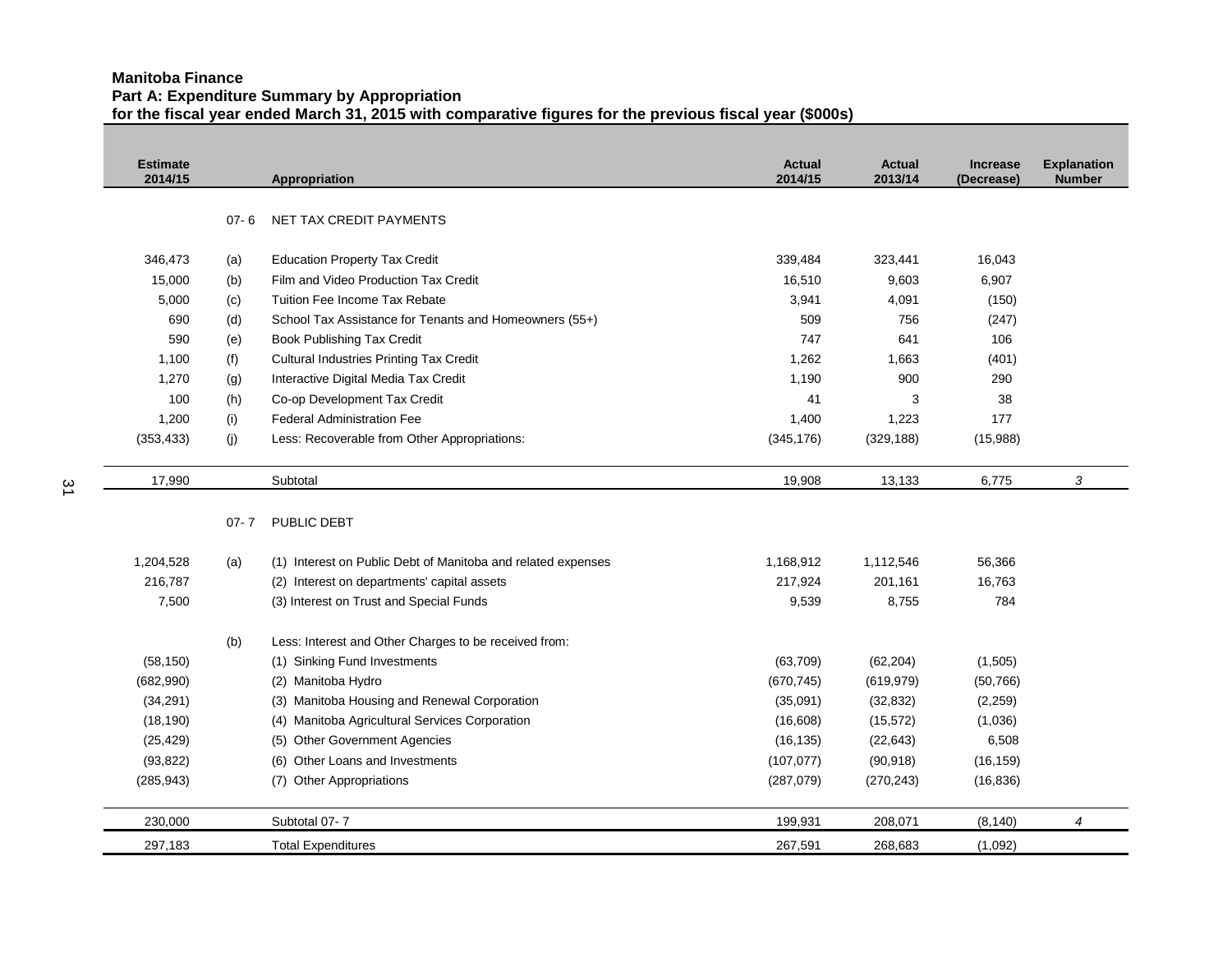**Manitoba Finance**
**Part A: Expenditure Summary by Appropriation**
**for the fiscal year ended March 31, 2015 with comparative figures for the previous fiscal year ($000s)**

| Estimate 2014/15 | | Appropriation | Actual 2014/15 | Actual 2013/14 | Increase (Decrease) | Explanation Number |
|---|---|---|---|---|---|---|
| | 07- 6 | NET TAX CREDIT PAYMENTS | | | | |
| 346,473 | (a) | Education Property Tax Credit | 339,484 | 323,441 | 16,043 | |
| 15,000 | (b) | Film and Video Production Tax Credit | 16,510 | 9,603 | 6,907 | |
| 5,000 | (c) | Tuition Fee Income Tax Rebate | 3,941 | 4,091 | (150) | |
| 690 | (d) | School Tax Assistance for Tenants and Homeowners (55+) | 509 | 756 | (247) | |
| 590 | (e) | Book Publishing Tax Credit | 747 | 641 | 106 | |
| 1,100 | (f) | Cultural Industries Printing Tax Credit | 1,262 | 1,663 | (401) | |
| 1,270 | (g) | Interactive Digital Media Tax Credit | 1,190 | 900 | 290 | |
| 100 | (h) | Co-op Development Tax Credit | 41 | 3 | 38 | |
| 1,200 | (i) | Federal Administration Fee | 1,400 | 1,223 | 177 | |
| (353,433) | (j) | Less: Recoverable from Other Appropriations: | (345,176) | (329,188) | (15,988) | |
| 17,990 | | Subtotal | 19,908 | 13,133 | 6,775 | 3 |
| | 07- 7 | PUBLIC DEBT | | | | |
| 1,204,528 | (a) | (1) Interest on Public Debt of Manitoba and related expenses | 1,168,912 | 1,112,546 | 56,366 | |
| 216,787 | | (2) Interest on departments' capital assets | 217,924 | 201,161 | 16,763 | |
| 7,500 | | (3) Interest on Trust and Special Funds | 9,539 | 8,755 | 784 | |
| | (b) | Less: Interest and Other Charges to be received from: | | | | |
| (58,150) | | (1) Sinking Fund Investments | (63,709) | (62,204) | (1,505) | |
| (682,990) | | (2) Manitoba Hydro | (670,745) | (619,979) | (50,766) | |
| (34,291) | | (3) Manitoba Housing and Renewal Corporation | (35,091) | (32,832) | (2,259) | |
| (18,190) | | (4) Manitoba Agricultural Services Corporation | (16,608) | (15,572) | (1,036) | |
| (25,429) | | (5) Other Government Agencies | (16,135) | (22,643) | 6,508 | |
| (93,822) | | (6) Other Loans and Investments | (107,077) | (90,918) | (16,159) | |
| (285,943) | | (7) Other Appropriations | (287,079) | (270,243) | (16,836) | |
| 230,000 | | Subtotal 07- 7 | 199,931 | 208,071 | (8,140) | 4 |
| 297,183 | | Total Expenditures | 267,591 | 268,683 | (1,092) | |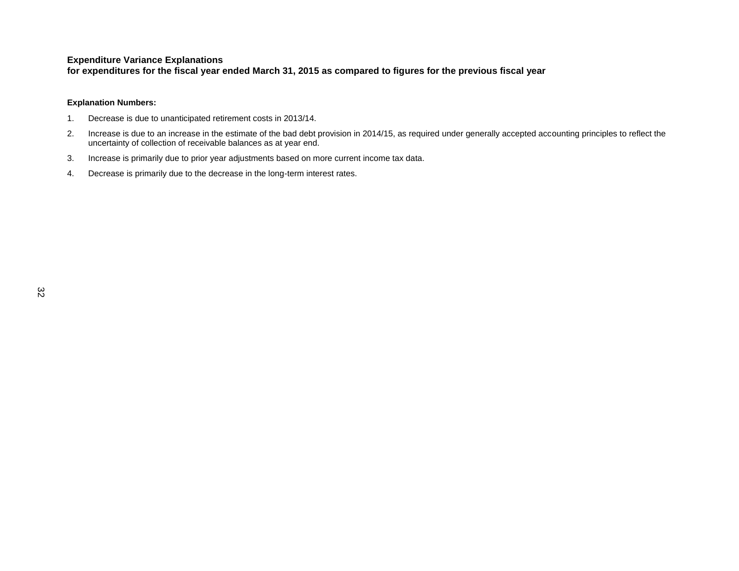**Expenditure Variance Explanations**
**for expenditures for the fiscal year ended March 31, 2015 as compared to figures for the previous fiscal year**

**Explanation Numbers:**

1. Decrease is due to unanticipated retirement costs in 2013/14.
2. Increase is due to an increase in the estimate of the bad debt provision in 2014/15, as required under generally accepted accounting principles to reflect the uncertainty of collection of receivable balances as at year end.
3. Increase is primarily due to prior year adjustments based on more current income tax data.
4. Decrease is primarily due to the decrease in the long-term interest rates.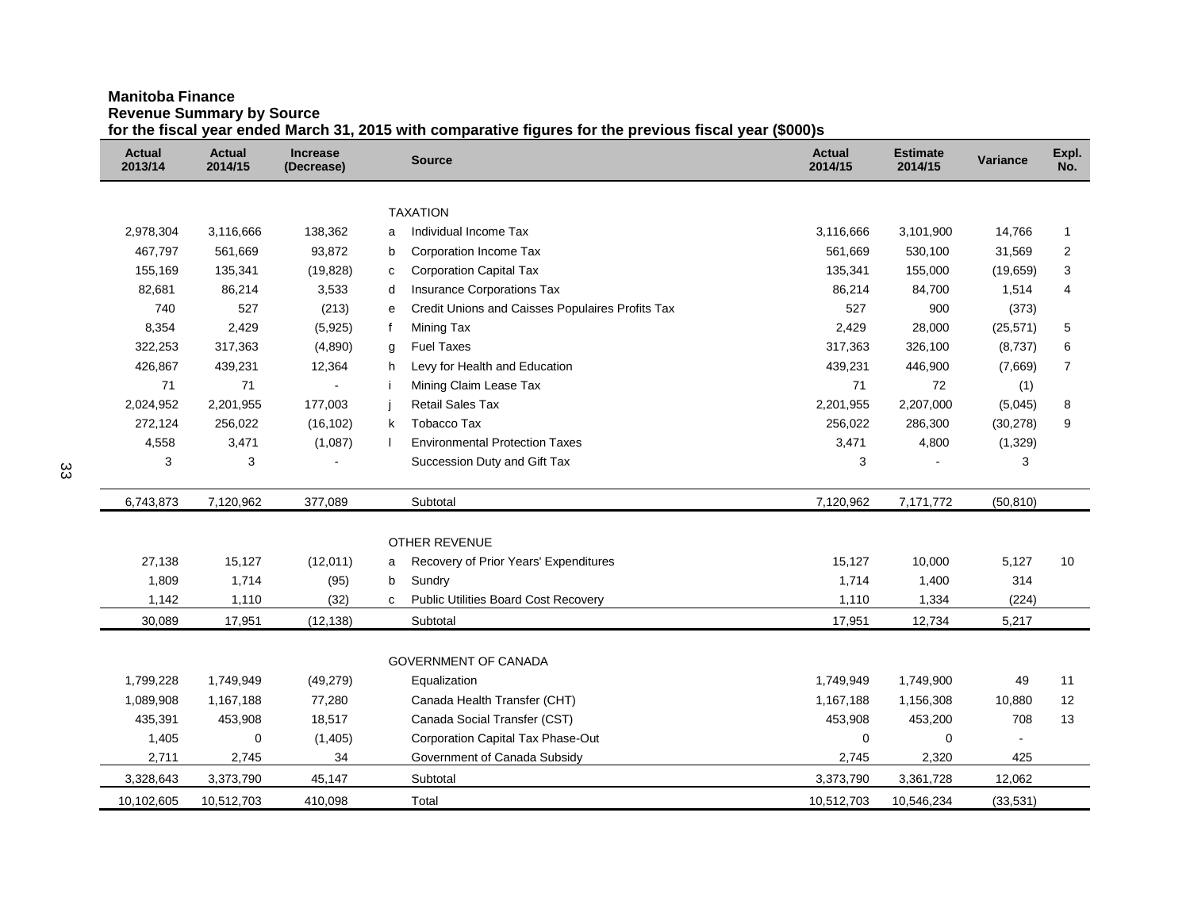**Manitoba Finance**
**Revenue Summary by Source**
**for the fiscal year ended March 31, 2015 with comparative figures for the previous fiscal year ($000)s**

| Actual 2013/14 | Actual 2014/15 | Increase (Decrease) | | Source | Actual 2014/15 | Estimate 2014/15 | Variance | Expl. No. |
|---|---|---|---|---|---|---|---|---|
| | | | | TAXATION | | | | |
| 2,978,304 | 3,116,666 | 138,362 | a | Individual Income Tax | 3,116,666 | 3,101,900 | 14,766 | 1 |
| 467,797 | 561,669 | 93,872 | b | Corporation Income Tax | 561,669 | 530,100 | 31,569 | 2 |
| 155,169 | 135,341 | (19,828) | c | Corporation Capital Tax | 135,341 | 155,000 | (19,659) | 3 |
| 82,681 | 86,214 | 3,533 | d | Insurance Corporations Tax | 86,214 | 84,700 | 1,514 | 4 |
| 740 | 527 | (213) | e | Credit Unions and Caisses Populaires Profits Tax | 527 | 900 | (373) | |
| 8,354 | 2,429 | (5,925) | f | Mining Tax | 2,429 | 28,000 | (25,571) | 5 |
| 322,253 | 317,363 | (4,890) | g | Fuel Taxes | 317,363 | 326,100 | (8,737) | 6 |
| 426,867 | 439,231 | 12,364 | h | Levy for Health and Education | 439,231 | 446,900 | (7,669) | 7 |
| 71 | 71 | - | i | Mining Claim Lease Tax | 71 | 72 | (1) | |
| 2,024,952 | 2,201,955 | 177,003 | j | Retail Sales Tax | 2,201,955 | 2,207,000 | (5,045) | 8 |
| 272,124 | 256,022 | (16,102) | k | Tobacco Tax | 256,022 | 286,300 | (30,278) | 9 |
| 4,558 | 3,471 | (1,087) | l | Environmental Protection Taxes | 3,471 | 4,800 | (1,329) | |
| 3 | 3 | - | | Succession Duty and Gift Tax | 3 | - | 3 | |
| 6,743,873 | 7,120,962 | 377,089 | | Subtotal | 7,120,962 | 7,171,772 | (50,810) | |
| | | | | OTHER REVENUE | | | | |
| 27,138 | 15,127 | (12,011) | a | Recovery of Prior Years' Expenditures | 15,127 | 10,000 | 5,127 | 10 |
| 1,809 | 1,714 | (95) | b | Sundry | 1,714 | 1,400 | 314 | |
| 1,142 | 1,110 | (32) | c | Public Utilities Board Cost Recovery | 1,110 | 1,334 | (224) | |
| 30,089 | 17,951 | (12,138) | | Subtotal | 17,951 | 12,734 | 5,217 | |
| | | | | GOVERNMENT OF CANADA | | | | |
| 1,799,228 | 1,749,949 | (49,279) | | Equalization | 1,749,949 | 1,749,900 | 49 | 11 |
| 1,089,908 | 1,167,188 | 77,280 | | Canada Health Transfer (CHT) | 1,167,188 | 1,156,308 | 10,880 | 12 |
| 435,391 | 453,908 | 18,517 | | Canada Social Transfer (CST) | 453,908 | 453,200 | 708 | 13 |
| 1,405 | 0 | (1,405) | | Corporation Capital Tax Phase-Out | 0 | 0 | - | |
| 2,711 | 2,745 | 34 | | Government of Canada Subsidy | 2,745 | 2,320 | 425 | |
| 3,328,643 | 3,373,790 | 45,147 | | Subtotal | 3,373,790 | 3,361,728 | 12,062 | |
| 10,102,605 | 10,512,703 | 410,098 | | Total | 10,512,703 | 10,546,234 | (33,531) | |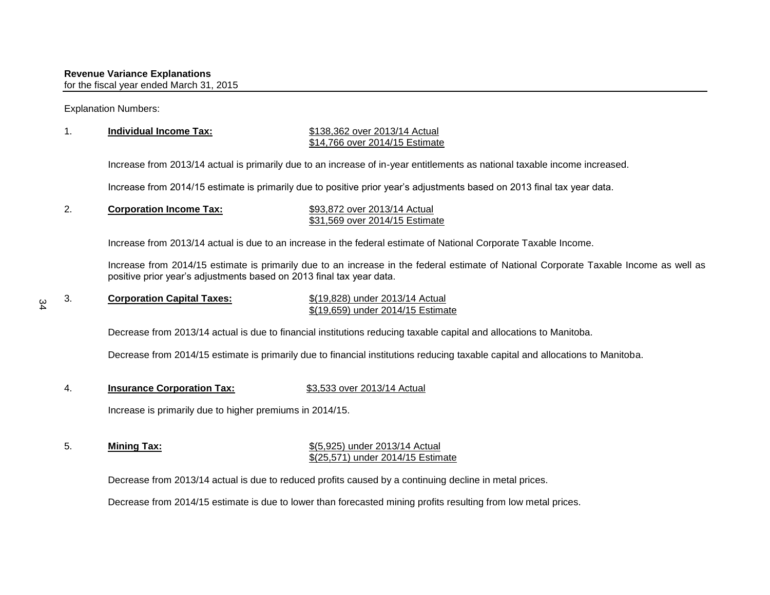**Revenue Variance Explanations**
for the fiscal year ended March 31, 2015

Explanation Numbers:

1. **Individual Income Tax:** $138,362 over 2013/14 Actual
   $14,766 over 2014/15 Estimate

   Increase from 2013/14 actual is primarily due to an increase of in-year entitlements as national taxable income increased.

   Increase from 2014/15 estimate is primarily due to positive prior year's adjustments based on 2013 final tax year data.

2. **Corporation Income Tax:** $93,872 over 2013/14 Actual
   $31,569 over 2014/15 Estimate

   Increase from 2013/14 actual is due to an increase in the federal estimate of National Corporate Taxable Income.

   Increase from 2014/15 estimate is primarily due to an increase in the federal estimate of National Corporate Taxable Income as well as positive prior year's adjustments based on 2013 final tax year data.

3. **Corporation Capital Taxes:** $(19,828) under 2013/14 Actual
   $(19,659) under 2014/15 Estimate

   Decrease from 2013/14 actual is due to financial institutions reducing taxable capital and allocations to Manitoba.

   Decrease from 2014/15 estimate is primarily due to financial institutions reducing taxable capital and allocations to Manitoba.

4. **Insurance Corporation Tax:** $3,533 over 2013/14 Actual

   Increase is primarily due to higher premiums in 2014/15.

5. **Mining Tax:** $(5,925) under 2013/14 Actual
   $(25,571) under 2014/15 Estimate

   Decrease from 2013/14 actual is due to reduced profits caused by a continuing decline in metal prices.

   Decrease from 2014/15 estimate is due to lower than forecasted mining profits resulting from low metal prices.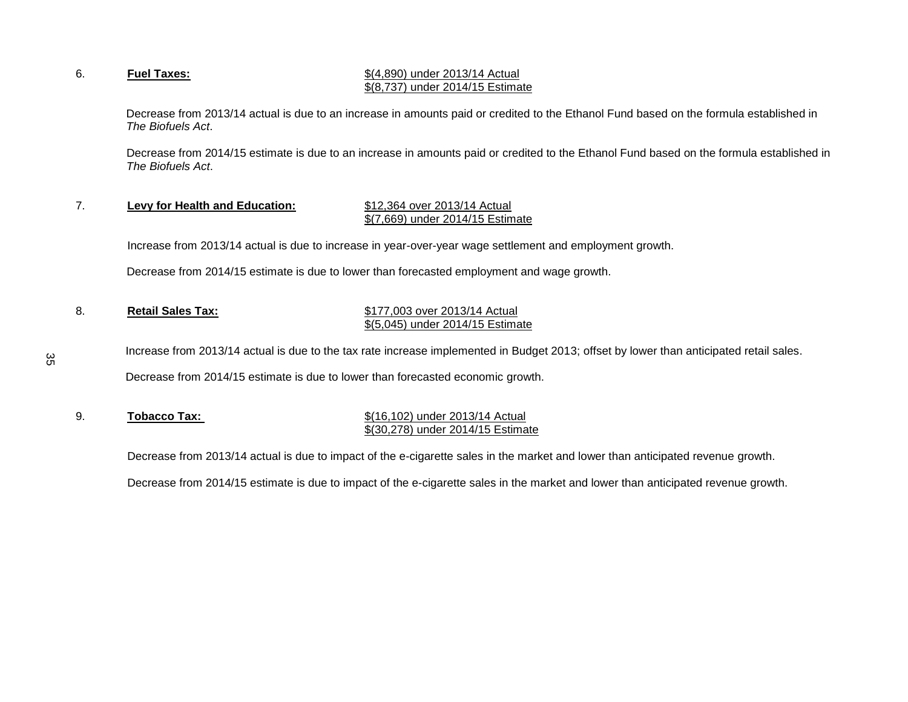6. **Fuel Taxes:** $(4,890) under 2013/14 Actual
$(8,737) under 2014/15 Estimate

Decrease from 2013/14 actual is due to an increase in amounts paid or credited to the Ethanol Fund based on the formula established in *The Biofuels Act*.

Decrease from 2014/15 estimate is due to an increase in amounts paid or credited to the Ethanol Fund based on the formula established in *The Biofuels Act*.

7. **Levy for Health and Education:** $12,364 over 2013/14 Actual
$(7,669) under 2014/15 Estimate

Increase from 2013/14 actual is due to increase in year-over-year wage settlement and employment growth.

Decrease from 2014/15 estimate is due to lower than forecasted employment and wage growth.

8. **Retail Sales Tax:** $177,003 over 2013/14 Actual
$(5,045) under 2014/15 Estimate

Increase from 2013/14 actual is due to the tax rate increase implemented in Budget 2013; offset by lower than anticipated retail sales.

Decrease from 2014/15 estimate is due to lower than forecasted economic growth.

9. **Tobacco Tax:** $(16,102) under 2013/14 Actual
$(30,278) under 2014/15 Estimate

Decrease from 2013/14 actual is due to impact of the e-cigarette sales in the market and lower than anticipated revenue growth.

Decrease from 2014/15 estimate is due to impact of the e-cigarette sales in the market and lower than anticipated revenue growth.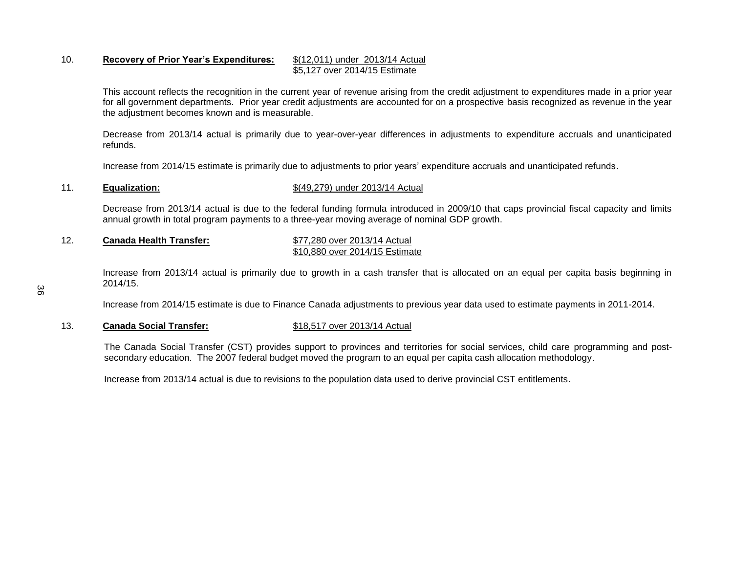10. **Recovery of Prior Year's Expenditures:** $(12,011) under 2013/14 Actual
$5,127 over 2014/15 Estimate

This account reflects the recognition in the current year of revenue arising from the credit adjustment to expenditures made in a prior year for all government departments. Prior year credit adjustments are accounted for on a prospective basis recognized as revenue in the year the adjustment becomes known and is measurable.

Decrease from 2013/14 actual is primarily due to year-over-year differences in adjustments to expenditure accruals and unanticipated refunds.

Increase from 2014/15 estimate is primarily due to adjustments to prior years' expenditure accruals and unanticipated refunds.

11. **Equalization:** $(49,279) under 2013/14 Actual

Decrease from 2013/14 actual is due to the federal funding formula introduced in 2009/10 that caps provincial fiscal capacity and limits annual growth in total program payments to a three-year moving average of nominal GDP growth.

12. **Canada Health Transfer:** $77,280 over 2013/14 Actual
$10,880 over 2014/15 Estimate

Increase from 2013/14 actual is primarily due to growth in a cash transfer that is allocated on an equal per capita basis beginning in 2014/15.

Increase from 2014/15 estimate is due to Finance Canada adjustments to previous year data used to estimate payments in 2011-2014.

13. **Canada Social Transfer:** $18,517 over 2013/14 Actual

The Canada Social Transfer (CST) provides support to provinces and territories for social services, child care programming and post-secondary education. The 2007 federal budget moved the program to an equal per capita cash allocation methodology.

Increase from 2013/14 actual is due to revisions to the population data used to derive provincial CST entitlements.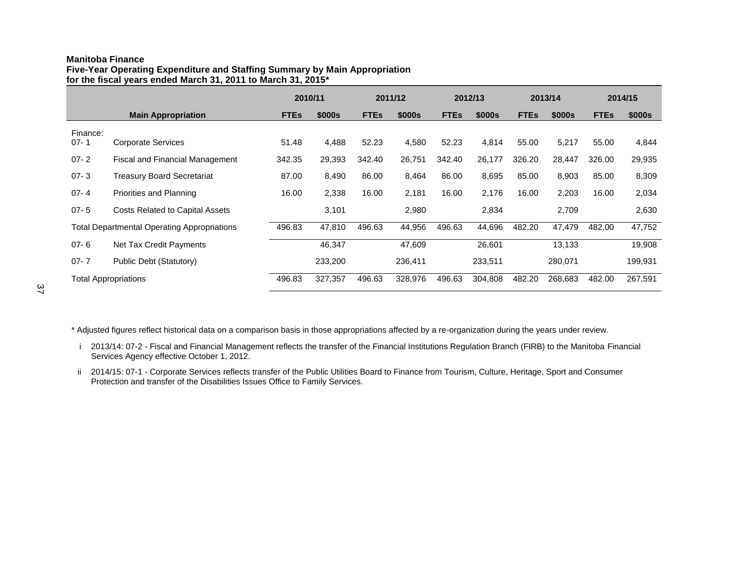**Manitoba Finance**
**Five-Year Operating Expenditure and Staffing Summary by Main Appropriation**
**for the fiscal years ended March 31, 2011 to March 31, 2015***

| | Main Appropriation | 2010/11 | | 2011/12 | | 2012/13 | | 2013/14 | | 2014/15 | |
|---|---|---|---|---|---|---|---|---|---|---|---|
| | | FTEs | $000s | FTEs | $000s | FTEs | $000s | FTEs | $000s | FTEs | $000s |
| Finance: 07- 1 | Corporate Services | 51.48 | 4,488 | 52.23 | 4,580 | 52.23 | 4,814 | 55.00 | 5,217 | 55.00 | 4,844 |
| 07- 2 | Fiscal and Financial Management | 342.35 | 29,393 | 342.40 | 26,751 | 342.40 | 26,177 | 326.20 | 28,447 | 326.00 | 29,935 |
| 07- 3 | Treasury Board Secretariat | 87.00 | 8,490 | 86.00 | 8,464 | 86.00 | 8,695 | 85.00 | 8,903 | 85.00 | 8,309 |
| 07- 4 | Priorities and Planning | 16.00 | 2,338 | 16.00 | 2,181 | 16.00 | 2,176 | 16.00 | 2,203 | 16.00 | 2,034 |
| 07- 5 | Costs Related to Capital Assets | | 3,101 | | 2,980 | | 2,834 | | 2,709 | | 2,630 |
| Total Departmental Operating Appropriations | | 496.83 | 47,810 | 496.63 | 44,956 | 496.63 | 44,696 | 482.20 | 47,479 | 482.00 | 47,752 |
| 07- 6 | Net Tax Credit Payments | | 46,347 | | 47,609 | | 26,601 | | 13,133 | | 19,908 |
| 07- 7 | Public Debt (Statutory) | | 233,200 | | 236,411 | | 233,511 | | 280,071 | | 199,931 |
| Total Appropriations | | 496.83 | 327,357 | 496.63 | 328,976 | 496.63 | 304,808 | 482.20 | 268,683 | 482.00 | 267,591 |

\* Adjusted figures reflect historical data on a comparison basis in those appropriations affected by a re-organization during the years under review.

i 2013/14: 07-2 - Fiscal and Financial Management reflects the transfer of the Financial Institutions Regulation Branch (FIRB) to the Manitoba Financial Services Agency effective October 1, 2012.

ii 2014/15: 07-1 - Corporate Services reflects transfer of the Public Utilities Board to Finance from Tourism, Culture, Heritage, Sport and Consumer Protection and transfer of the Disabilities Issues Office to Family Services.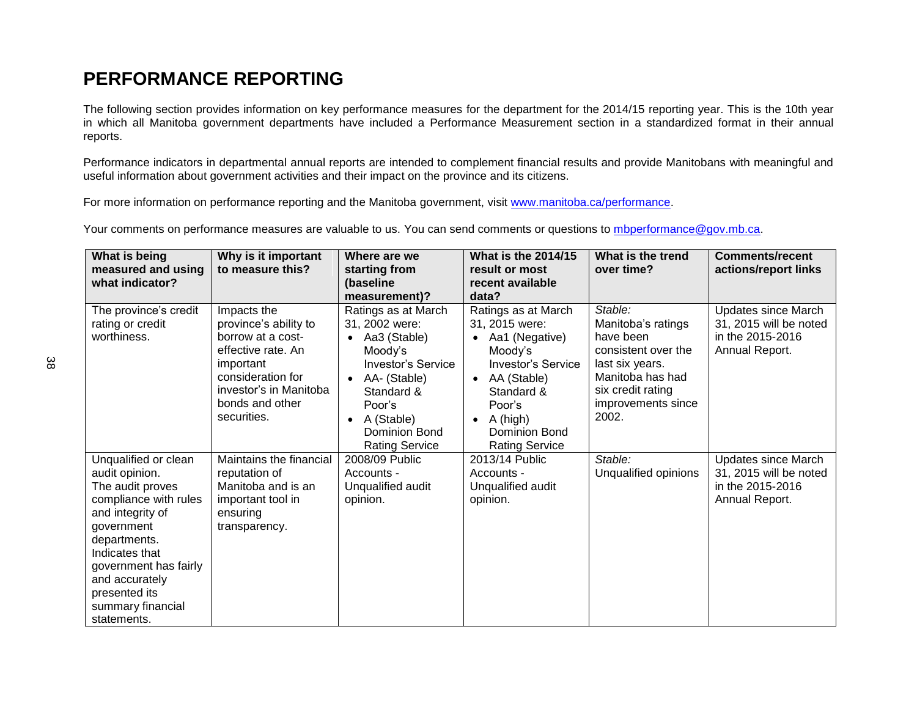# PERFORMANCE REPORTING

The following section provides information on key performance measures for the department for the 2014/15 reporting year. This is the 10th year in which all Manitoba government departments have included a Performance Measurement section in a standardized format in their annual reports.

Performance indicators in departmental annual reports are intended to complement financial results and provide Manitobans with meaningful and useful information about government activities and their impact on the province and its citizens.

For more information on performance reporting and the Manitoba government, visit www.manitoba.ca/performance.

Your comments on performance measures are valuable to us. You can send comments or questions to mbperformance@gov.mb.ca.

| What is being measured and using what indicator? | Why is it important to measure this? | Where are we starting from (baseline measurement)? | What is the 2014/15 result or most recent available data? | What is the trend over time? | Comments/recent actions/report links |
|---|---|---|---|---|---|
| The province's credit rating or credit worthiness. | Impacts the province's ability to borrow at a cost-effective rate. An important consideration for investor's in Manitoba bonds and other securities. | Ratings as at March 31, 2002 were:<br>• Aa3 (Stable) Moody's Investor's Service<br>• AA- (Stable) Standard & Poor's<br>• A (Stable) Dominion Bond Rating Service | Ratings as at March 31, 2015 were:<br>• Aa1 (Negative) Moody's Investor's Service<br>• AA (Stable) Standard & Poor's<br>• A (high) Dominion Bond Rating Service | *Stable:* Manitoba's ratings have been consistent over the last six years. Manitoba has had six credit rating improvements since 2002. | Updates since March 31, 2015 will be noted in the 2015-2016 Annual Report. |
| Unqualified or clean audit opinion. The audit proves compliance with rules and integrity of government departments. Indicates that government has fairly and accurately presented its summary financial statements. | Maintains the financial reputation of Manitoba and is an important tool in ensuring transparency. | 2008/09 Public Accounts - Unqualified audit opinion. | 2013/14 Public Accounts - Unqualified audit opinion. | *Stable:* Unqualified opinions | Updates since March 31, 2015 will be noted in the 2015-2016 Annual Report. |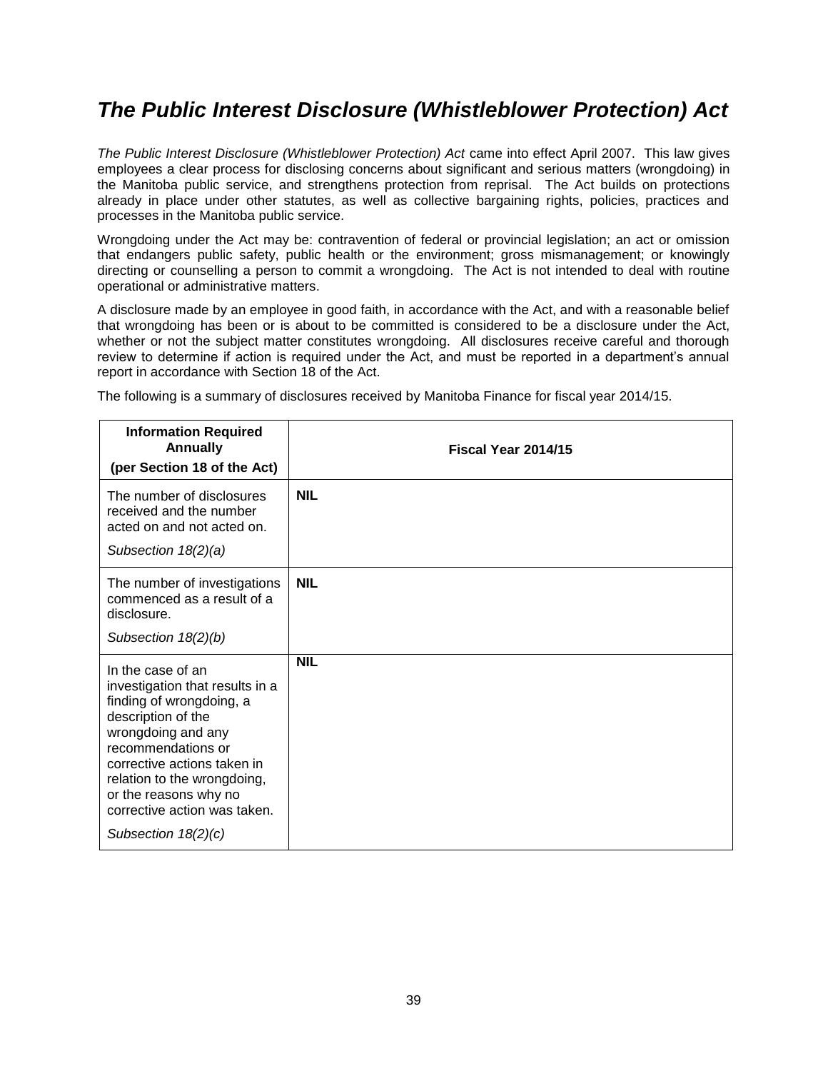# *The Public Interest Disclosure (Whistleblower Protection) Act*

*The Public Interest Disclosure (Whistleblower Protection) Act* came into effect April 2007. This law gives employees a clear process for disclosing concerns about significant and serious matters (wrongdoing) in the Manitoba public service, and strengthens protection from reprisal. The Act builds on protections already in place under other statutes, as well as collective bargaining rights, policies, practices and processes in the Manitoba public service.

Wrongdoing under the Act may be: contravention of federal or provincial legislation; an act or omission that endangers public safety, public health or the environment; gross mismanagement; or knowingly directing or counselling a person to commit a wrongdoing. The Act is not intended to deal with routine operational or administrative matters.

A disclosure made by an employee in good faith, in accordance with the Act, and with a reasonable belief that wrongdoing has been or is about to be committed is considered to be a disclosure under the Act, whether or not the subject matter constitutes wrongdoing. All disclosures receive careful and thorough review to determine if action is required under the Act, and must be reported in a department's annual report in accordance with Section 18 of the Act.

The following is a summary of disclosures received by Manitoba Finance for fiscal year 2014/15.

| **Information Required Annually (per Section 18 of the Act)** | **Fiscal Year 2014/15** |
|---|---|
| The number of disclosures received and the number acted on and not acted on. *Subsection 18(2)(a)* | **NIL** |
| The number of investigations commenced as a result of a disclosure. *Subsection 18(2)(b)* | **NIL** |
| In the case of an investigation that results in a finding of wrongdoing, a description of the wrongdoing and any recommendations or corrective actions taken in relation to the wrongdoing, or the reasons why no corrective action was taken. *Subsection 18(2)(c)* | **NIL** |